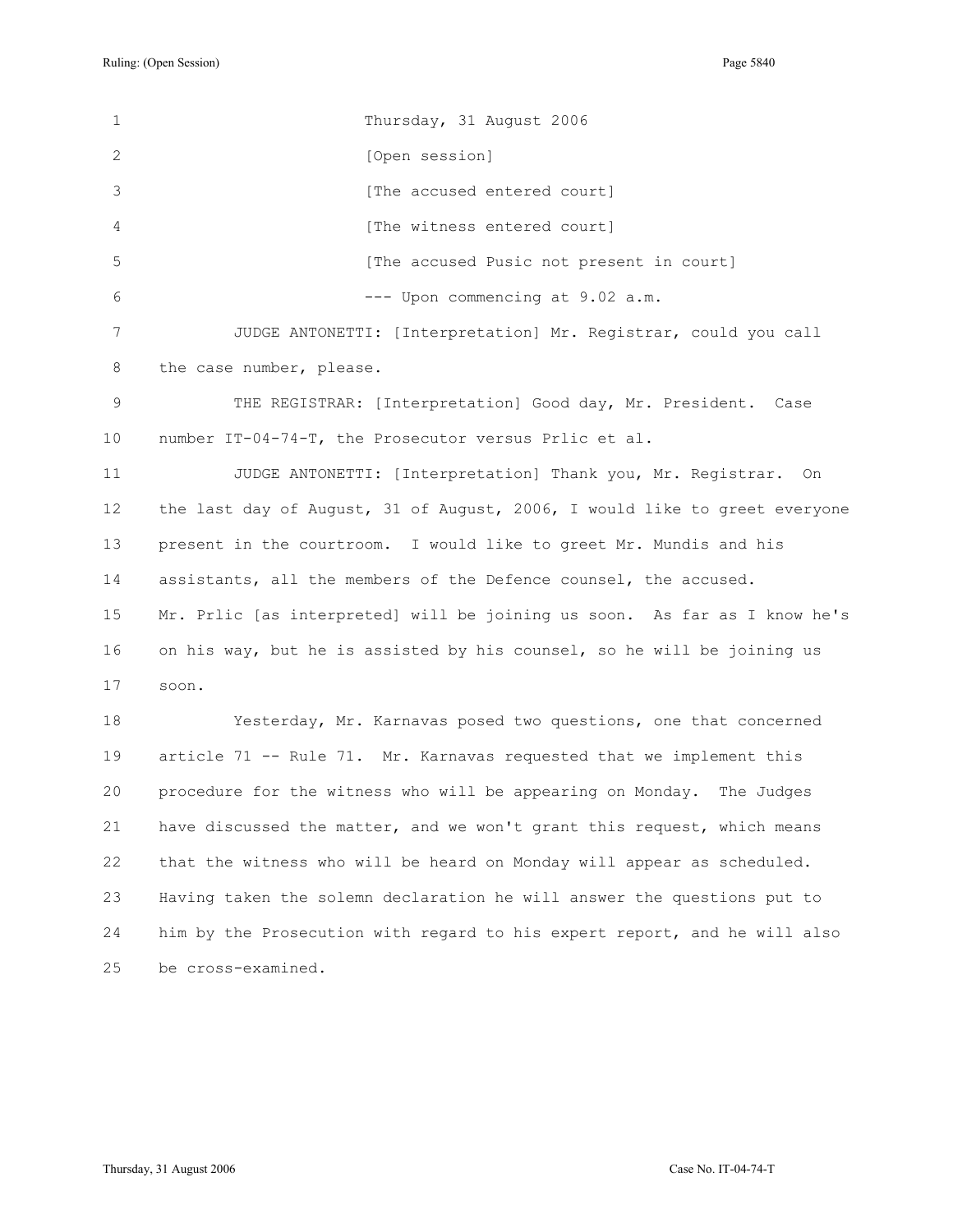Thursday, 31 August 2006

[Open session]

[The accused entered court]

[The witness entered court]

[The accused Pusic not present in court]

--- Upon commencing at 9.02 a.m.

JUDGE ANTONETTI: [Interpretation] Mr. Registrar, could you call the case number, please.

THE REGISTRAR: [Interpretation] Good day, Mr. President. Case number IT-04-74-T, the Prosecutor versus Prlic et al.

JUDGE ANTONETTI: [Interpretation] Thank you, Mr. Registrar. On the last day of August, 31 of August, 2006, I would like to greet everyone present in the courtroom. I would like to greet Mr. Mundis and his assistants, all the members of the Defence counsel, the accused. Mr. Prlic [as interpreted] will be joining us soon. As far as I know he's on his way, but he is assisted by his counsel, so he will be joining us soon.

Yesterday, Mr. Karnavas posed two questions, one that concerned article 71 -- Rule 71. Mr. Karnavas requested that we implement this procedure for the witness who will be appearing on Monday. The Judges have discussed the matter, and we won't grant this request, which means that the witness who will be heard on Monday will appear as scheduled. Having taken the solemn declaration he will answer the questions put to him by the Prosecution with regard to his expert report, and he will also be cross-examined.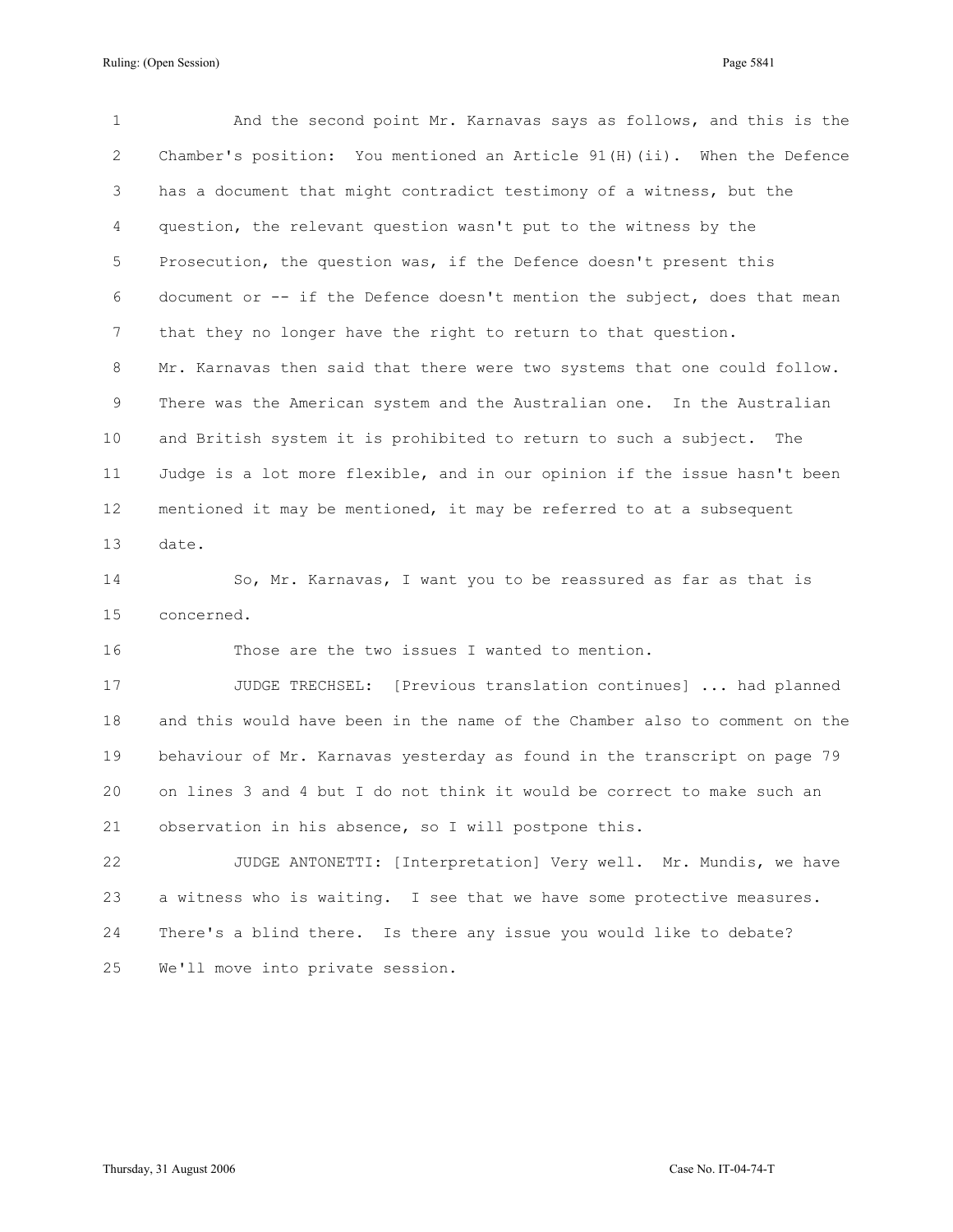And the second point Mr. Karnavas says as follows, and this is the Chamber's position: You mentioned an Article 91(H)(ii). When the Defence has a document that might contradict testimony of a witness, but the question, the relevant question wasn't put to the witness by the Prosecution, the question was, if the Defence doesn't present this document or -- if the Defence doesn't mention the subject, does that mean that they no longer have the right to return to that question.

Mr. Karnavas then said that there were two systems that one could follow. There was the American system and the Australian one. In the Australian and British system it is prohibited to return to such a subject. The Judge is a lot more flexible, and in our opinion if the issue hasn't been mentioned it may be mentioned, it may be referred to at a subsequent date.

So, Mr. Karnavas, I want you to be reassured as far as that is concerned.

Those are the two issues I wanted to mention.

JUDGE TRECHSEL: [Previous translation continues] ... had planned and this would have been in the name of the Chamber also to comment on the behaviour of Mr. Karnavas yesterday as found in the transcript on page 79 on lines 3 and 4 but I do not think it would be correct to make such an observation in his absence, so I will postpone this.

JUDGE ANTONETTI: [Interpretation] Very well. Mr. Mundis, we have a witness who is waiting. I see that we have some protective measures. There's a blind there. Is there any issue you would like to debate? We'll move into private session.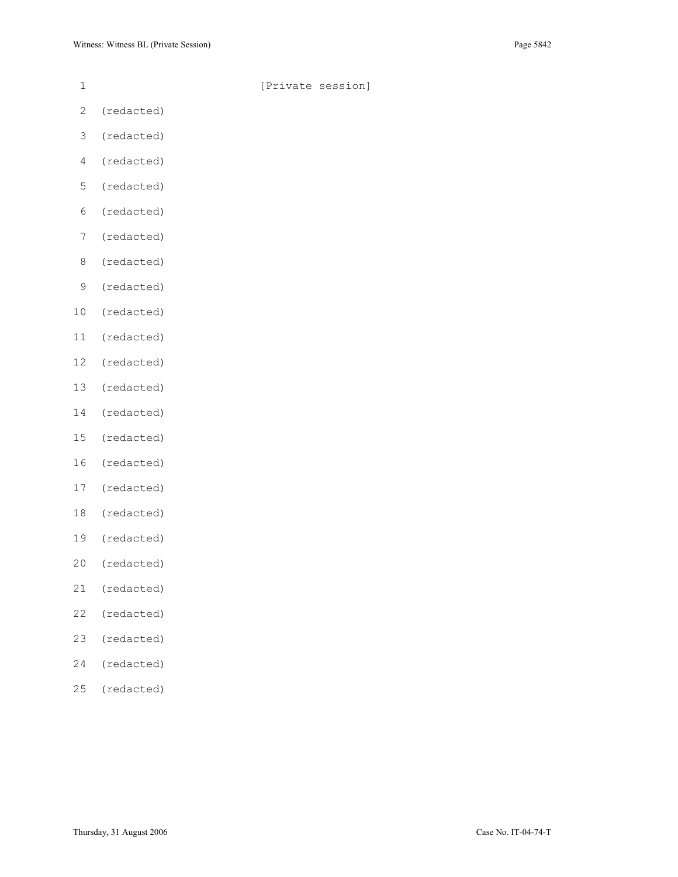1 [Private session]

2 (redacted)

3 (redacted)

4 (redacted)

5 (redacted)

6 (redacted)

7 (redacted)

8 (redacted)

9 (redacted)

10 (redacted)

11 (redacted)

12 (redacted)

13 (redacted)

14 (redacted)

15 (redacted)

16 (redacted)

17 (redacted)

18 (redacted)

19 (redacted)

20 (redacted)

21 (redacted)

22 (redacted)

23 (redacted)

24 (redacted)

25 (redacted)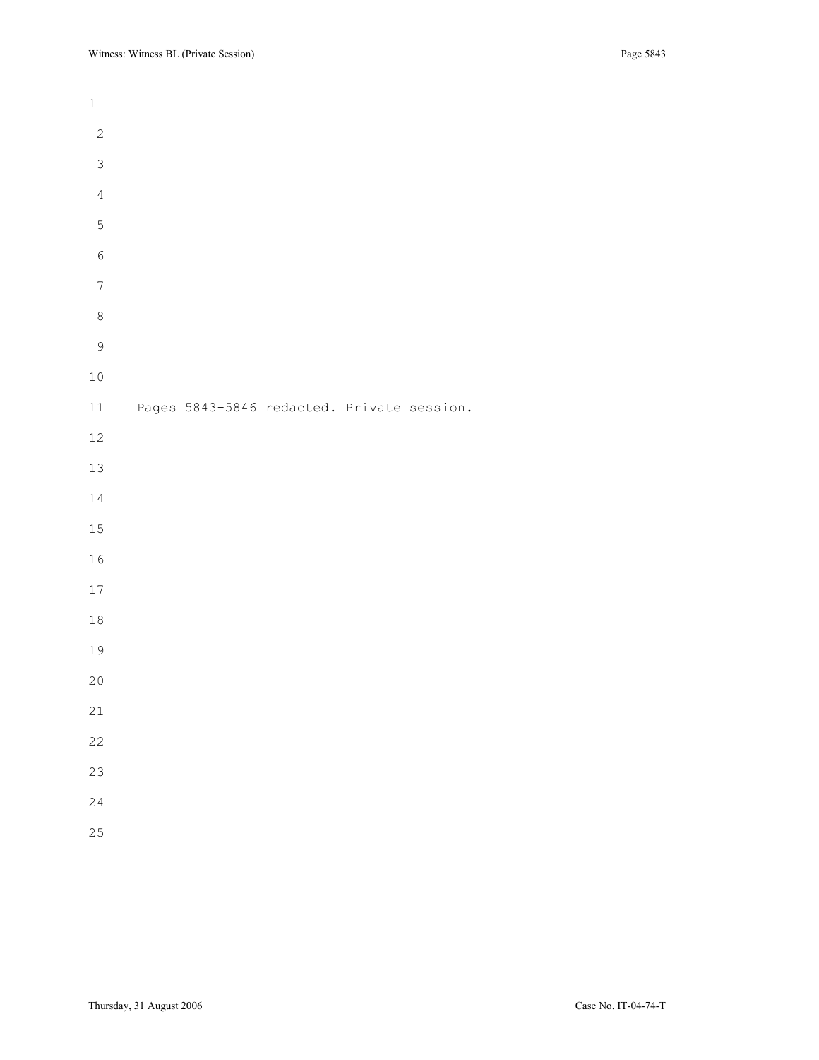Pages 5843-5846 redacted. Private session.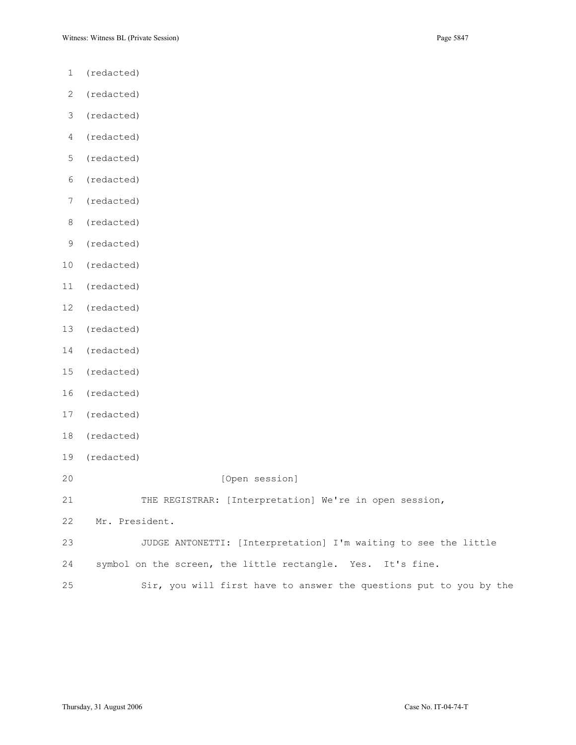1 (redacted)

2 (redacted)

3 (redacted)

4 (redacted)

5 (redacted)

6 (redacted)

7 (redacted)

8 (redacted)

9 (redacted)

10 (redacted)

11 (redacted)

12 (redacted)

13 (redacted)

14 (redacted)

15 (redacted)

16 (redacted)

17 (redacted)

18 (redacted)

19 (redacted)

20 [Open session]

21 THE REGISTRAR: [Interpretation] We're in open session,

22 Mr. President.

23 JUDGE ANTONETTI: [Interpretation] I'm waiting to see the little

24 symbol on the screen, the little rectangle. Yes. It's fine.

25 Sir, you will first have to answer the questions put to you by the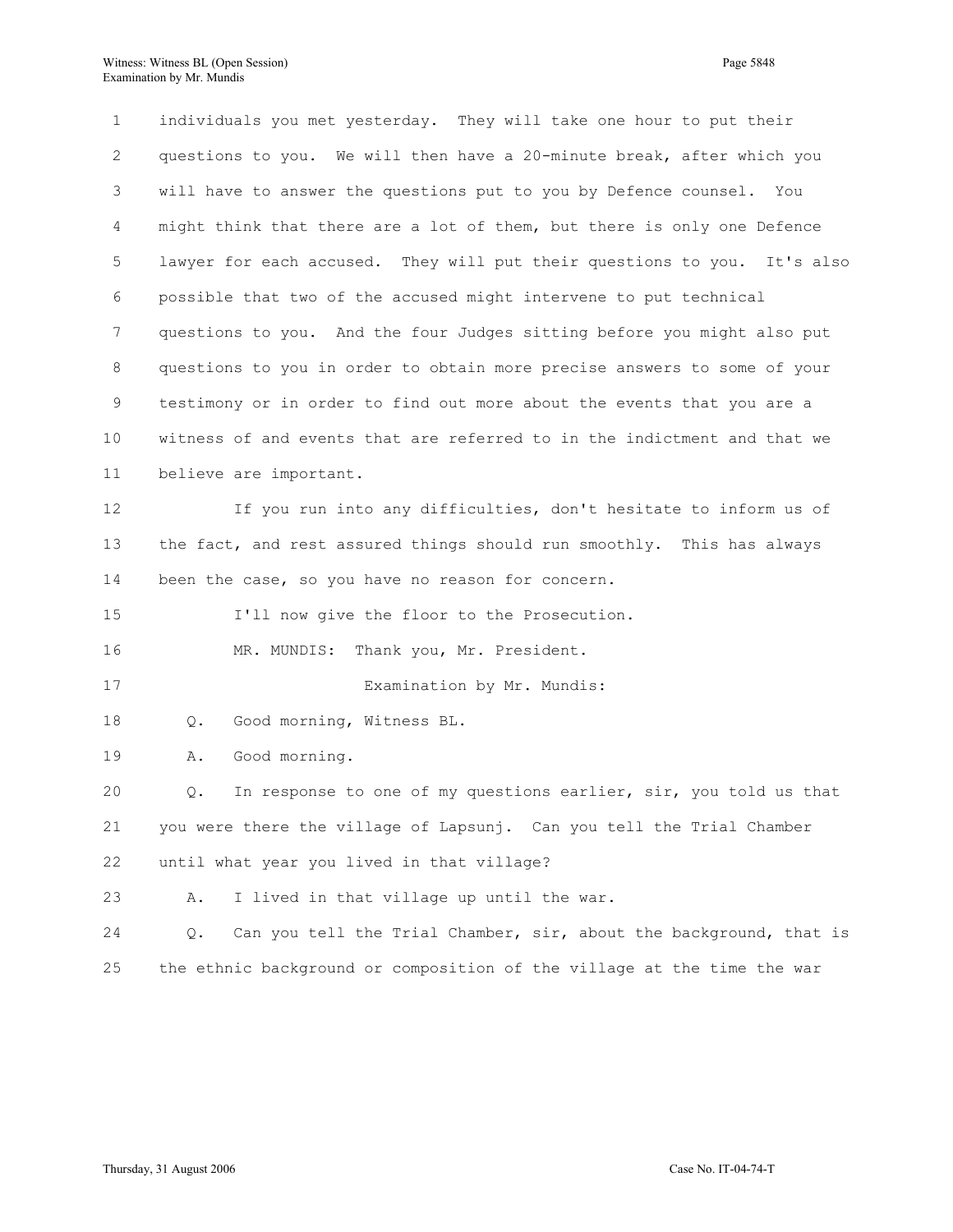individuals you met yesterday. They will take one hour to put their questions to you. We will then have a 20-minute break, after which you will have to answer the questions put to you by Defence counsel. You might think that there are a lot of them, but there is only one Defence lawyer for each accused. They will put their questions to you. It's also possible that two of the accused might intervene to put technical questions to you. And the four Judges sitting before you might also put questions to you in order to obtain more precise answers to some of your testimony or in order to find out more about the events that you are a witness of and events that are referred to in the indictment and that we believe are important.

If you run into any difficulties, don't hesitate to inform us of the fact, and rest assured things should run smoothly. This has always been the case, so you have no reason for concern.

I'll now give the floor to the Prosecution.

MR. MUNDIS: Thank you, Mr. President.

Examination by Mr. Mundis:

Q. Good morning, Witness BL.

A. Good morning.

Q. In response to one of my questions earlier, sir, you told us that you were there the village of Lapsunj. Can you tell the Trial Chamber until what year you lived in that village?

A. I lived in that village up until the war.

Q. Can you tell the Trial Chamber, sir, about the background, that is the ethnic background or composition of the village at the time the war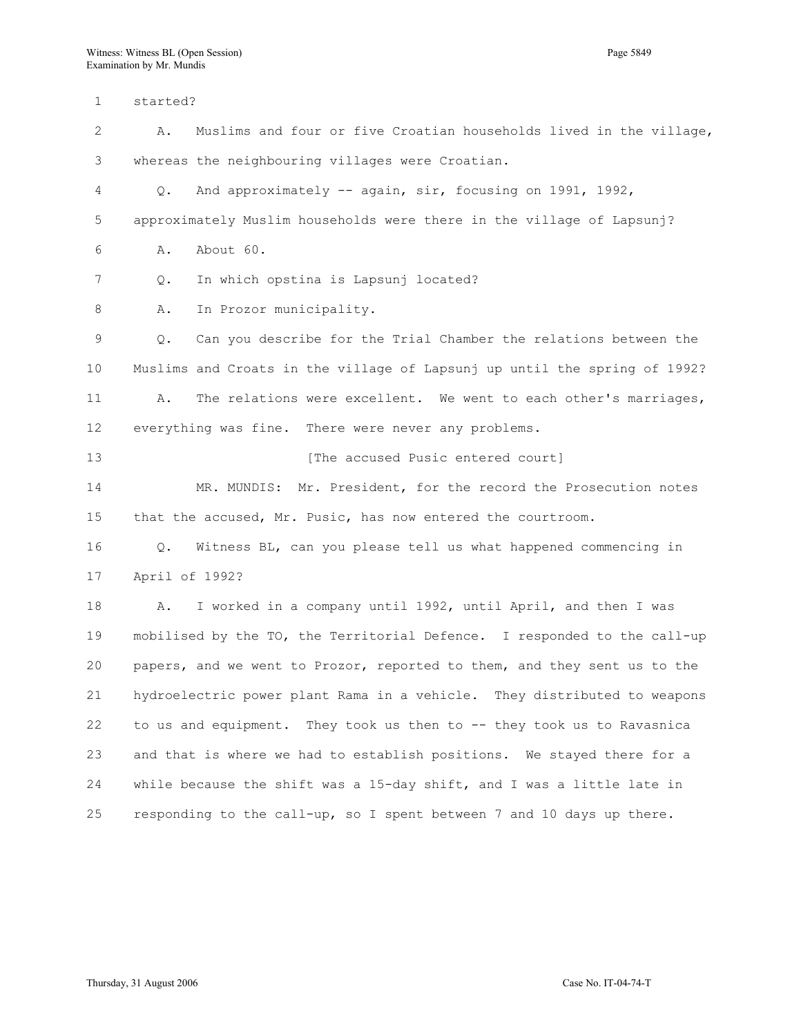started?

A. Muslims and four or five Croatian households lived in the village, whereas the neighbouring villages were Croatian.

Q. And approximately -- again, sir, focusing on 1991, 1992, approximately Muslim households were there in the village of Lapsunj?

A. About 60.

Q. In which opstina is Lapsunj located?

A. In Prozor municipality.

Q. Can you describe for the Trial Chamber the relations between the Muslims and Croats in the village of Lapsunj up until the spring of 1992?

A. The relations were excellent. We went to each other's marriages, everything was fine. There were never any problems.

[The accused Pusic entered court]

MR. MUNDIS: Mr. President, for the record the Prosecution notes that the accused, Mr. Pusic, has now entered the courtroom.

Q. Witness BL, can you please tell us what happened commencing in April of 1992?

A. I worked in a company until 1992, until April, and then I was mobilised by the TO, the Territorial Defence. I responded to the call-up papers, and we went to Prozor, reported to them, and they sent us to the hydroelectric power plant Rama in a vehicle. They distributed to weapons to us and equipment. They took us then to -- they took us to Ravasnica and that is where we had to establish positions. We stayed there for a while because the shift was a 15-day shift, and I was a little late in responding to the call-up, so I spent between 7 and 10 days up there.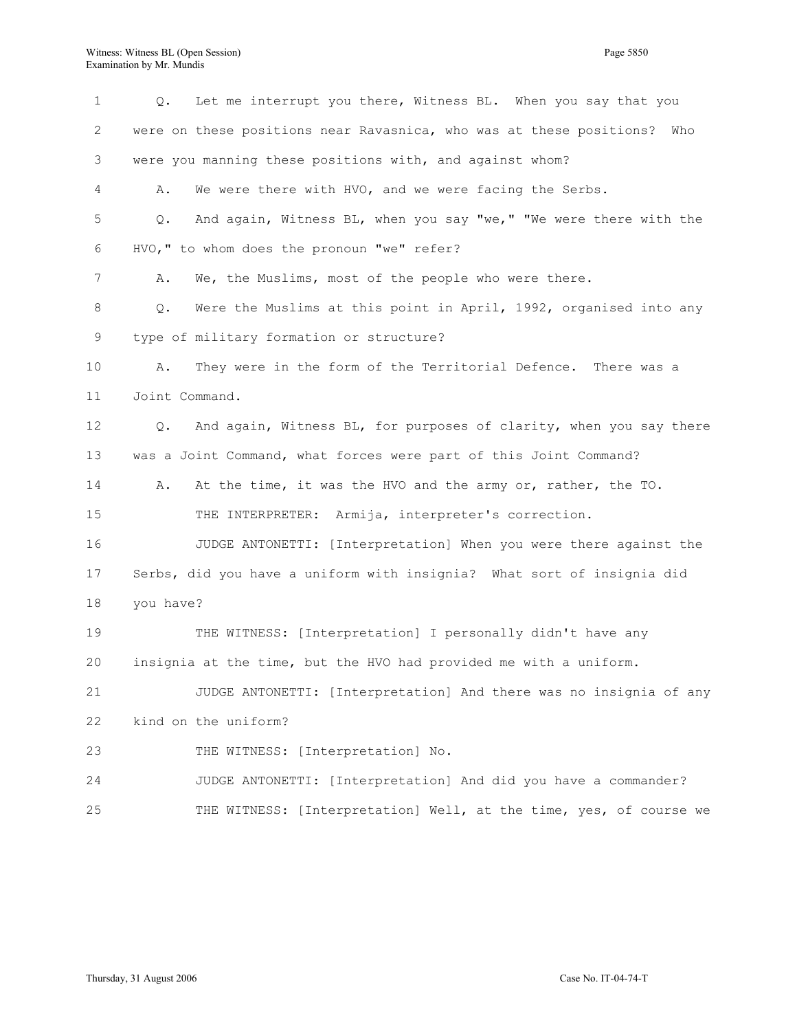1 Q. Let me interrupt you there, Witness BL. When you say that you

2 were on these positions near Ravasnica, who was at these positions? Who

3 were you manning these positions with, and against whom?

4 A. We were there with HVO, and we were facing the Serbs.

5 Q. And again, Witness BL, when you say "we," "We were there with the

6 HVO," to whom does the pronoun "we" refer?

7 A. We, the Muslims, most of the people who were there.

8 Q. Were the Muslims at this point in April, 1992, organised into any

9 type of military formation or structure?

10 A. They were in the form of the Territorial Defence. There was a

11 Joint Command.

12 Q. And again, Witness BL, for purposes of clarity, when you say there

13 was a Joint Command, what forces were part of this Joint Command?

14 A. At the time, it was the HVO and the army or, rather, the TO.

15 THE INTERPRETER: Armija, interpreter's correction.

16 JUDGE ANTONETTI: [Interpretation] When you were there against the

17 Serbs, did you have a uniform with insignia? What sort of insignia did

18 you have?

19 THE WITNESS: [Interpretation] I personally didn't have any

20 insignia at the time, but the HVO had provided me with a uniform.

21 JUDGE ANTONETTI: [Interpretation] And there was no insignia of any

22 kind on the uniform?

23 THE WITNESS: [Interpretation] No.

24 JUDGE ANTONETTI: [Interpretation] And did you have a commander?

25 THE WITNESS: [Interpretation] Well, at the time, yes, of course we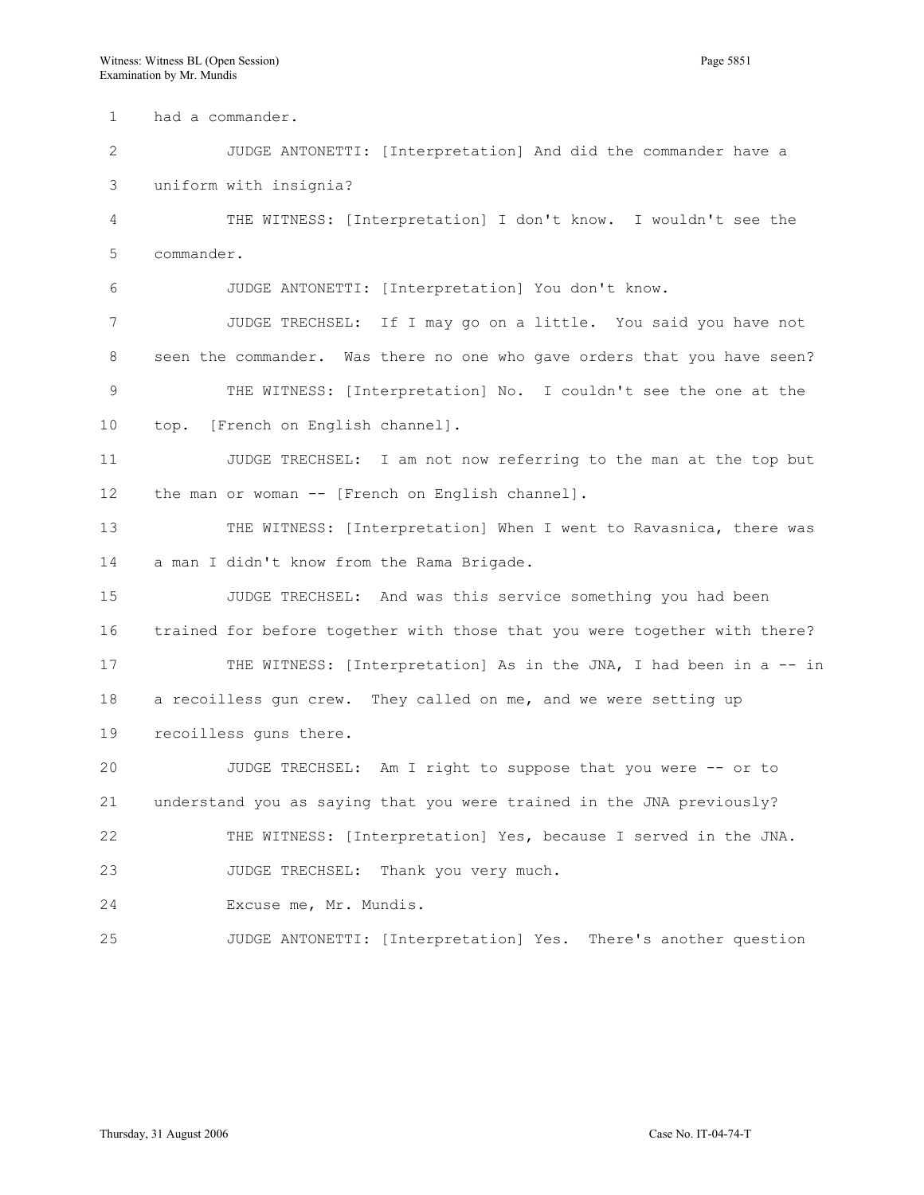had a commander.

JUDGE ANTONETTI: [Interpretation] And did the commander have a uniform with insignia?

THE WITNESS: [Interpretation] I don't know. I wouldn't see the commander.

JUDGE ANTONETTI: [Interpretation] You don't know.

JUDGE TRECHSEL: If I may go on a little. You said you have not seen the commander. Was there no one who gave orders that you have seen?

THE WITNESS: [Interpretation] No. I couldn't see the one at the top. [French on English channel].

JUDGE TRECHSEL: I am not now referring to the man at the top but the man or woman -- [French on English channel].

THE WITNESS: [Interpretation] When I went to Ravasnica, there was a man I didn't know from the Rama Brigade.

JUDGE TRECHSEL: And was this service something you had been trained for before together with those that you were together with there?

THE WITNESS: [Interpretation] As in the JNA, I had been in a -- in a recoilless gun crew. They called on me, and we were setting up recoilless guns there.

JUDGE TRECHSEL: Am I right to suppose that you were -- or to understand you as saying that you were trained in the JNA previously?

THE WITNESS: [Interpretation] Yes, because I served in the JNA.

JUDGE TRECHSEL: Thank you very much.

Excuse me, Mr. Mundis.

JUDGE ANTONETTI: [Interpretation] Yes. There's another question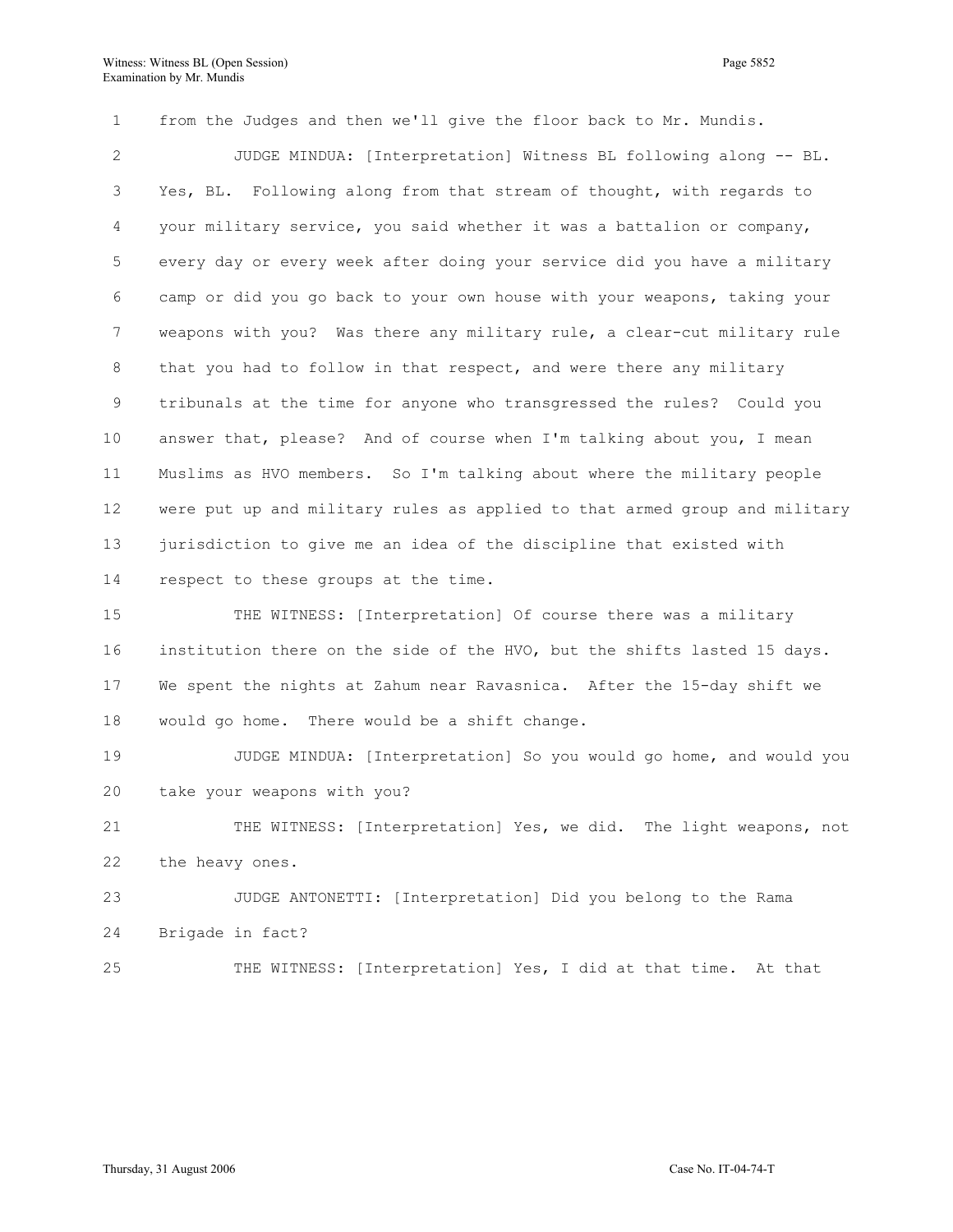1 from the Judges and then we'll give the floor back to Mr. Mundis.

2 JUDGE MINDUA: [Interpretation] Witness BL following along -- BL.

3 Yes, BL. Following along from that stream of thought, with regards to

4 your military service, you said whether it was a battalion or company,

5 every day or every week after doing your service did you have a military

6 camp or did you go back to your own house with your weapons, taking your

7 weapons with you? Was there any military rule, a clear-cut military rule

8 that you had to follow in that respect, and were there any military

9 tribunals at the time for anyone who transgressed the rules? Could you

10 answer that, please? And of course when I'm talking about you, I mean

11 Muslims as HVO members. So I'm talking about where the military people

12 were put up and military rules as applied to that armed group and military

13 jurisdiction to give me an idea of the discipline that existed with

14 respect to these groups at the time.

15 THE WITNESS: [Interpretation] Of course there was a military

16 institution there on the side of the HVO, but the shifts lasted 15 days.

17 We spent the nights at Zahum near Ravasnica. After the 15-day shift we

18 would go home. There would be a shift change.

19 JUDGE MINDUA: [Interpretation] So you would go home, and would you

20 take your weapons with you?

21 THE WITNESS: [Interpretation] Yes, we did. The light weapons, not

22 the heavy ones.

23 JUDGE ANTONETTI: [Interpretation] Did you belong to the Rama

24 Brigade in fact?

25 THE WITNESS: [Interpretation] Yes, I did at that time. At that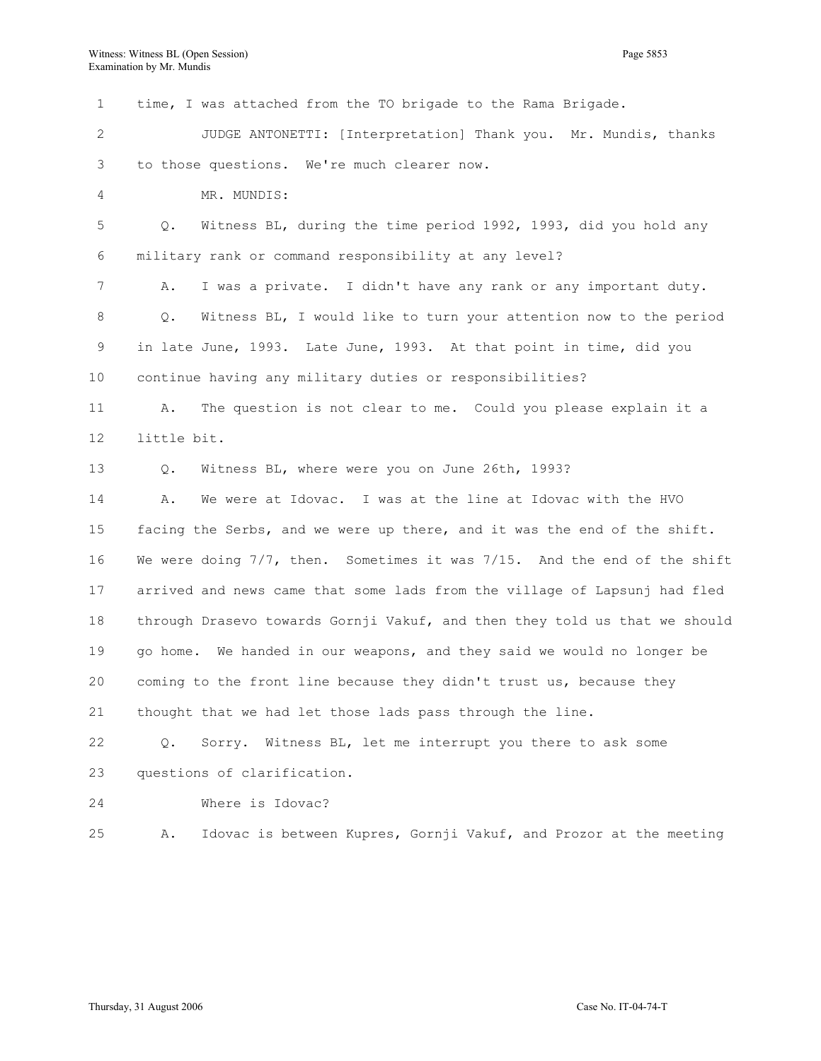time, I was attached from the TO brigade to the Rama Brigade.

JUDGE ANTONETTI: [Interpretation] Thank you. Mr. Mundis, thanks to those questions. We're much clearer now.

MR. MUNDIS:

Q. Witness BL, during the time period 1992, 1993, did you hold any military rank or command responsibility at any level?

A. I was a private. I didn't have any rank or any important duty.

Q. Witness BL, I would like to turn your attention now to the period in late June, 1993. Late June, 1993. At that point in time, did you continue having any military duties or responsibilities?

A. The question is not clear to me. Could you please explain it a little bit.

Q. Witness BL, where were you on June 26th, 1993?

A. We were at Idovac. I was at the line at Idovac with the HVO facing the Serbs, and we were up there, and it was the end of the shift. We were doing 7/7, then. Sometimes it was 7/15. And the end of the shift arrived and news came that some lads from the village of Lapsunj had fled through Drasevo towards Gornji Vakuf, and then they told us that we should go home. We handed in our weapons, and they said we would no longer be coming to the front line because they didn't trust us, because they thought that we had let those lads pass through the line.

Q. Sorry. Witness BL, let me interrupt you there to ask some questions of clarification.

Where is Idovac?

A. Idovac is between Kupres, Gornji Vakuf, and Prozor at the meeting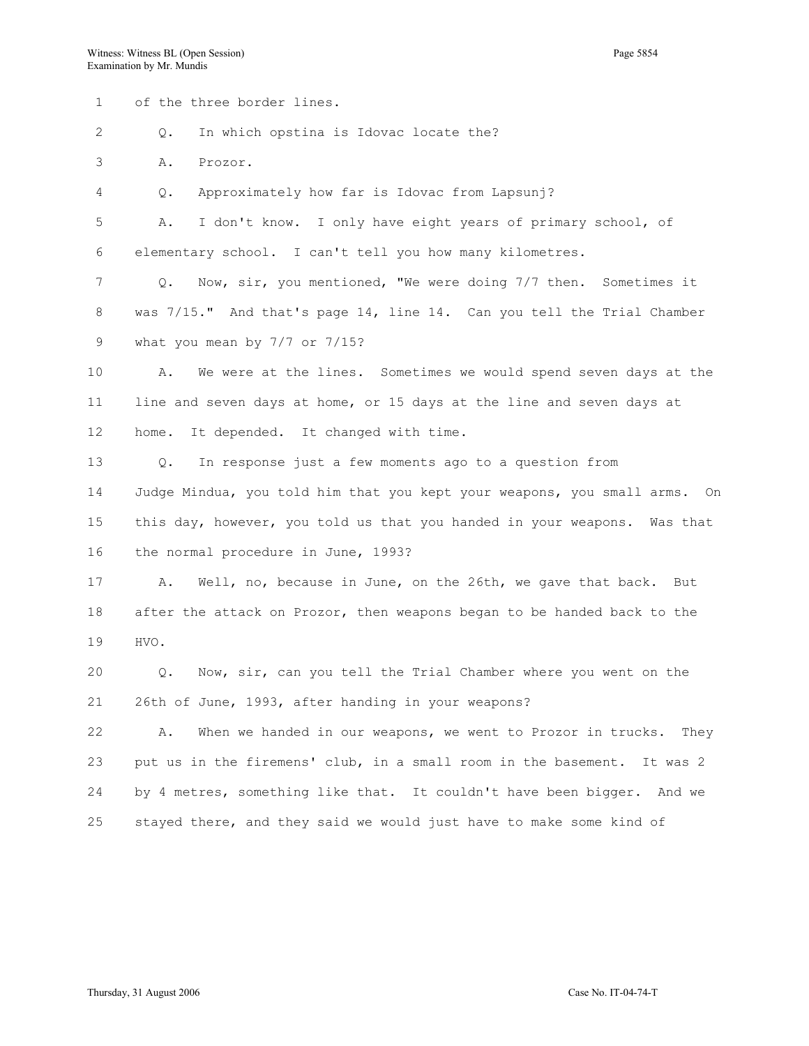1 of the three border lines.

2 Q. In which opstina is Idovac locate the?

3 A. Prozor.

4 Q. Approximately how far is Idovac from Lapsunj?

5 A. I don't know. I only have eight years of primary school, of

6 elementary school. I can't tell you how many kilometres.

7 Q. Now, sir, you mentioned, "We were doing 7/7 then. Sometimes it

8 was 7/15." And that's page 14, line 14. Can you tell the Trial Chamber

9 what you mean by 7/7 or 7/15?

10 A. We were at the lines. Sometimes we would spend seven days at the

11 line and seven days at home, or 15 days at the line and seven days at

12 home. It depended. It changed with time.

13 Q. In response just a few moments ago to a question from

14 Judge Mindua, you told him that you kept your weapons, you small arms. On

15 this day, however, you told us that you handed in your weapons. Was that

16 the normal procedure in June, 1993?

17 A. Well, no, because in June, on the 26th, we gave that back. But

18 after the attack on Prozor, then weapons began to be handed back to the

19 HVO.

20 Q. Now, sir, can you tell the Trial Chamber where you went on the

21 26th of June, 1993, after handing in your weapons?

22 A. When we handed in our weapons, we went to Prozor in trucks. They

23 put us in the firemens' club, in a small room in the basement. It was 2

24 by 4 metres, something like that. It couldn't have been bigger. And we

25 stayed there, and they said we would just have to make some kind of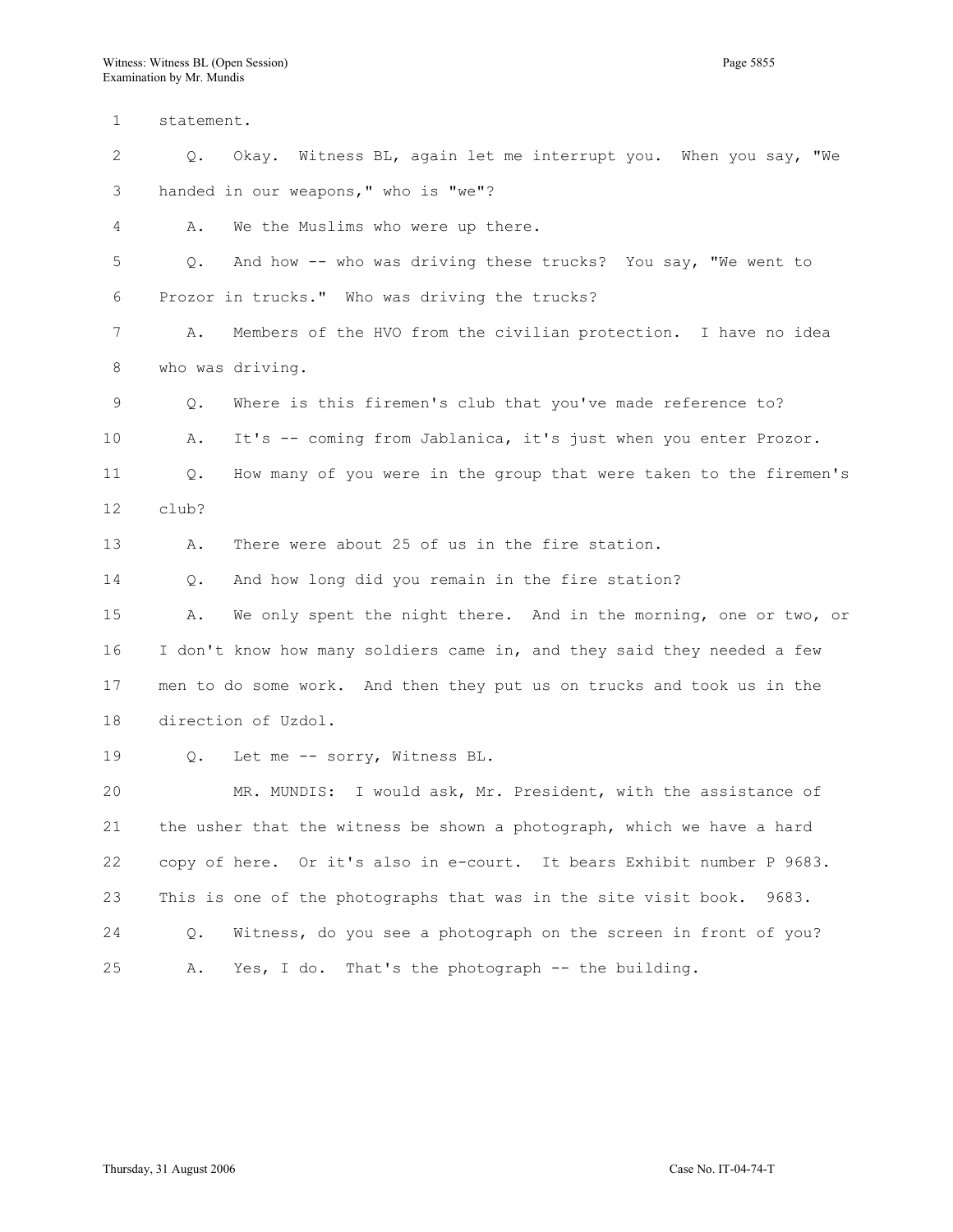statement.

Q. Okay. Witness BL, again let me interrupt you. When you say, "We handed in our weapons," who is "we"?

A. We the Muslims who were up there.

Q. And how -- who was driving these trucks? You say, "We went to Prozor in trucks." Who was driving the trucks?

A. Members of the HVO from the civilian protection. I have no idea who was driving.

Q. Where is this firemen's club that you've made reference to?

A. It's -- coming from Jablanica, it's just when you enter Prozor.

Q. How many of you were in the group that were taken to the firemen's club?

A. There were about 25 of us in the fire station.

Q. And how long did you remain in the fire station?

A. We only spent the night there. And in the morning, one or two, or I don't know how many soldiers came in, and they said they needed a few men to do some work. And then they put us on trucks and took us in the direction of Uzdol.

Q. Let me -- sorry, Witness BL.

MR. MUNDIS: I would ask, Mr. President, with the assistance of the usher that the witness be shown a photograph, which we have a hard copy of here. Or it's also in e-court. It bears Exhibit number P 9683. This is one of the photographs that was in the site visit book. 9683.

Q. Witness, do you see a photograph on the screen in front of you?

A. Yes, I do. That's the photograph -- the building.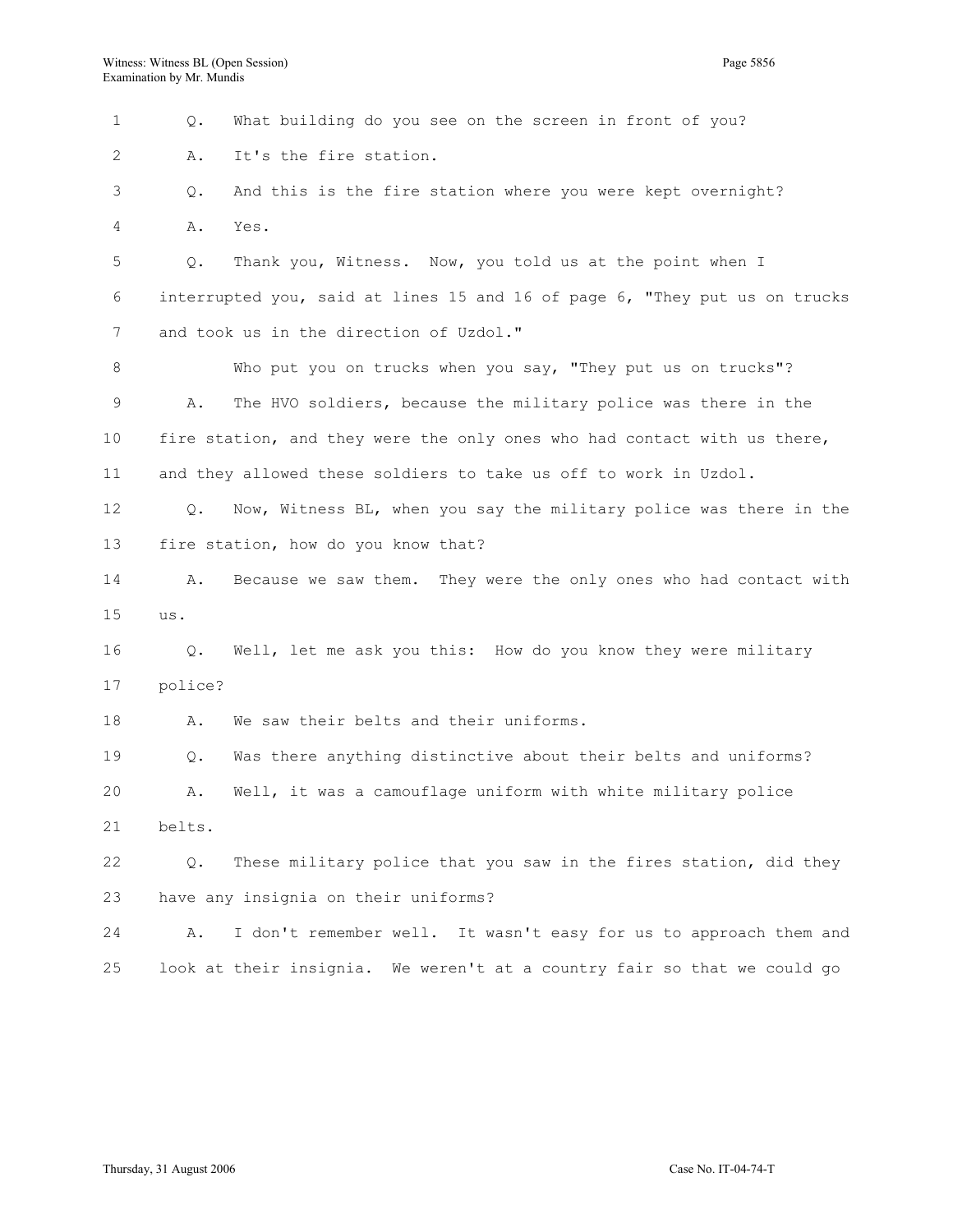Q. What building do you see on the screen in front of you?

A. It's the fire station.

Q. And this is the fire station where you were kept overnight?

A. Yes.

Q. Thank you, Witness. Now, you told us at the point when I interrupted you, said at lines 15 and 16 of page 6, "They put us on trucks and took us in the direction of Uzdol."

Who put you on trucks when you say, "They put us on trucks"?

A. The HVO soldiers, because the military police was there in the fire station, and they were the only ones who had contact with us there, and they allowed these soldiers to take us off to work in Uzdol.

Q. Now, Witness BL, when you say the military police was there in the fire station, how do you know that?

A. Because we saw them. They were the only ones who had contact with us.

Q. Well, let me ask you this: How do you know they were military police?

A. We saw their belts and their uniforms.

Q. Was there anything distinctive about their belts and uniforms?

A. Well, it was a camouflage uniform with white military police belts.

Q. These military police that you saw in the fires station, did they have any insignia on their uniforms?

A. I don't remember well. It wasn't easy for us to approach them and look at their insignia. We weren't at a country fair so that we could go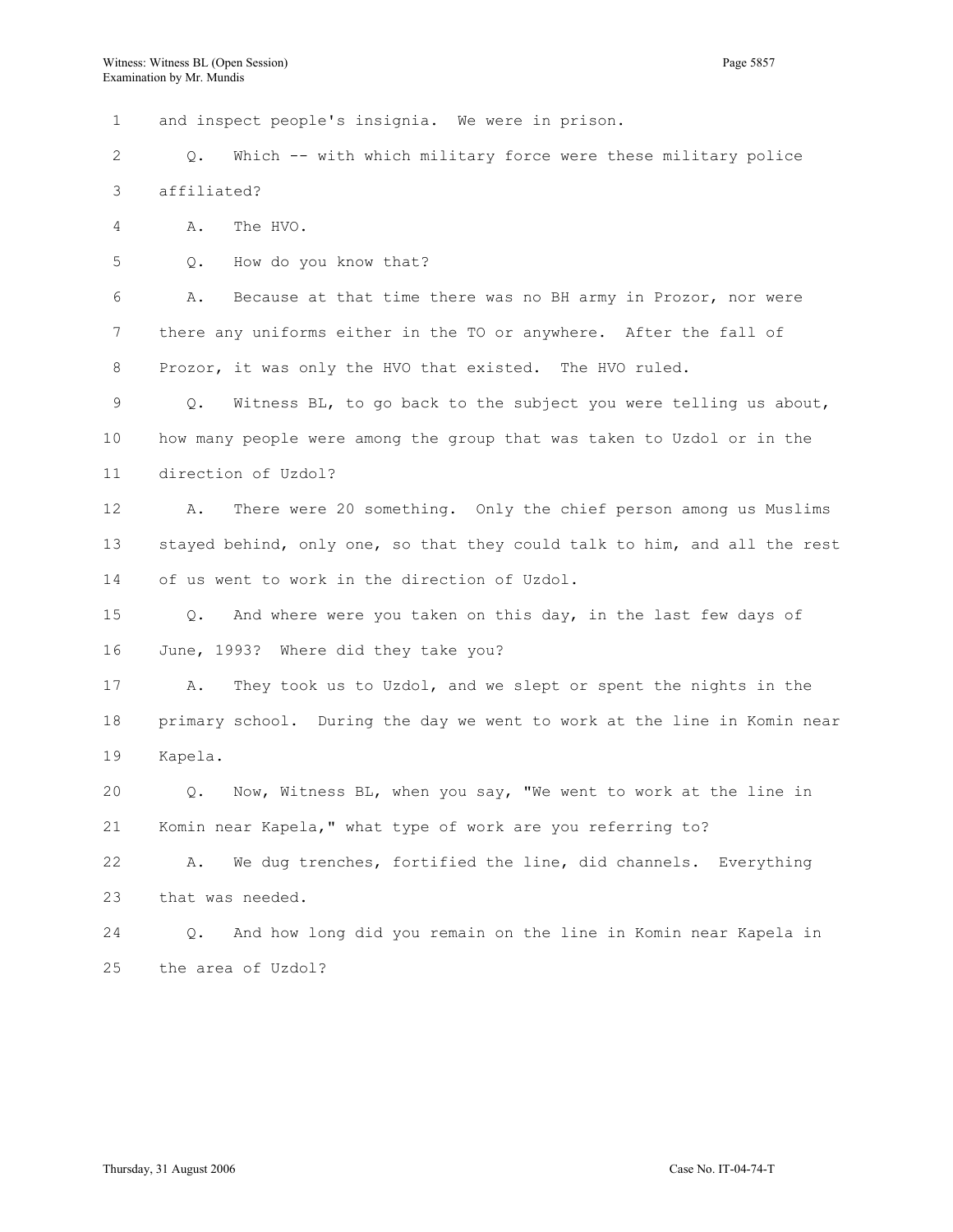and inspect people's insignia. We were in prison.

Q. Which -- with which military force were these military police affiliated?

A. The HVO.

Q. How do you know that?

A. Because at that time there was no BH army in Prozor, nor were there any uniforms either in the TO or anywhere. After the fall of Prozor, it was only the HVO that existed. The HVO ruled.

Q. Witness BL, to go back to the subject you were telling us about, how many people were among the group that was taken to Uzdol or in the direction of Uzdol?

A. There were 20 something. Only the chief person among us Muslims stayed behind, only one, so that they could talk to him, and all the rest of us went to work in the direction of Uzdol.

Q. And where were you taken on this day, in the last few days of June, 1993? Where did they take you?

A. They took us to Uzdol, and we slept or spent the nights in the primary school. During the day we went to work at the line in Komin near Kapela.

Q. Now, Witness BL, when you say, "We went to work at the line in Komin near Kapela," what type of work are you referring to?

A. We dug trenches, fortified the line, did channels. Everything that was needed.

Q. And how long did you remain on the line in Komin near Kapela in the area of Uzdol?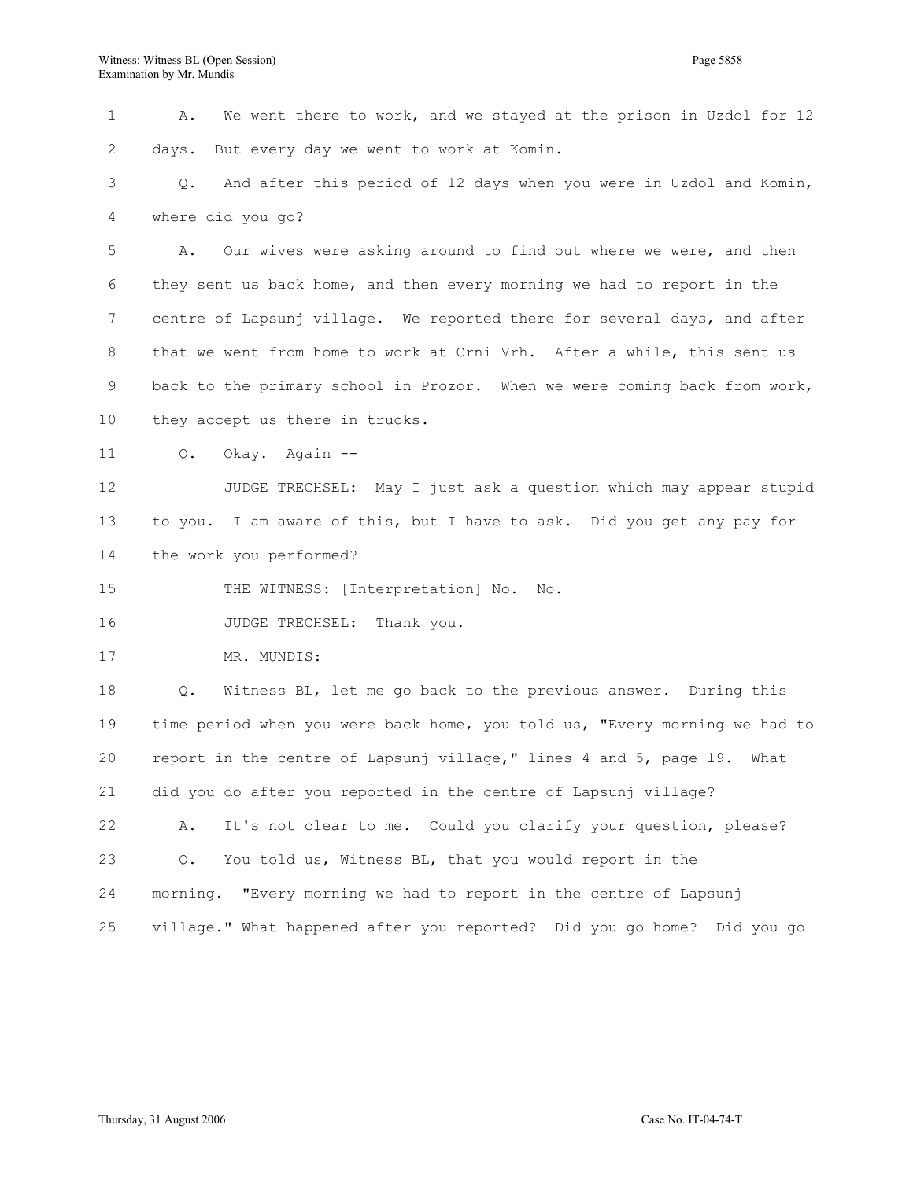A. We went there to work, and we stayed at the prison in Uzdol for 12 days. But every day we went to work at Komin.

Q. And after this period of 12 days when you were in Uzdol and Komin, where did you go?

A. Our wives were asking around to find out where we were, and then they sent us back home, and then every morning we had to report in the centre of Lapsunj village. We reported there for several days, and after that we went from home to work at Crni Vrh. After a while, this sent us back to the primary school in Prozor. When we were coming back from work, they accept us there in trucks.

Q. Okay. Again --

JUDGE TRECHSEL: May I just ask a question which may appear stupid to you. I am aware of this, but I have to ask. Did you get any pay for the work you performed?

THE WITNESS: [Interpretation] No. No.

JUDGE TRECHSEL: Thank you.

MR. MUNDIS:

Q. Witness BL, let me go back to the previous answer. During this time period when you were back home, you told us, "Every morning we had to report in the centre of Lapsunj village," lines 4 and 5, page 19. What did you do after you reported in the centre of Lapsunj village?

A. It's not clear to me. Could you clarify your question, please?

Q. You told us, Witness BL, that you would report in the morning. "Every morning we had to report in the centre of Lapsunj village." What happened after you reported? Did you go home? Did you go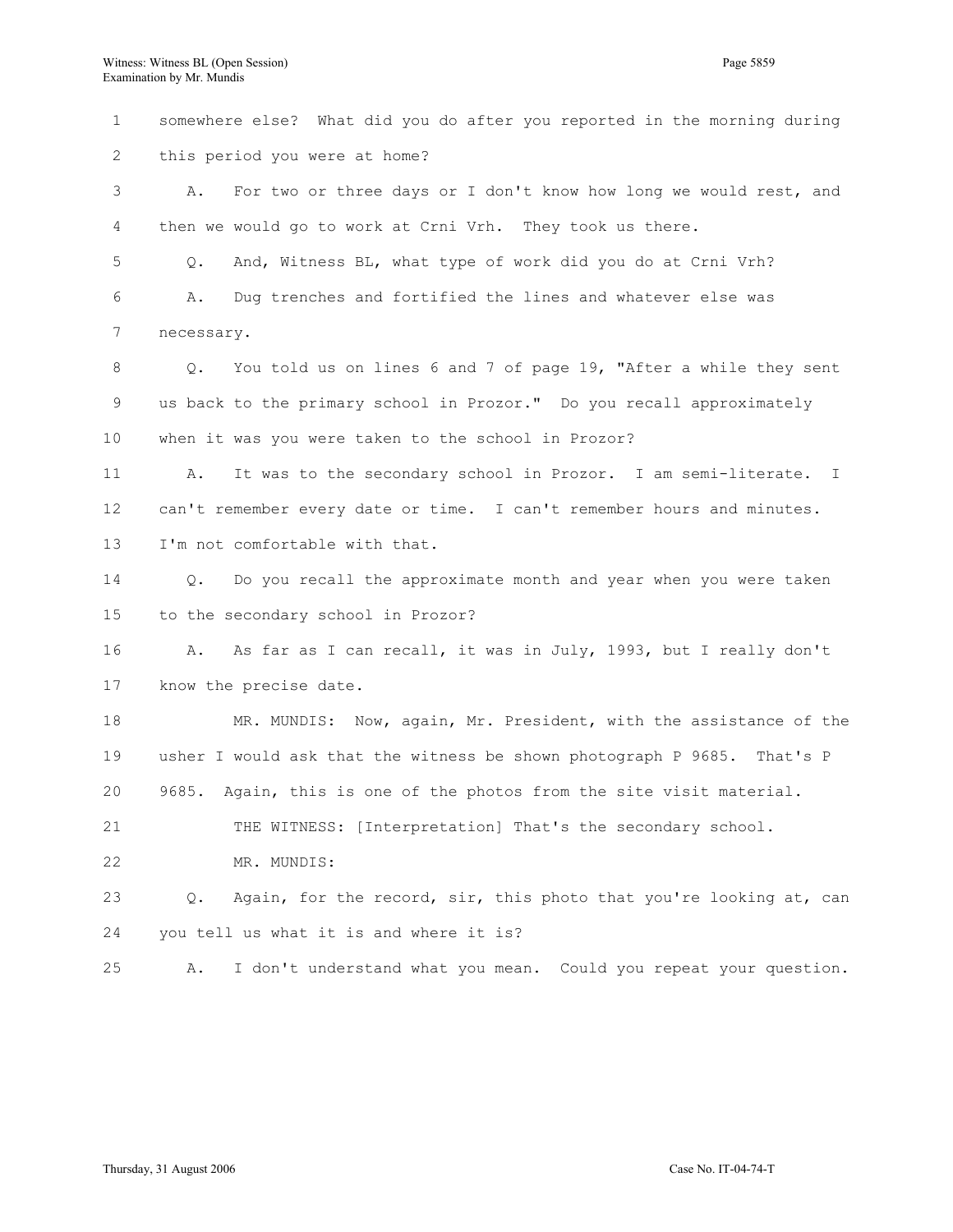somewhere else? What did you do after you reported in the morning during this period you were at home?

A. For two or three days or I don't know how long we would rest, and then we would go to work at Crni Vrh. They took us there.

Q. And, Witness BL, what type of work did you do at Crni Vrh?

A. Dug trenches and fortified the lines and whatever else was necessary.

Q. You told us on lines 6 and 7 of page 19, "After a while they sent us back to the primary school in Prozor." Do you recall approximately when it was you were taken to the school in Prozor?

A. It was to the secondary school in Prozor. I am semi-literate. I can't remember every date or time. I can't remember hours and minutes. I'm not comfortable with that.

Q. Do you recall the approximate month and year when you were taken to the secondary school in Prozor?

A. As far as I can recall, it was in July, 1993, but I really don't know the precise date.

MR. MUNDIS: Now, again, Mr. President, with the assistance of the usher I would ask that the witness be shown photograph P 9685. That's P 9685. Again, this is one of the photos from the site visit material.

THE WITNESS: [Interpretation] That's the secondary school.

MR. MUNDIS:

Q. Again, for the record, sir, this photo that you're looking at, can you tell us what it is and where it is?

A. I don't understand what you mean. Could you repeat your question.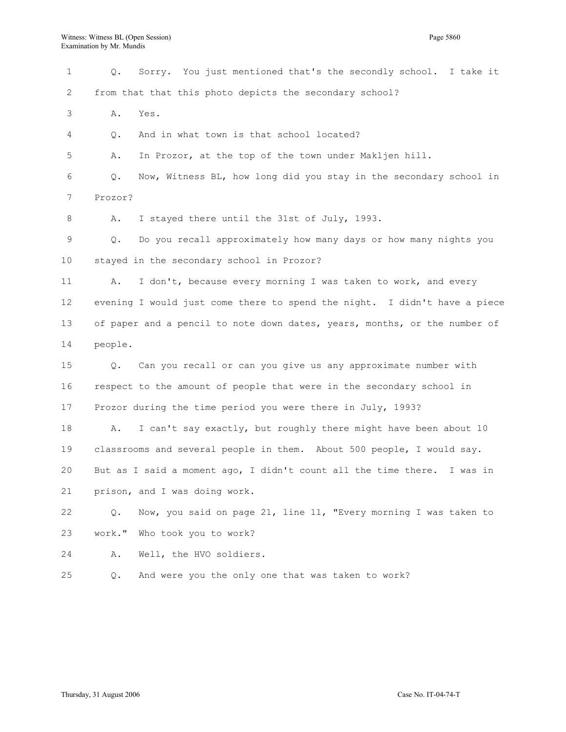1 Q. Sorry. You just mentioned that's the secondly school. I take it

2 from that that this photo depicts the secondary school?

3 A. Yes.

4 Q. And in what town is that school located?

5 A. In Prozor, at the top of the town under Makljen hill.

6 Q. Now, Witness BL, how long did you stay in the secondary school in

7 Prozor?

8 A. I stayed there until the 31st of July, 1993.

9 Q. Do you recall approximately how many days or how many nights you

10 stayed in the secondary school in Prozor?

11 A. I don't, because every morning I was taken to work, and every

12 evening I would just come there to spend the night. I didn't have a piece

13 of paper and a pencil to note down dates, years, months, or the number of

14 people.

15 Q. Can you recall or can you give us any approximate number with

16 respect to the amount of people that were in the secondary school in

17 Prozor during the time period you were there in July, 1993?

18 A. I can't say exactly, but roughly there might have been about 10

19 classrooms and several people in them. About 500 people, I would say.

20 But as I said a moment ago, I didn't count all the time there. I was in

21 prison, and I was doing work.

22 Q. Now, you said on page 21, line 11, "Every morning I was taken to

23 work." Who took you to work?

24 A. Well, the HVO soldiers.

25 Q. And were you the only one that was taken to work?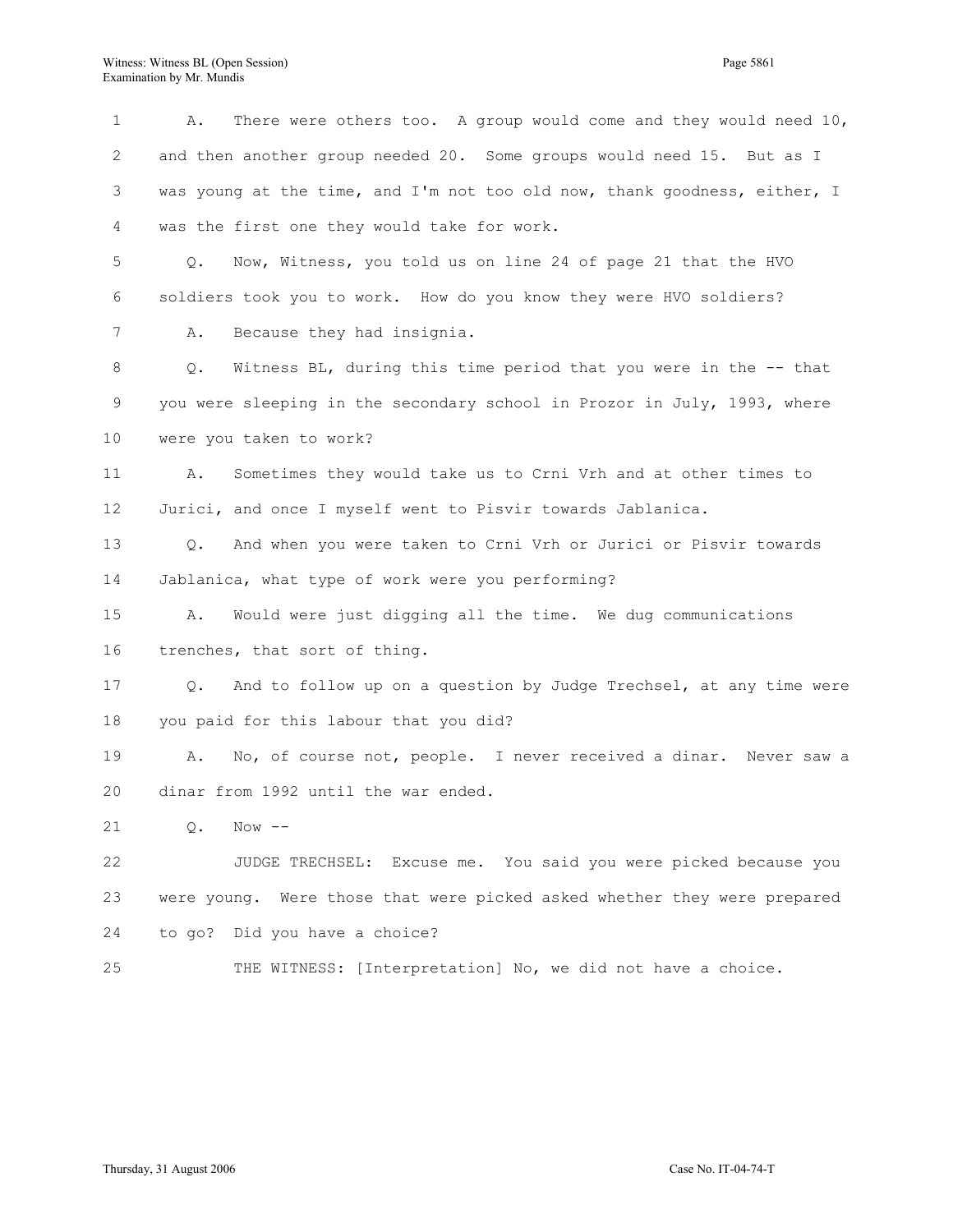A. There were others too. A group would come and they would need 10, and then another group needed 20. Some groups would need 15. But as I was young at the time, and I'm not too old now, thank goodness, either, I was the first one they would take for work.

Q. Now, Witness, you told us on line 24 of page 21 that the HVO soldiers took you to work. How do you know they were HVO soldiers?

A. Because they had insignia.

Q. Witness BL, during this time period that you were in the -- that you were sleeping in the secondary school in Prozor in July, 1993, where were you taken to work?

A. Sometimes they would take us to Crni Vrh and at other times to Jurici, and once I myself went to Pisvir towards Jablanica.

Q. And when you were taken to Crni Vrh or Jurici or Pisvir towards Jablanica, what type of work were you performing?

A. Would were just digging all the time. We dug communications trenches, that sort of thing.

Q. And to follow up on a question by Judge Trechsel, at any time were you paid for this labour that you did?

A. No, of course not, people. I never received a dinar. Never saw a dinar from 1992 until the war ended.

Q. Now --

JUDGE TRECHSEL: Excuse me. You said you were picked because you were young. Were those that were picked asked whether they were prepared to go? Did you have a choice?

THE WITNESS: [Interpretation] No, we did not have a choice.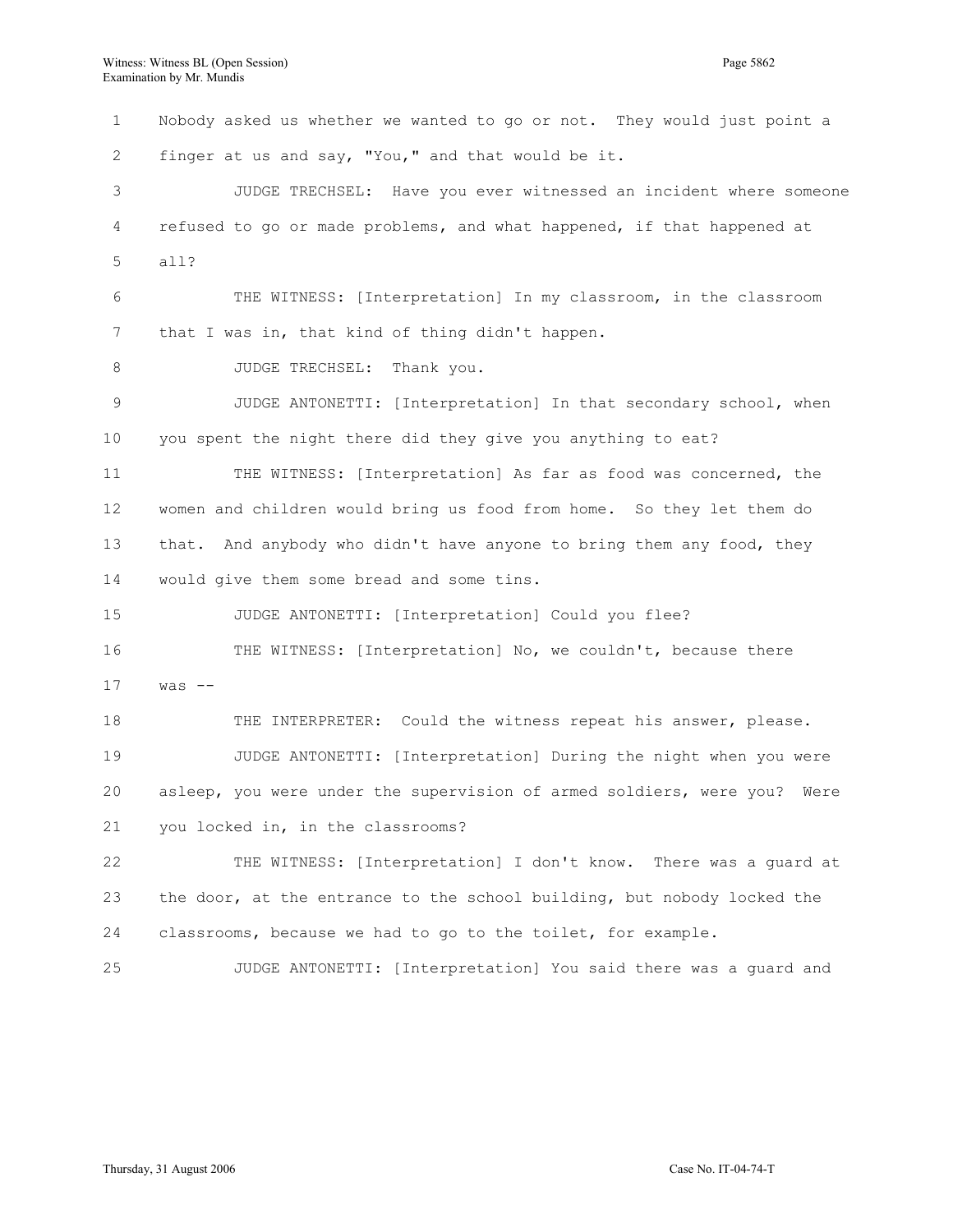Nobody asked us whether we wanted to go or not. They would just point a finger at us and say, "You," and that would be it.

JUDGE TRECHSEL: Have you ever witnessed an incident where someone refused to go or made problems, and what happened, if that happened at all?

THE WITNESS: [Interpretation] In my classroom, in the classroom that I was in, that kind of thing didn't happen.

JUDGE TRECHSEL: Thank you.

JUDGE ANTONETTI: [Interpretation] In that secondary school, when you spent the night there did they give you anything to eat?

THE WITNESS: [Interpretation] As far as food was concerned, the women and children would bring us food from home. So they let them do that. And anybody who didn't have anyone to bring them any food, they would give them some bread and some tins.

JUDGE ANTONETTI: [Interpretation] Could you flee?

THE WITNESS: [Interpretation] No, we couldn't, because there was --

THE INTERPRETER: Could the witness repeat his answer, please.

JUDGE ANTONETTI: [Interpretation] During the night when you were asleep, you were under the supervision of armed soldiers, were you? Were you locked in, in the classrooms?

THE WITNESS: [Interpretation] I don't know. There was a guard at the door, at the entrance to the school building, but nobody locked the classrooms, because we had to go to the toilet, for example.

JUDGE ANTONETTI: [Interpretation] You said there was a guard and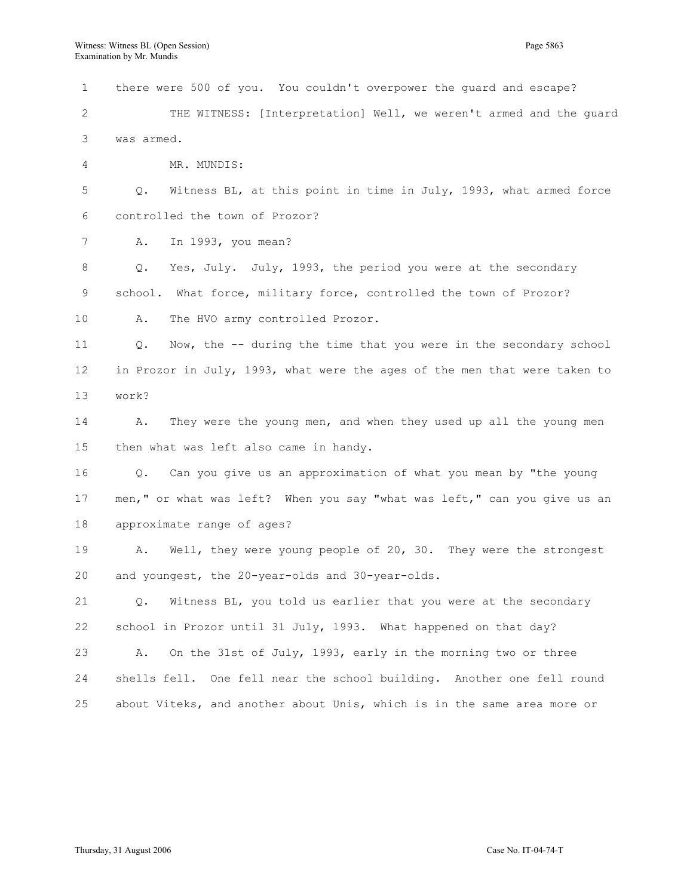there were 500 of you. You couldn't overpower the guard and escape?

THE WITNESS: [Interpretation] Well, we weren't armed and the guard was armed.

MR. MUNDIS:

Q. Witness BL, at this point in time in July, 1993, what armed force controlled the town of Prozor?

A. In 1993, you mean?

Q. Yes, July. July, 1993, the period you were at the secondary school. What force, military force, controlled the town of Prozor?

A. The HVO army controlled Prozor.

Q. Now, the -- during the time that you were in the secondary school in Prozor in July, 1993, what were the ages of the men that were taken to work?

A. They were the young men, and when they used up all the young men then what was left also came in handy.

Q. Can you give us an approximation of what you mean by "the young men," or what was left? When you say "what was left," can you give us an approximate range of ages?

A. Well, they were young people of 20, 30. They were the strongest and youngest, the 20-year-olds and 30-year-olds.

Q. Witness BL, you told us earlier that you were at the secondary school in Prozor until 31 July, 1993. What happened on that day?

A. On the 31st of July, 1993, early in the morning two or three shells fell. One fell near the school building. Another one fell round about Viteks, and another about Unis, which is in the same area more or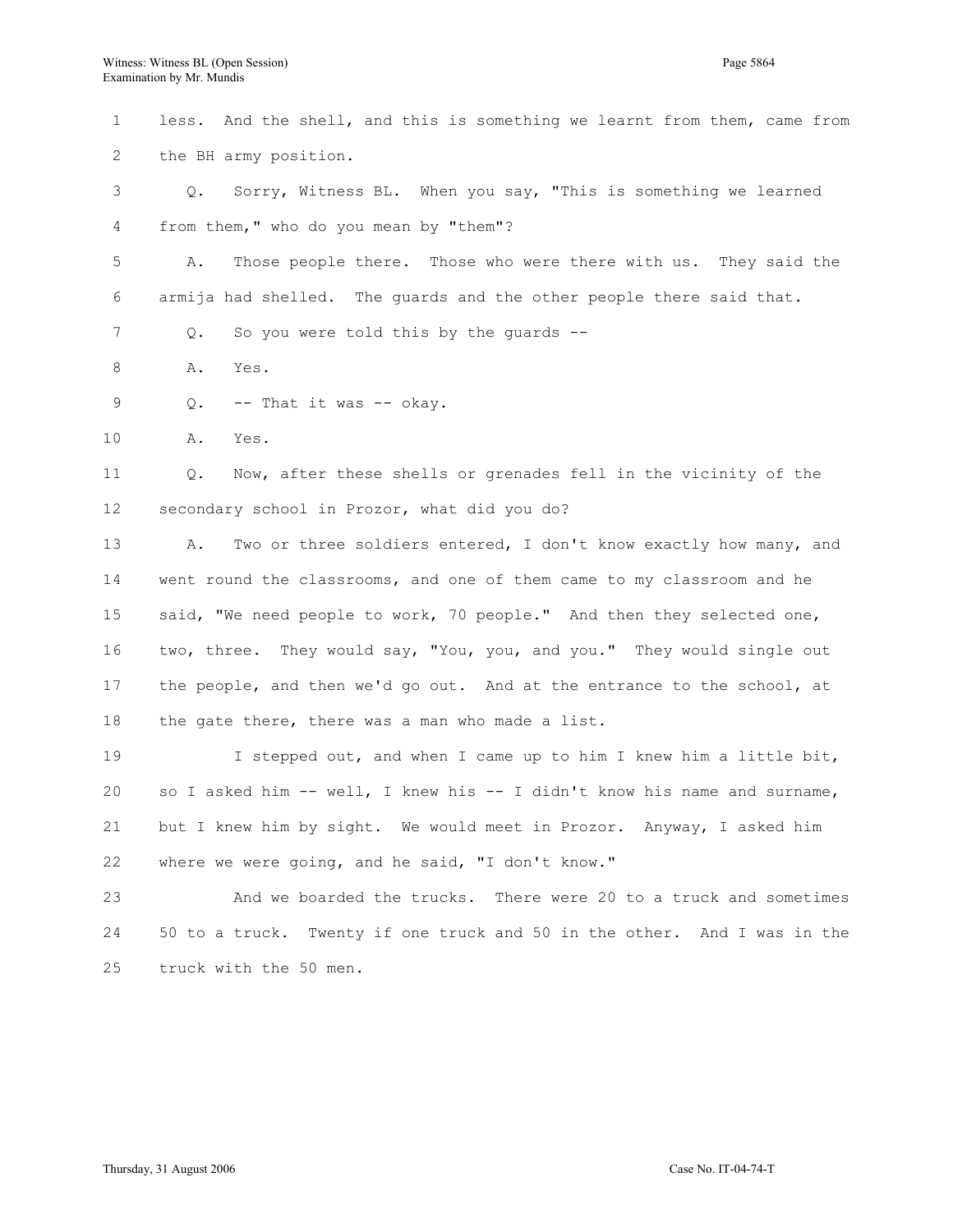less. And the shell, and this is something we learnt from them, came from the BH army position.

Q. Sorry, Witness BL. When you say, "This is something we learned from them," who do you mean by "them"?

A. Those people there. Those who were there with us. They said the armija had shelled. The guards and the other people there said that.

Q. So you were told this by the guards --

A. Yes.

Q. -- That it was -- okay.

A. Yes.

Q. Now, after these shells or grenades fell in the vicinity of the secondary school in Prozor, what did you do?

A. Two or three soldiers entered, I don't know exactly how many, and went round the classrooms, and one of them came to my classroom and he said, "We need people to work, 70 people." And then they selected one, two, three. They would say, "You, you, and you." They would single out the people, and then we'd go out. And at the entrance to the school, at the gate there, there was a man who made a list.

I stepped out, and when I came up to him I knew him a little bit, so I asked him -- well, I knew his -- I didn't know his name and surname, but I knew him by sight. We would meet in Prozor. Anyway, I asked him where we were going, and he said, "I don't know."

And we boarded the trucks. There were 20 to a truck and sometimes 50 to a truck. Twenty if one truck and 50 in the other. And I was in the truck with the 50 men.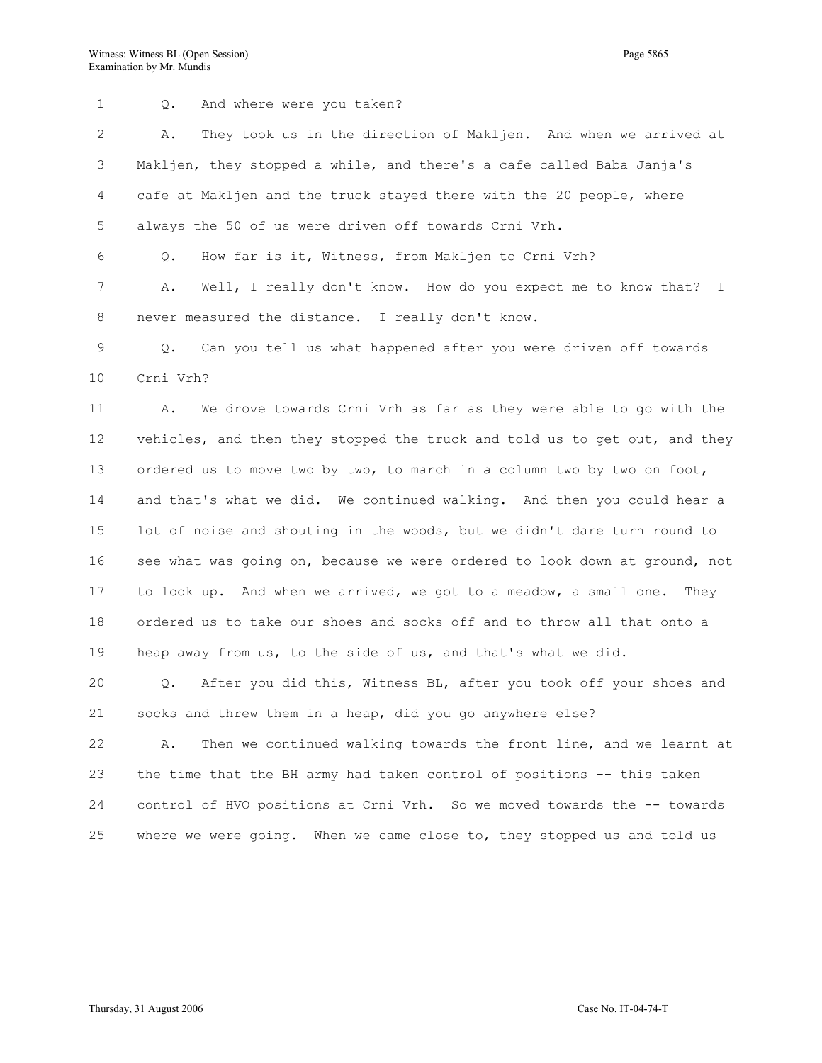Q. And where were you taken?

A. They took us in the direction of Makljen. And when we arrived at Makljen, they stopped a while, and there's a cafe called Baba Janja's cafe at Makljen and the truck stayed there with the 20 people, where always the 50 of us were driven off towards Crni Vrh.

Q. How far is it, Witness, from Makljen to Crni Vrh?

A. Well, I really don't know. How do you expect me to know that? I never measured the distance. I really don't know.

Q. Can you tell us what happened after you were driven off towards Crni Vrh?

A. We drove towards Crni Vrh as far as they were able to go with the vehicles, and then they stopped the truck and told us to get out, and they ordered us to move two by two, to march in a column two by two on foot, and that's what we did. We continued walking. And then you could hear a lot of noise and shouting in the woods, but we didn't dare turn round to see what was going on, because we were ordered to look down at ground, not to look up. And when we arrived, we got to a meadow, a small one. They ordered us to take our shoes and socks off and to throw all that onto a heap away from us, to the side of us, and that's what we did.

Q. After you did this, Witness BL, after you took off your shoes and socks and threw them in a heap, did you go anywhere else?

A. Then we continued walking towards the front line, and we learnt at the time that the BH army had taken control of positions -- this taken control of HVO positions at Crni Vrh. So we moved towards the -- towards where we were going. When we came close to, they stopped us and told us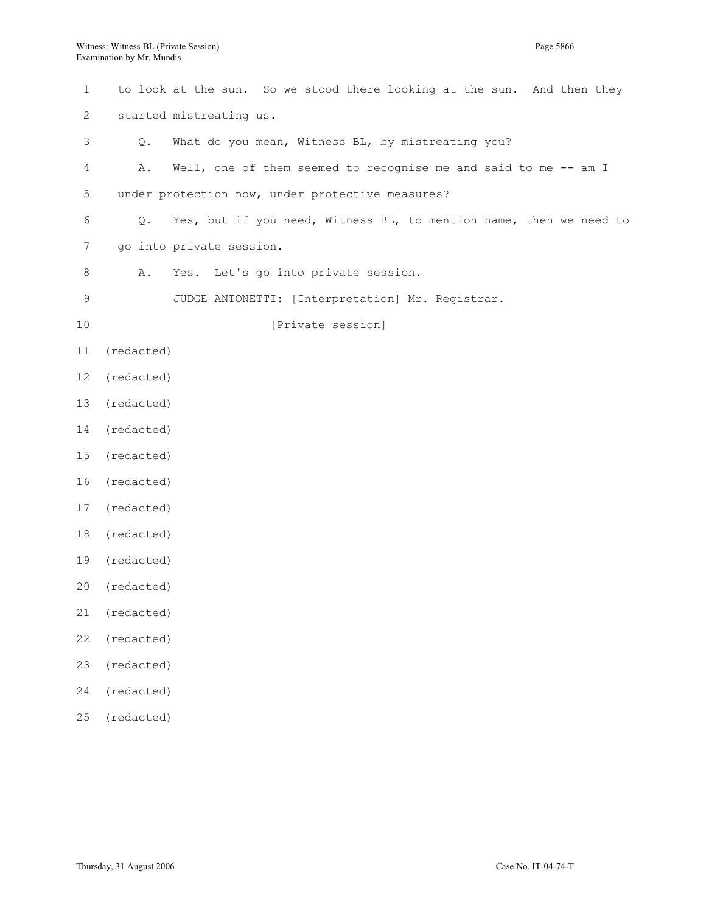1 to look at the sun. So we stood there looking at the sun. And then they

2 started mistreating us.

3 Q. What do you mean, Witness BL, by mistreating you?

4 A. Well, one of them seemed to recognise me and said to me -- am I

5 under protection now, under protective measures?

6 Q. Yes, but if you need, Witness BL, to mention name, then we need to

7 go into private session.

8 A. Yes. Let's go into private session.

9 JUDGE ANTONETTI: [Interpretation] Mr. Registrar.

10 [Private session]

11 (redacted)

12 (redacted)

13 (redacted)

14 (redacted)

15 (redacted)

16 (redacted)

17 (redacted)

18 (redacted)

19 (redacted)

20 (redacted)

21 (redacted)

22 (redacted)

23 (redacted)

24 (redacted)

25 (redacted)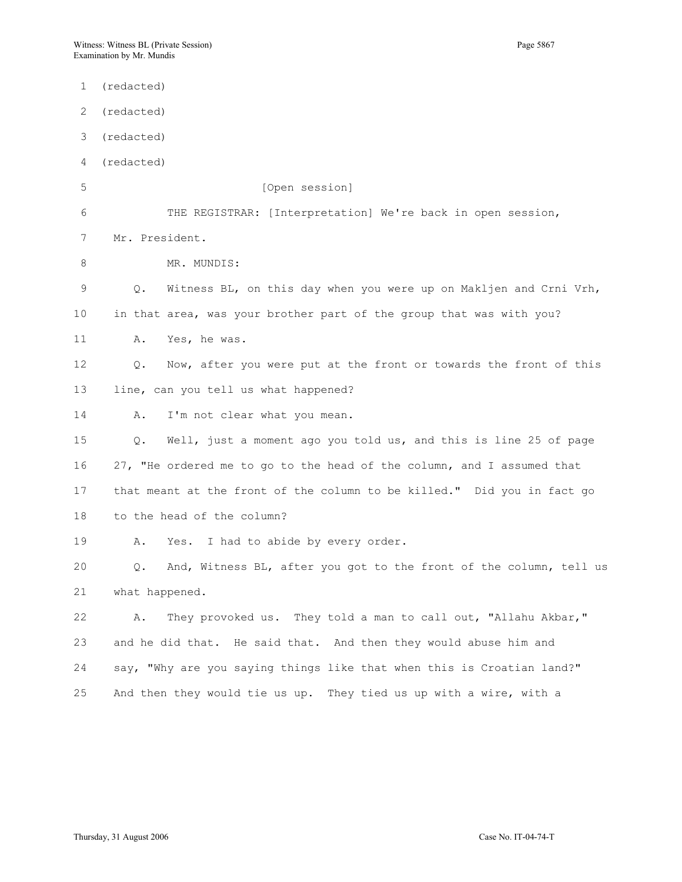(redacted)

(redacted)

(redacted)

(redacted)

[Open session]

THE REGISTRAR: [Interpretation] We're back in open session, Mr. President.

MR. MUNDIS:

Q. Witness BL, on this day when you were up on Makljen and Crni Vrh, in that area, was your brother part of the group that was with you?

A. Yes, he was.

Q. Now, after you were put at the front or towards the front of this line, can you tell us what happened?

A. I'm not clear what you mean.

Q. Well, just a moment ago you told us, and this is line 25 of page 27, "He ordered me to go to the head of the column, and I assumed that that meant at the front of the column to be killed." Did you in fact go to the head of the column?

A. Yes. I had to abide by every order.

Q. And, Witness BL, after you got to the front of the column, tell us what happened.

A. They provoked us. They told a man to call out, "Allahu Akbar," and he did that. He said that. And then they would abuse him and say, "Why are you saying things like that when this is Croatian land?" And then they would tie us up. They tied us up with a wire, with a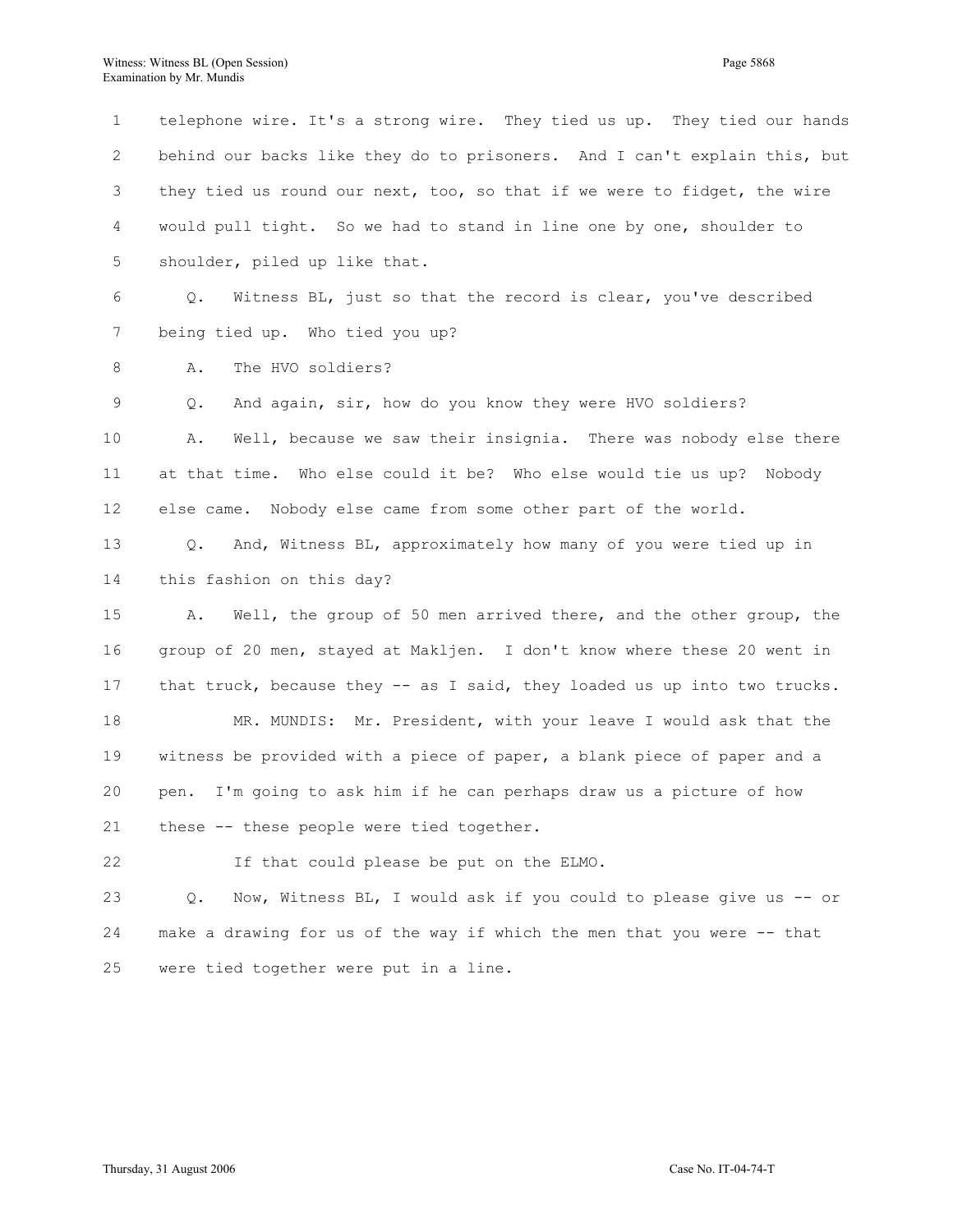1 telephone wire. It's a strong wire. They tied us up. They tied our hands
2 behind our backs like they do to prisoners. And I can't explain this, but
3 they tied us round our next, too, so that if we were to fidget, the wire
4 would pull tight. So we had to stand in line one by one, shoulder to
5 shoulder, piled up like that.

6 Q. Witness BL, just so that the record is clear, you've described
7 being tied up. Who tied you up?

8 A. The HVO soldiers?

9 Q. And again, sir, how do you know they were HVO soldiers?

10 A. Well, because we saw their insignia. There was nobody else there
11 at that time. Who else could it be? Who else would tie us up? Nobody
12 else came. Nobody else came from some other part of the world.

13 Q. And, Witness BL, approximately how many of you were tied up in
14 this fashion on this day?

15 A. Well, the group of 50 men arrived there, and the other group, the
16 group of 20 men, stayed at Makljen. I don't know where these 20 went in
17 that truck, because they -- as I said, they loaded us up into two trucks.

18 MR. MUNDIS: Mr. President, with your leave I would ask that the
19 witness be provided with a piece of paper, a blank piece of paper and a
20 pen. I'm going to ask him if he can perhaps draw us a picture of how
21 these -- these people were tied together.

22 If that could please be put on the ELMO.

23 Q. Now, Witness BL, I would ask if you could to please give us -- or
24 make a drawing for us of the way if which the men that you were -- that
25 were tied together were put in a line.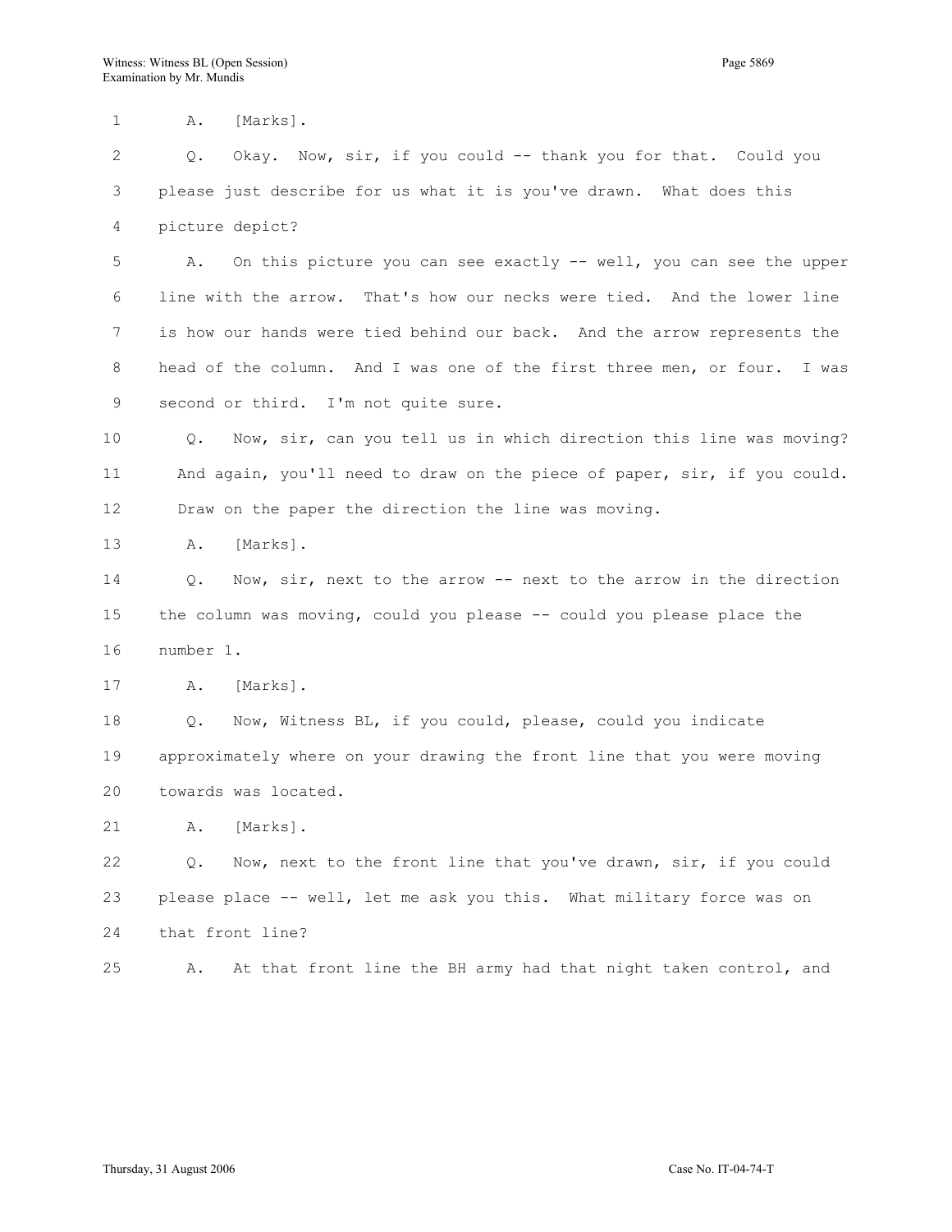1 A. [Marks].

2 Q. Okay. Now, sir, if you could -- thank you for that. Could you

3 please just describe for us what it is you've drawn. What does this

4 picture depict?

5 A. On this picture you can see exactly -- well, you can see the upper

6 line with the arrow. That's how our necks were tied. And the lower line

7 is how our hands were tied behind our back. And the arrow represents the

8 head of the column. And I was one of the first three men, or four. I was

9 second or third. I'm not quite sure.

10 Q. Now, sir, can you tell us in which direction this line was moving?

11 And again, you'll need to draw on the piece of paper, sir, if you could.

12 Draw on the paper the direction the line was moving.

13 A. [Marks].

14 Q. Now, sir, next to the arrow -- next to the arrow in the direction

15 the column was moving, could you please -- could you please place the

16 number 1.

17 A. [Marks].

18 Q. Now, Witness BL, if you could, please, could you indicate

19 approximately where on your drawing the front line that you were moving

20 towards was located.

21 A. [Marks].

22 Q. Now, next to the front line that you've drawn, sir, if you could

23 please place -- well, let me ask you this. What military force was on

24 that front line?

25 A. At that front line the BH army had that night taken control, and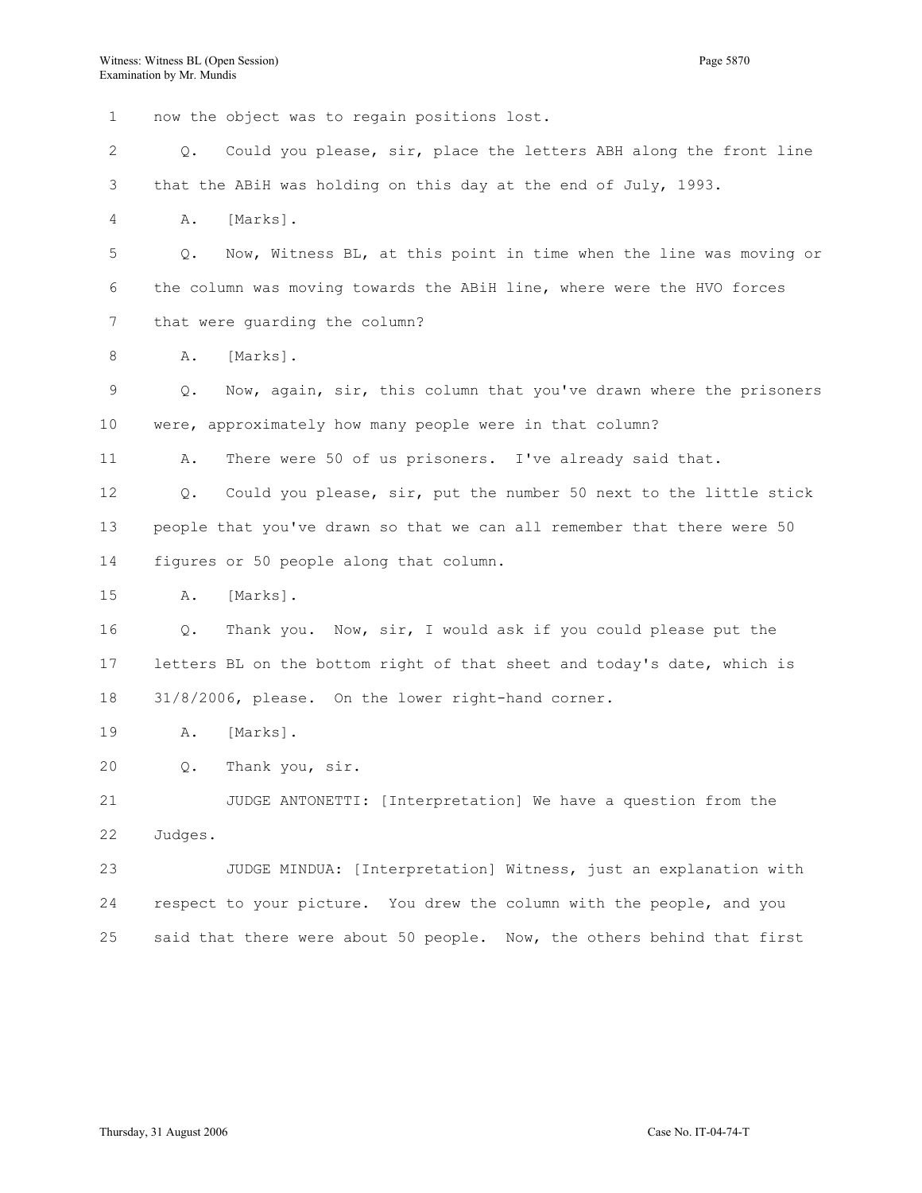1 now the object was to regain positions lost.

2 Q. Could you please, sir, place the letters ABH along the front line

3 that the ABiH was holding on this day at the end of July, 1993.

4 A. [Marks].

5 Q. Now, Witness BL, at this point in time when the line was moving or

6 the column was moving towards the ABiH line, where were the HVO forces

7 that were guarding the column?

8 A. [Marks].

9 Q. Now, again, sir, this column that you've drawn where the prisoners

10 were, approximately how many people were in that column?

11 A. There were 50 of us prisoners. I've already said that.

12 Q. Could you please, sir, put the number 50 next to the little stick

13 people that you've drawn so that we can all remember that there were 50

14 figures or 50 people along that column.

15 A. [Marks].

16 Q. Thank you. Now, sir, I would ask if you could please put the

17 letters BL on the bottom right of that sheet and today's date, which is

18 31/8/2006, please. On the lower right-hand corner.

19 A. [Marks].

20 Q. Thank you, sir.

21 JUDGE ANTONETTI: [Interpretation] We have a question from the

22 Judges.

23 JUDGE MINDUA: [Interpretation] Witness, just an explanation with

24 respect to your picture. You drew the column with the people, and you

25 said that there were about 50 people. Now, the others behind that first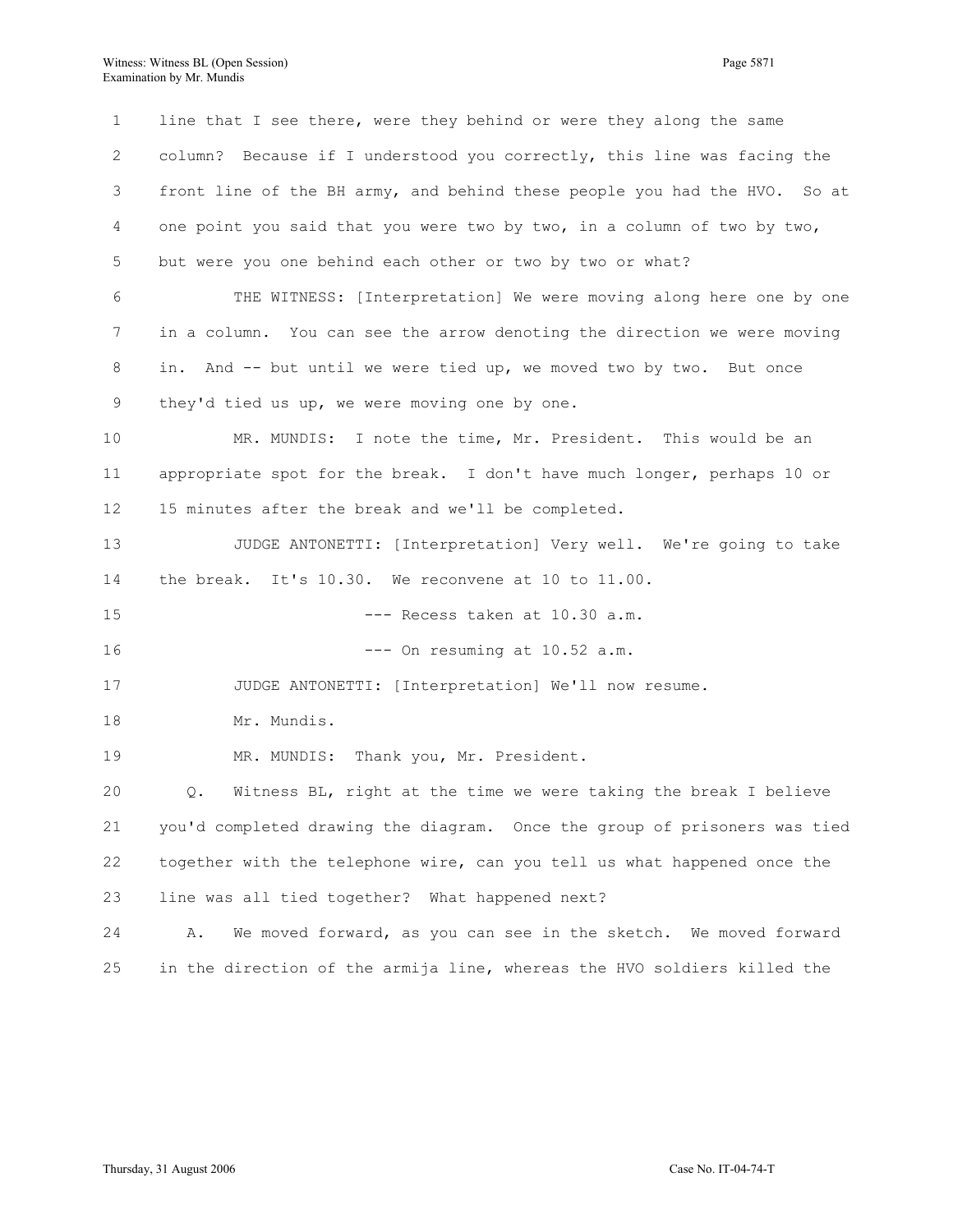line that I see there, were they behind or were they along the same column? Because if I understood you correctly, this line was facing the front line of the BH army, and behind these people you had the HVO. So at one point you said that you were two by two, in a column of two by two, but were you one behind each other or two by two or what?

THE WITNESS: [Interpretation] We were moving along here one by one in a column. You can see the arrow denoting the direction we were moving in. And -- but until we were tied up, we moved two by two. But once they'd tied us up, we were moving one by one.

MR. MUNDIS: I note the time, Mr. President. This would be an appropriate spot for the break. I don't have much longer, perhaps 10 or 15 minutes after the break and we'll be completed.

JUDGE ANTONETTI: [Interpretation] Very well. We're going to take the break. It's 10.30. We reconvene at 10 to 11.00.

--- Recess taken at 10.30 a.m.

--- On resuming at 10.52 a.m.

JUDGE ANTONETTI: [Interpretation] We'll now resume.

Mr. Mundis.

MR. MUNDIS: Thank you, Mr. President.

Q. Witness BL, right at the time we were taking the break I believe you'd completed drawing the diagram. Once the group of prisoners was tied together with the telephone wire, can you tell us what happened once the line was all tied together? What happened next?

A. We moved forward, as you can see in the sketch. We moved forward in the direction of the armija line, whereas the HVO soldiers killed the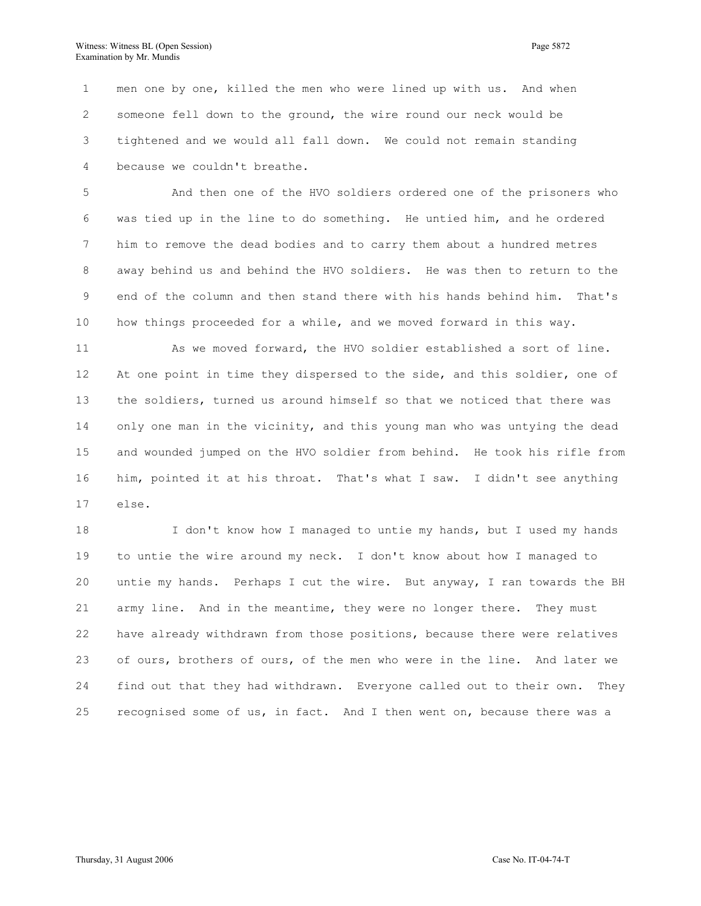men one by one, killed the men who were lined up with us. And when someone fell down to the ground, the wire round our neck would be tightened and we would all fall down. We could not remain standing because we couldn't breathe.

And then one of the HVO soldiers ordered one of the prisoners who was tied up in the line to do something. He untied him, and he ordered him to remove the dead bodies and to carry them about a hundred metres away behind us and behind the HVO soldiers. He was then to return to the end of the column and then stand there with his hands behind him. That's how things proceeded for a while, and we moved forward in this way.

As we moved forward, the HVO soldier established a sort of line. At one point in time they dispersed to the side, and this soldier, one of the soldiers, turned us around himself so that we noticed that there was only one man in the vicinity, and this young man who was untying the dead and wounded jumped on the HVO soldier from behind. He took his rifle from him, pointed it at his throat. That's what I saw. I didn't see anything else.

I don't know how I managed to untie my hands, but I used my hands to untie the wire around my neck. I don't know about how I managed to untie my hands. Perhaps I cut the wire. But anyway, I ran towards the BH army line. And in the meantime, they were no longer there. They must have already withdrawn from those positions, because there were relatives of ours, brothers of ours, of the men who were in the line. And later we find out that they had withdrawn. Everyone called out to their own. They recognised some of us, in fact. And I then went on, because there was a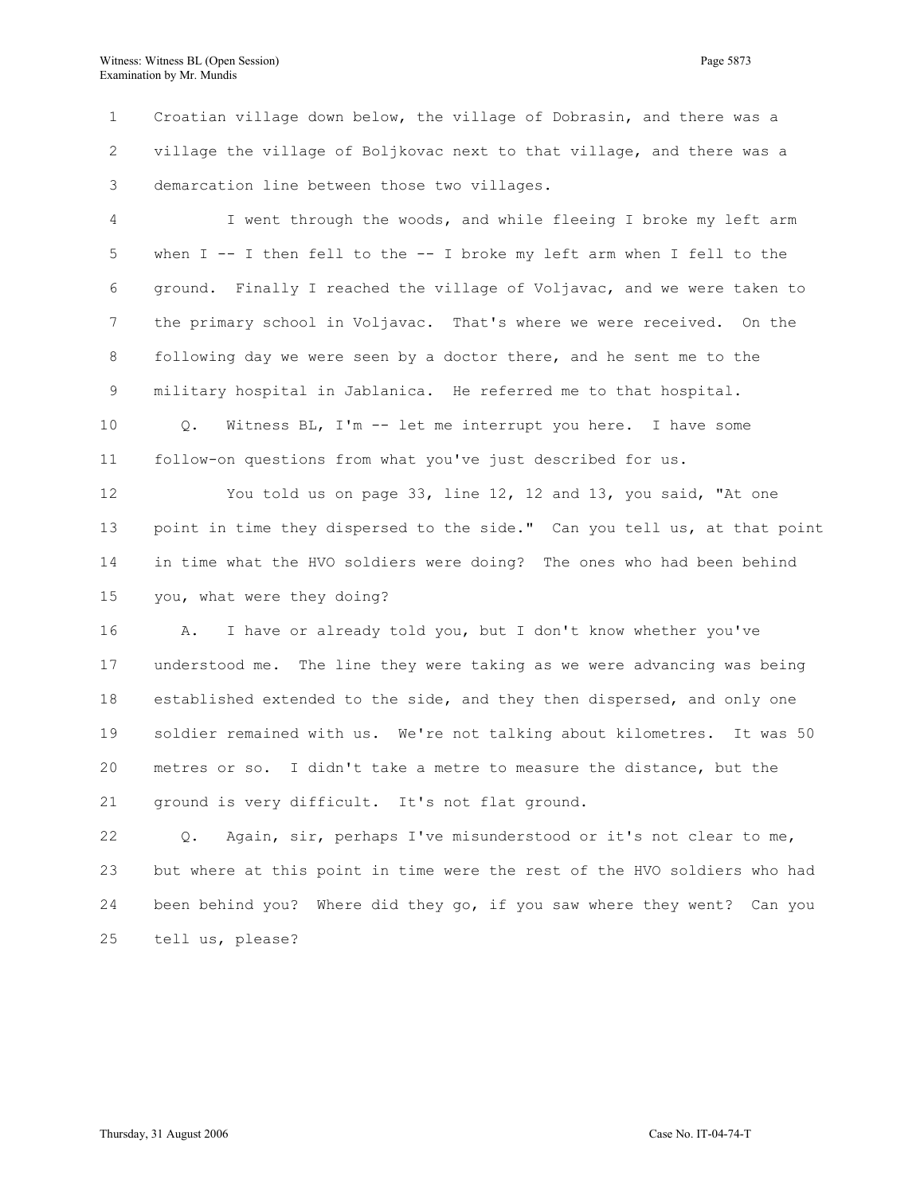Croatian village down below, the village of Dobrasin, and there was a village the village of Boljkovac next to that village, and there was a demarcation line between those two villages.

I went through the woods, and while fleeing I broke my left arm when I -- I then fell to the -- I broke my left arm when I fell to the ground. Finally I reached the village of Voljavac, and we were taken to the primary school in Voljavac. That's where we were received. On the following day we were seen by a doctor there, and he sent me to the military hospital in Jablanica. He referred me to that hospital.

Q. Witness BL, I'm -- let me interrupt you here. I have some follow-on questions from what you've just described for us.

You told us on page 33, line 12, 12 and 13, you said, "At one point in time they dispersed to the side." Can you tell us, at that point in time what the HVO soldiers were doing? The ones who had been behind you, what were they doing?

A. I have or already told you, but I don't know whether you've understood me. The line they were taking as we were advancing was being established extended to the side, and they then dispersed, and only one soldier remained with us. We're not talking about kilometres. It was 50 metres or so. I didn't take a metre to measure the distance, but the ground is very difficult. It's not flat ground.

Q. Again, sir, perhaps I've misunderstood or it's not clear to me, but where at this point in time were the rest of the HVO soldiers who had been behind you? Where did they go, if you saw where they went? Can you tell us, please?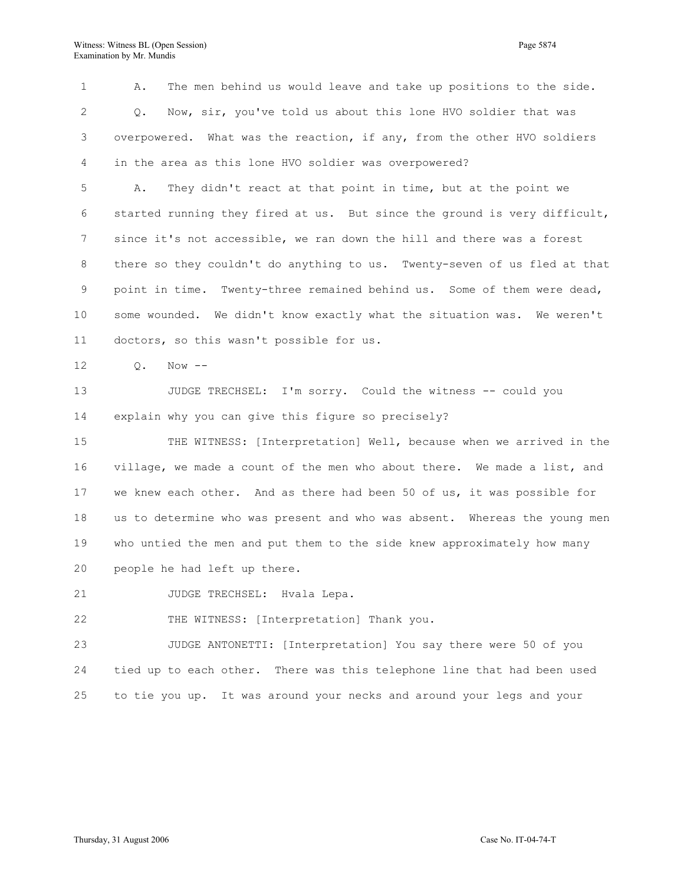A. The men behind us would leave and take up positions to the side.

Q. Now, sir, you've told us about this lone HVO soldier that was overpowered. What was the reaction, if any, from the other HVO soldiers in the area as this lone HVO soldier was overpowered?

A. They didn't react at that point in time, but at the point we started running they fired at us. But since the ground is very difficult, since it's not accessible, we ran down the hill and there was a forest there so they couldn't do anything to us. Twenty-seven of us fled at that point in time. Twenty-three remained behind us. Some of them were dead, some wounded. We didn't know exactly what the situation was. We weren't doctors, so this wasn't possible for us.

Q. Now --

JUDGE TRECHSEL: I'm sorry. Could the witness -- could you explain why you can give this figure so precisely?

THE WITNESS: [Interpretation] Well, because when we arrived in the village, we made a count of the men who about there. We made a list, and we knew each other. And as there had been 50 of us, it was possible for us to determine who was present and who was absent. Whereas the young men who untied the men and put them to the side knew approximately how many people he had left up there.

JUDGE TRECHSEL: Hvala Lepa.

THE WITNESS: [Interpretation] Thank you.

JUDGE ANTONETTI: [Interpretation] You say there were 50 of you tied up to each other. There was this telephone line that had been used to tie you up. It was around your necks and around your legs and your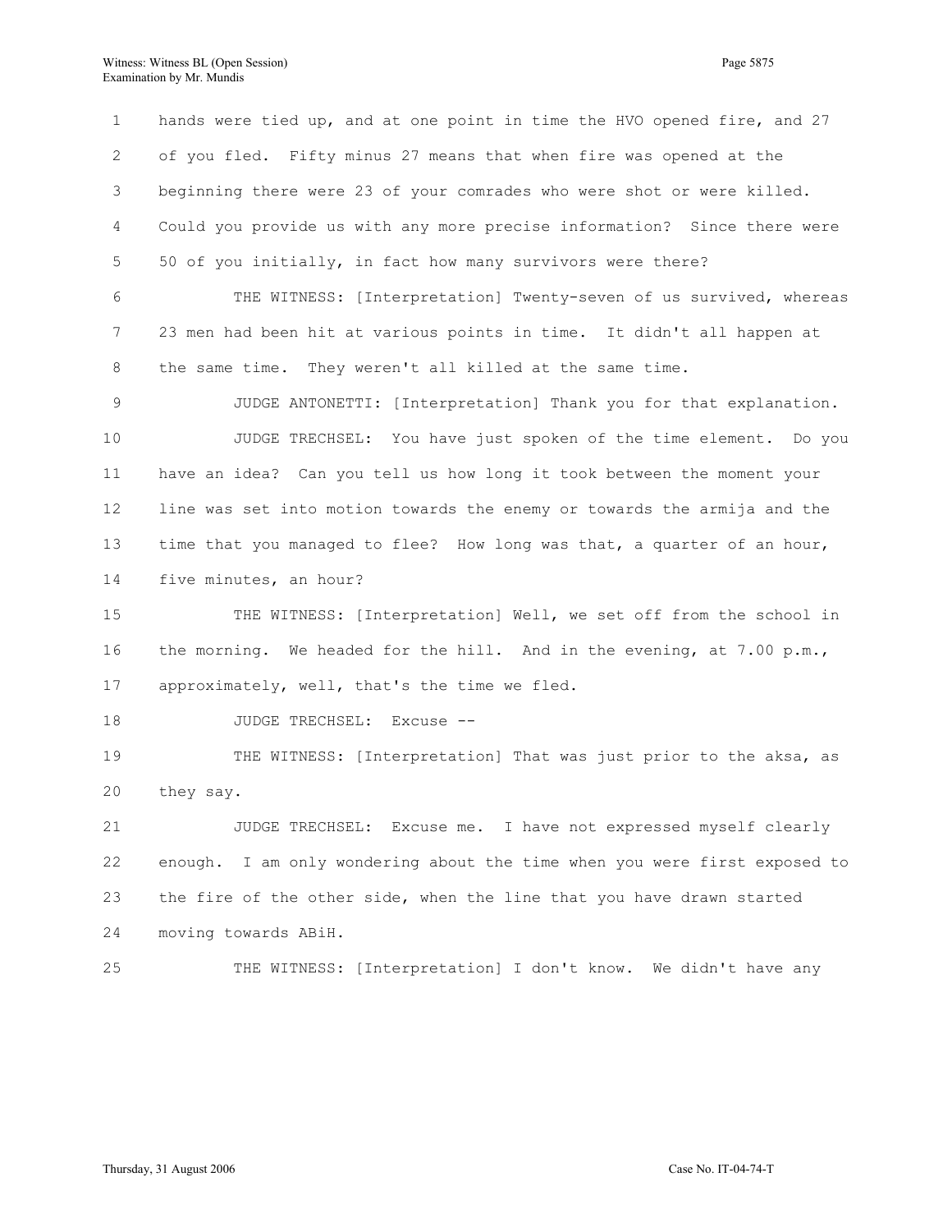hands were tied up, and at one point in time the HVO opened fire, and 27 of you fled. Fifty minus 27 means that when fire was opened at the beginning there were 23 of your comrades who were shot or were killed. Could you provide us with any more precise information? Since there were 50 of you initially, in fact how many survivors were there?

THE WITNESS: [Interpretation] Twenty-seven of us survived, whereas 23 men had been hit at various points in time. It didn't all happen at the same time. They weren't all killed at the same time.

JUDGE ANTONETTI: [Interpretation] Thank you for that explanation.

JUDGE TRECHSEL: You have just spoken of the time element. Do you have an idea? Can you tell us how long it took between the moment your line was set into motion towards the enemy or towards the armija and the time that you managed to flee? How long was that, a quarter of an hour, five minutes, an hour?

THE WITNESS: [Interpretation] Well, we set off from the school in the morning. We headed for the hill. And in the evening, at 7.00 p.m., approximately, well, that's the time we fled.

JUDGE TRECHSEL: Excuse --

THE WITNESS: [Interpretation] That was just prior to the aksa, as they say.

JUDGE TRECHSEL: Excuse me. I have not expressed myself clearly enough. I am only wondering about the time when you were first exposed to the fire of the other side, when the line that you have drawn started moving towards ABiH.

THE WITNESS: [Interpretation] I don't know. We didn't have any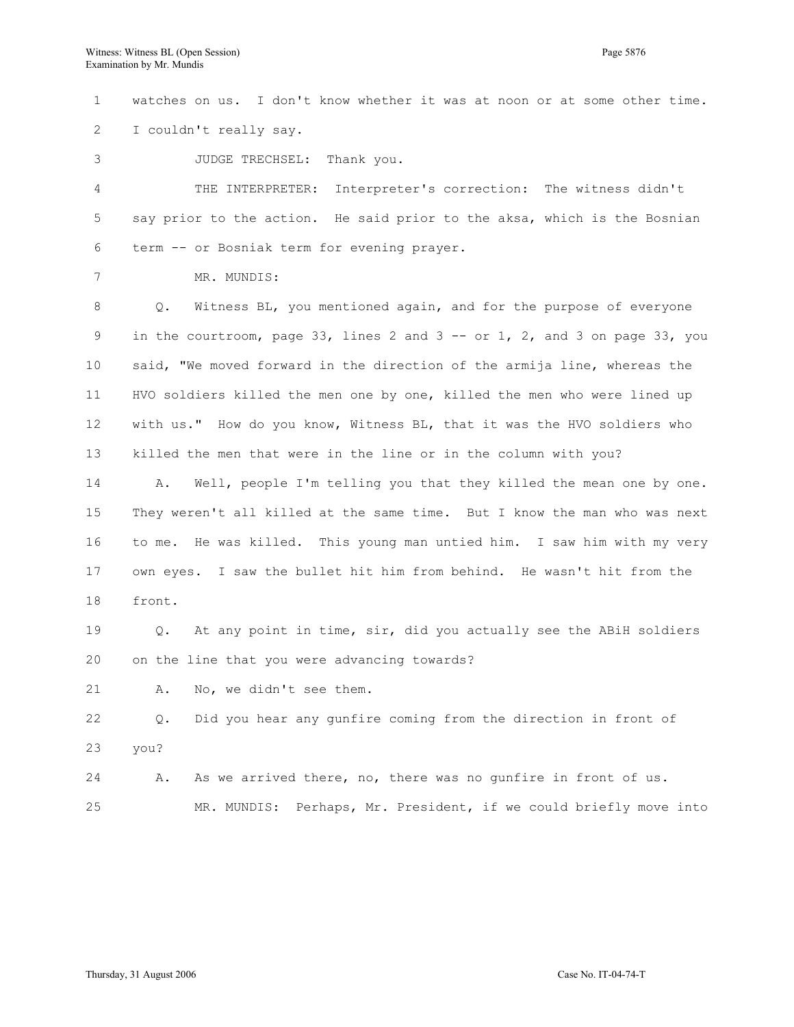watches on us. I don't know whether it was at noon or at some other time. I couldn't really say.

JUDGE TRECHSEL: Thank you.

THE INTERPRETER: Interpreter's correction: The witness didn't say prior to the action. He said prior to the aksa, which is the Bosnian term -- or Bosniak term for evening prayer.

MR. MUNDIS:

Q. Witness BL, you mentioned again, and for the purpose of everyone in the courtroom, page 33, lines 2 and 3 -- or 1, 2, and 3 on page 33, you said, "We moved forward in the direction of the armija line, whereas the HVO soldiers killed the men one by one, killed the men who were lined up with us." How do you know, Witness BL, that it was the HVO soldiers who killed the men that were in the line or in the column with you?

A. Well, people I'm telling you that they killed the mean one by one. They weren't all killed at the same time. But I know the man who was next to me. He was killed. This young man untied him. I saw him with my very own eyes. I saw the bullet hit him from behind. He wasn't hit from the front.

Q. At any point in time, sir, did you actually see the ABiH soldiers on the line that you were advancing towards?

A. No, we didn't see them.

Q. Did you hear any gunfire coming from the direction in front of you?

A. As we arrived there, no, there was no gunfire in front of us.

MR. MUNDIS: Perhaps, Mr. President, if we could briefly move into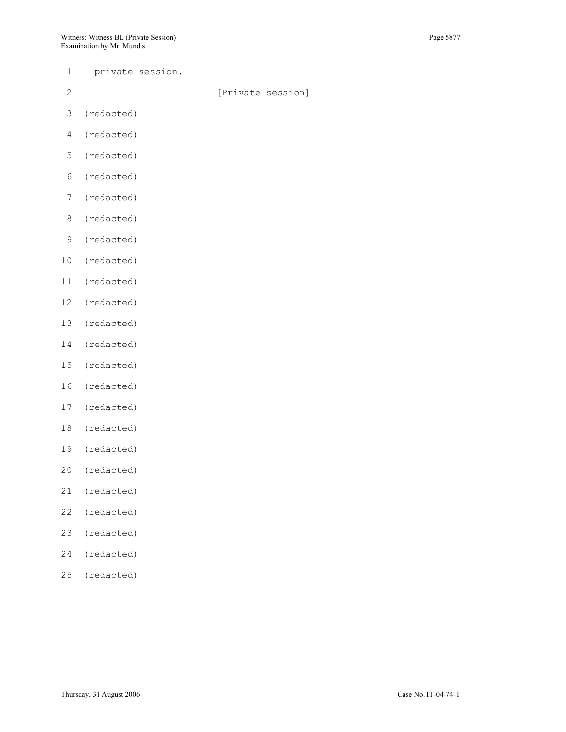1 private session.

2 [Private session]

3 (redacted)

4 (redacted)

5 (redacted)

6 (redacted)

7 (redacted)

8 (redacted)

9 (redacted)

10 (redacted)

11 (redacted)

12 (redacted)

13 (redacted)

14 (redacted)

15 (redacted)

16 (redacted)

17 (redacted)

18 (redacted)

19 (redacted)

20 (redacted)

21 (redacted)

22 (redacted)

23 (redacted)

24 (redacted)

25 (redacted)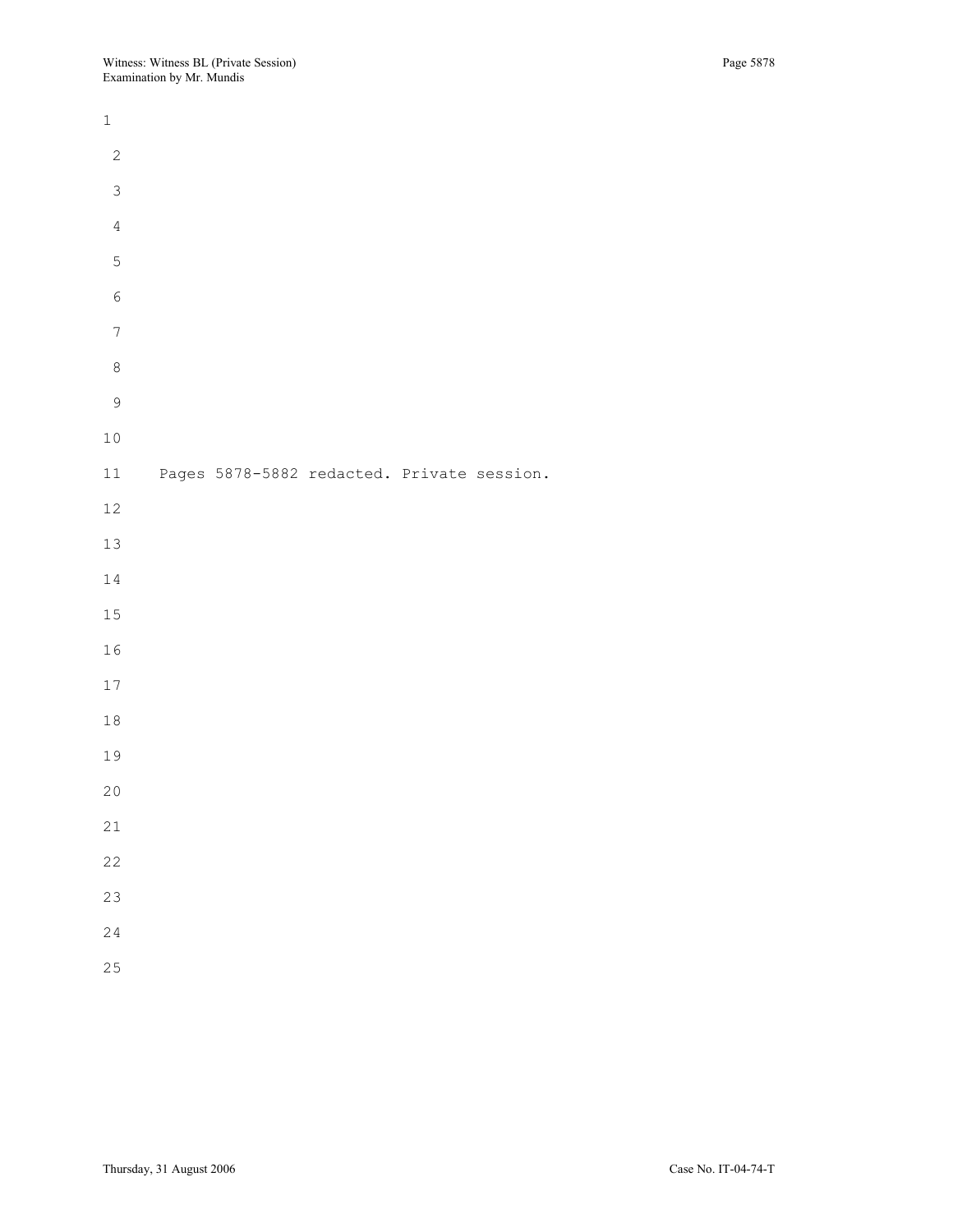Pages 5878-5882 redacted. Private session.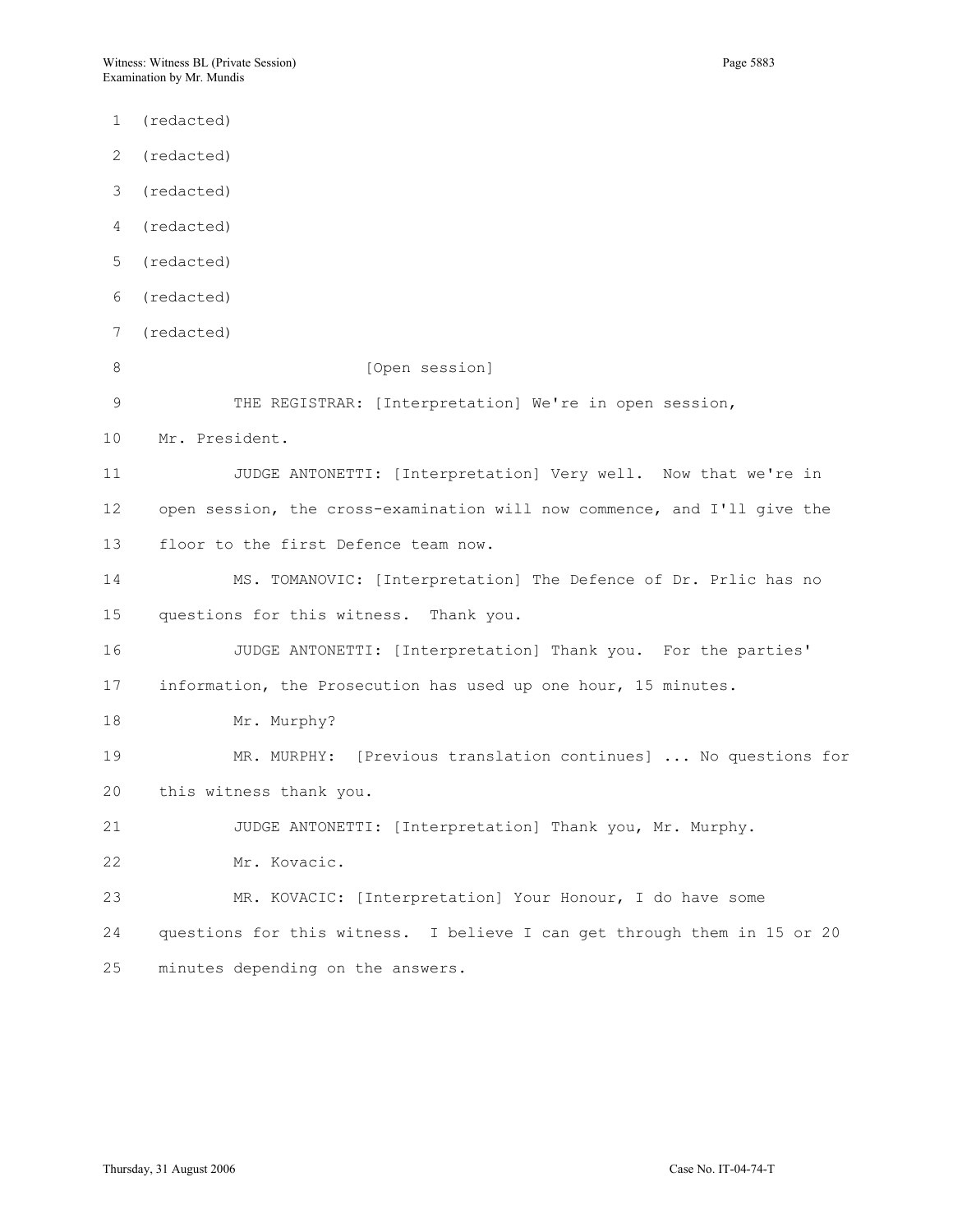1 (redacted)

2 (redacted)

3 (redacted)

4 (redacted)

5 (redacted)

6 (redacted)

7 (redacted)

8 [Open session]

9 THE REGISTRAR: [Interpretation] We're in open session,

10 Mr. President.

11 JUDGE ANTONETTI: [Interpretation] Very well. Now that we're in

12 open session, the cross-examination will now commence, and I'll give the

13 floor to the first Defence team now.

14 MS. TOMANOVIC: [Interpretation] The Defence of Dr. Prlic has no

15 questions for this witness. Thank you.

16 JUDGE ANTONETTI: [Interpretation] Thank you. For the parties'

17 information, the Prosecution has used up one hour, 15 minutes.

18 Mr. Murphy?

19 MR. MURPHY: [Previous translation continues] ... No questions for

20 this witness thank you.

21 JUDGE ANTONETTI: [Interpretation] Thank you, Mr. Murphy.

22 Mr. Kovacic.

23 MR. KOVACIC: [Interpretation] Your Honour, I do have some

24 questions for this witness. I believe I can get through them in 15 or 20

25 minutes depending on the answers.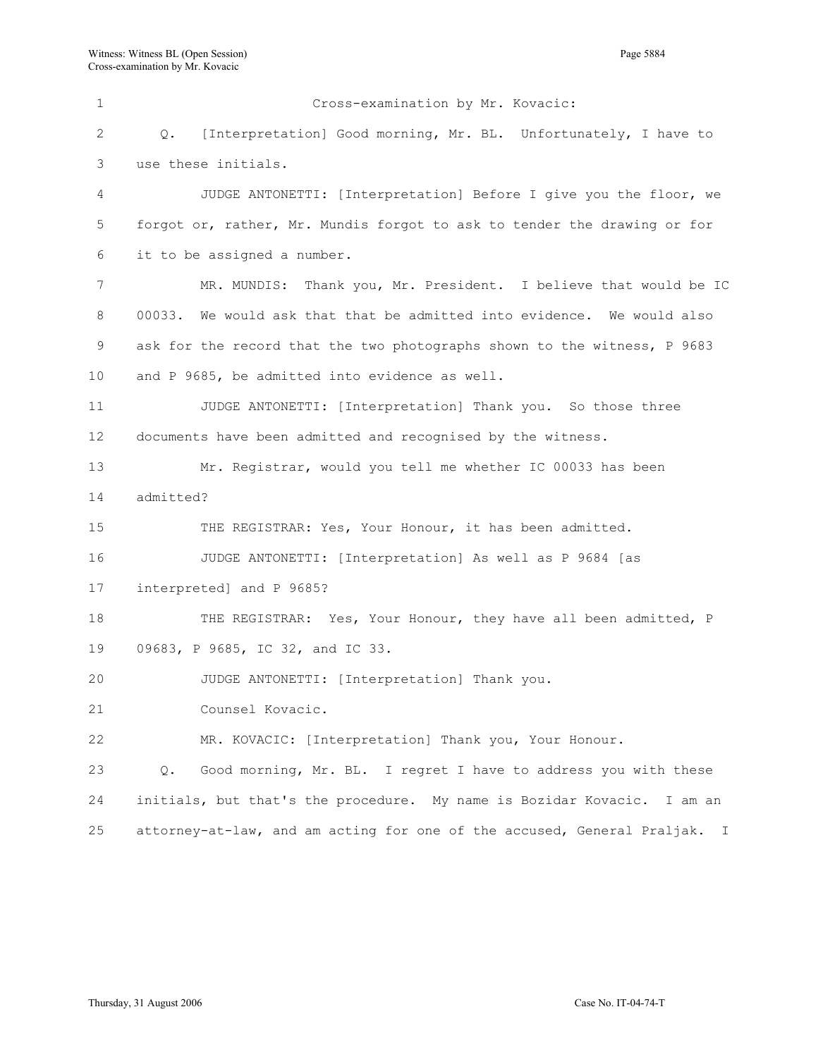Cross-examination by Mr. Kovacic:

Q. [Interpretation] Good morning, Mr. BL. Unfortunately, I have to use these initials.

JUDGE ANTONETTI: [Interpretation] Before I give you the floor, we forgot or, rather, Mr. Mundis forgot to ask to tender the drawing or for it to be assigned a number.

MR. MUNDIS: Thank you, Mr. President. I believe that would be IC 00033. We would ask that that be admitted into evidence. We would also ask for the record that the two photographs shown to the witness, P 9683 and P 9685, be admitted into evidence as well.

JUDGE ANTONETTI: [Interpretation] Thank you. So those three documents have been admitted and recognised by the witness.

Mr. Registrar, would you tell me whether IC 00033 has been admitted?

THE REGISTRAR: Yes, Your Honour, it has been admitted.

JUDGE ANTONETTI: [Interpretation] As well as P 9684 [as interpreted] and P 9685?

THE REGISTRAR: Yes, Your Honour, they have all been admitted, P 09683, P 9685, IC 32, and IC 33.

JUDGE ANTONETTI: [Interpretation] Thank you.

Counsel Kovacic.

MR. KOVACIC: [Interpretation] Thank you, Your Honour.

Q. Good morning, Mr. BL. I regret I have to address you with these initials, but that's the procedure. My name is Bozidar Kovacic. I am an attorney-at-law, and am acting for one of the accused, General Praljak. I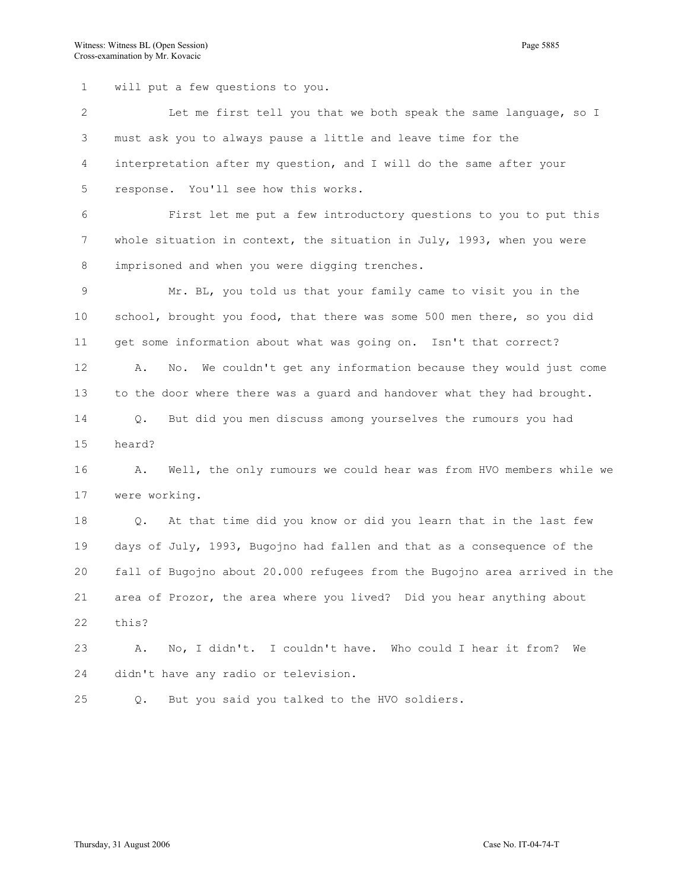will put a few questions to you.

Let me first tell you that we both speak the same language, so I must ask you to always pause a little and leave time for the interpretation after my question, and I will do the same after your response. You'll see how this works.

First let me put a few introductory questions to you to put this whole situation in context, the situation in July, 1993, when you were imprisoned and when you were digging trenches.

Mr. BL, you told us that your family came to visit you in the school, brought you food, that there was some 500 men there, so you did get some information about what was going on. Isn't that correct?

A. No. We couldn't get any information because they would just come to the door where there was a guard and handover what they had brought.

Q. But did you men discuss among yourselves the rumours you had heard?

A. Well, the only rumours we could hear was from HVO members while we were working.

Q. At that time did you know or did you learn that in the last few days of July, 1993, Bugojno had fallen and that as a consequence of the fall of Bugojno about 20.000 refugees from the Bugojno area arrived in the area of Prozor, the area where you lived? Did you hear anything about this?

A. No, I didn't. I couldn't have. Who could I hear it from? We didn't have any radio or television.

Q. But you said you talked to the HVO soldiers.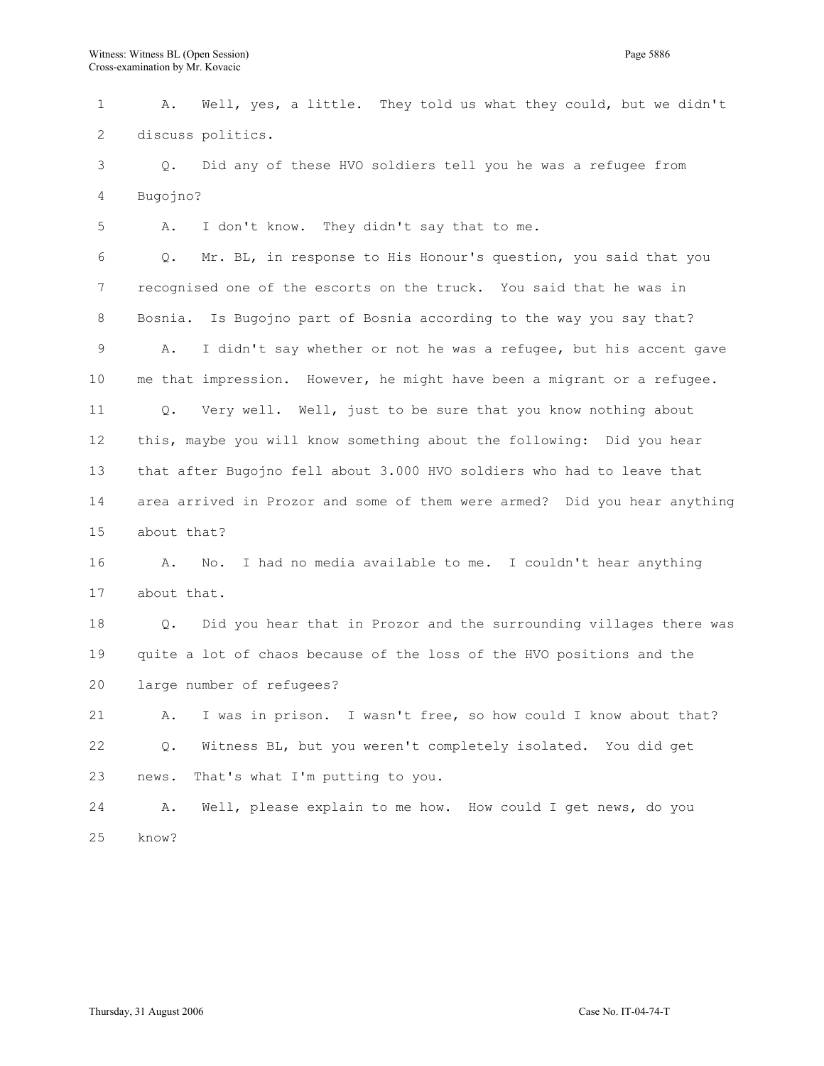A. Well, yes, a little. They told us what they could, but we didn't discuss politics.

Q. Did any of these HVO soldiers tell you he was a refugee from Bugojno?

A. I don't know. They didn't say that to me.

Q. Mr. BL, in response to His Honour's question, you said that you recognised one of the escorts on the truck. You said that he was in Bosnia. Is Bugojno part of Bosnia according to the way you say that?

A. I didn't say whether or not he was a refugee, but his accent gave me that impression. However, he might have been a migrant or a refugee.

Q. Very well. Well, just to be sure that you know nothing about this, maybe you will know something about the following: Did you hear that after Bugojno fell about 3.000 HVO soldiers who had to leave that area arrived in Prozor and some of them were armed? Did you hear anything about that?

A. No. I had no media available to me. I couldn't hear anything about that.

Q. Did you hear that in Prozor and the surrounding villages there was quite a lot of chaos because of the loss of the HVO positions and the large number of refugees?

A. I was in prison. I wasn't free, so how could I know about that?

Q. Witness BL, but you weren't completely isolated. You did get news. That's what I'm putting to you.

A. Well, please explain to me how. How could I get news, do you know?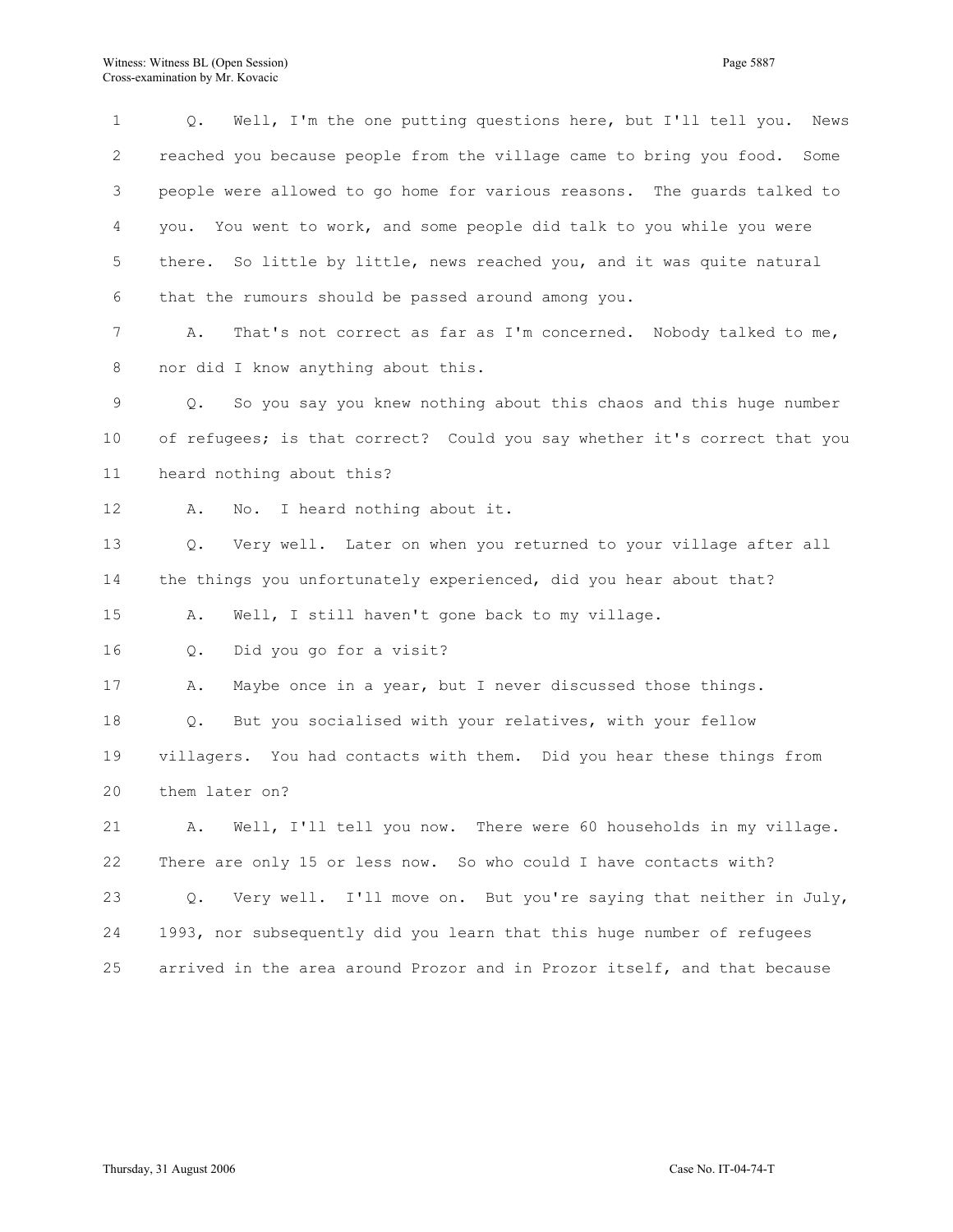Q. Well, I'm the one putting questions here, but I'll tell you. News reached you because people from the village came to bring you food. Some people were allowed to go home for various reasons. The guards talked to you. You went to work, and some people did talk to you while you were there. So little by little, news reached you, and it was quite natural that the rumours should be passed around among you.

A. That's not correct as far as I'm concerned. Nobody talked to me, nor did I know anything about this.

Q. So you say you knew nothing about this chaos and this huge number of refugees; is that correct? Could you say whether it's correct that you heard nothing about this?

A. No. I heard nothing about it.

Q. Very well. Later on when you returned to your village after all the things you unfortunately experienced, did you hear about that?

A. Well, I still haven't gone back to my village.

Q. Did you go for a visit?

A. Maybe once in a year, but I never discussed those things.

Q. But you socialised with your relatives, with your fellow villagers. You had contacts with them. Did you hear these things from them later on?

A. Well, I'll tell you now. There were 60 households in my village. There are only 15 or less now. So who could I have contacts with?

Q. Very well. I'll move on. But you're saying that neither in July, 1993, nor subsequently did you learn that this huge number of refugees arrived in the area around Prozor and in Prozor itself, and that because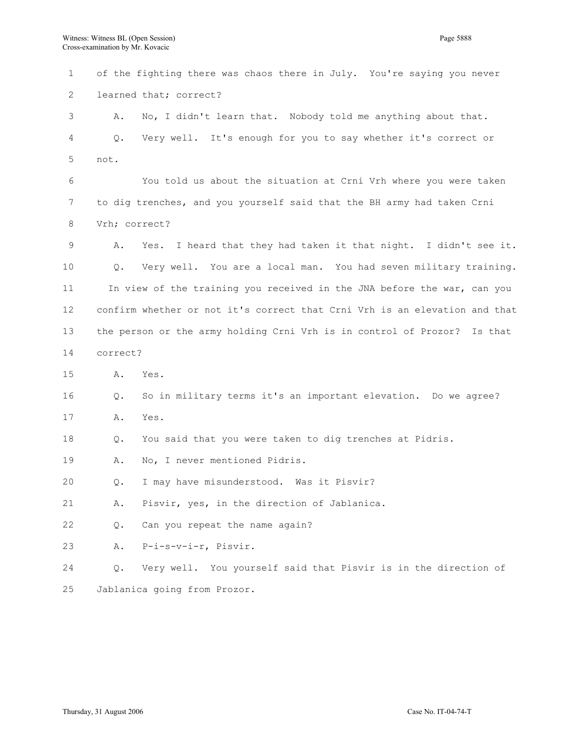of the fighting there was chaos there in July. You're saying you never learned that; correct?

A. No, I didn't learn that. Nobody told me anything about that.

Q. Very well. It's enough for you to say whether it's correct or not.

You told us about the situation at Crni Vrh where you were taken to dig trenches, and you yourself said that the BH army had taken Crni Vrh; correct?

A. Yes. I heard that they had taken it that night. I didn't see it.

Q. Very well. You are a local man. You had seven military training. In view of the training you received in the JNA before the war, can you confirm whether or not it's correct that Crni Vrh is an elevation and that the person or the army holding Crni Vrh is in control of Prozor? Is that correct?

A. Yes.

Q. So in military terms it's an important elevation. Do we agree?

A. Yes.

Q. You said that you were taken to dig trenches at Pidris.

A. No, I never mentioned Pidris.

Q. I may have misunderstood. Was it Pisvir?

A. Pisvir, yes, in the direction of Jablanica.

Q. Can you repeat the name again?

A. P-i-s-v-i-r, Pisvir.

Q. Very well. You yourself said that Pisvir is in the direction of Jablanica going from Prozor.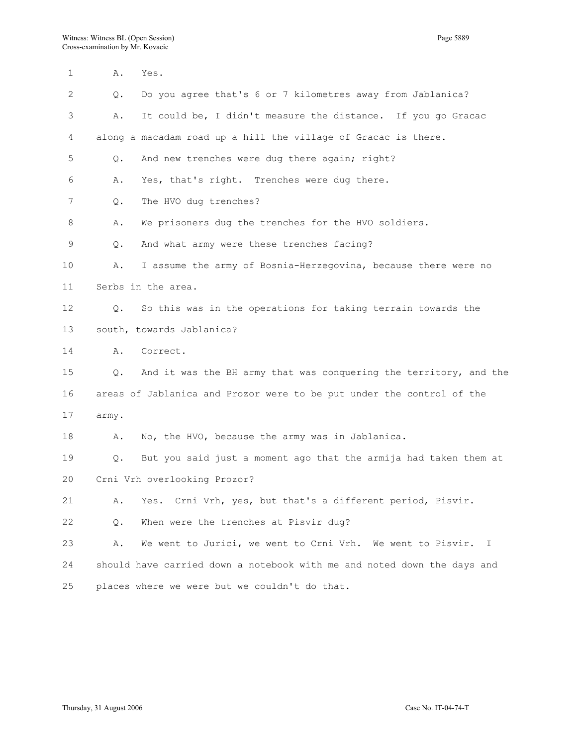1 A. Yes.

2 Q. Do you agree that's 6 or 7 kilometres away from Jablanica?

3 A. It could be, I didn't measure the distance. If you go Gracac

4 along a macadam road up a hill the village of Gracac is there.

5 Q. And new trenches were dug there again; right?

6 A. Yes, that's right. Trenches were dug there.

7 Q. The HVO dug trenches?

8 A. We prisoners dug the trenches for the HVO soldiers.

9 Q. And what army were these trenches facing?

10 A. I assume the army of Bosnia-Herzegovina, because there were no

11 Serbs in the area.

12 Q. So this was in the operations for taking terrain towards the

13 south, towards Jablanica?

14 A. Correct.

15 Q. And it was the BH army that was conquering the territory, and the

16 areas of Jablanica and Prozor were to be put under the control of the

17 army.

18 A. No, the HVO, because the army was in Jablanica.

19 Q. But you said just a moment ago that the armija had taken them at

20 Crni Vrh overlooking Prozor?

21 A. Yes. Crni Vrh, yes, but that's a different period, Pisvir.

22 Q. When were the trenches at Pisvir dug?

23 A. We went to Jurici, we went to Crni Vrh. We went to Pisvir. I

24 should have carried down a notebook with me and noted down the days and

25 places where we were but we couldn't do that.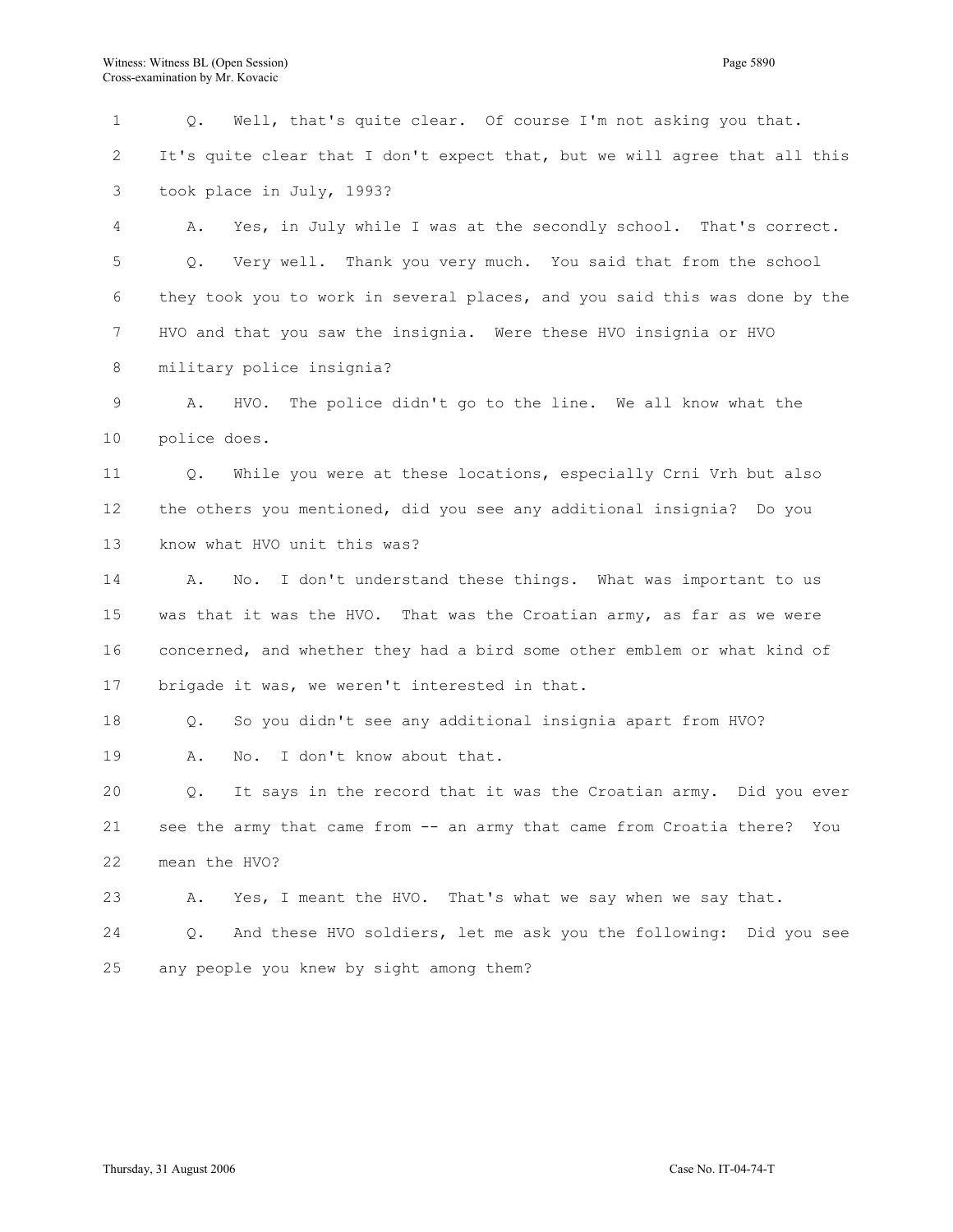1 Q. Well, that's quite clear. Of course I'm not asking you that.

2 It's quite clear that I don't expect that, but we will agree that all this

3 took place in July, 1993?

4 A. Yes, in July while I was at the secondly school. That's correct.

5 Q. Very well. Thank you very much. You said that from the school

6 they took you to work in several places, and you said this was done by the

7 HVO and that you saw the insignia. Were these HVO insignia or HVO

8 military police insignia?

9 A. HVO. The police didn't go to the line. We all know what the

10 police does.

11 Q. While you were at these locations, especially Crni Vrh but also

12 the others you mentioned, did you see any additional insignia? Do you

13 know what HVO unit this was?

14 A. No. I don't understand these things. What was important to us

15 was that it was the HVO. That was the Croatian army, as far as we were

16 concerned, and whether they had a bird some other emblem or what kind of

17 brigade it was, we weren't interested in that.

18 Q. So you didn't see any additional insignia apart from HVO?

19 A. No. I don't know about that.

20 Q. It says in the record that it was the Croatian army. Did you ever

21 see the army that came from -- an army that came from Croatia there? You

22 mean the HVO?

23 A. Yes, I meant the HVO. That's what we say when we say that.

24 Q. And these HVO soldiers, let me ask you the following: Did you see

25 any people you knew by sight among them?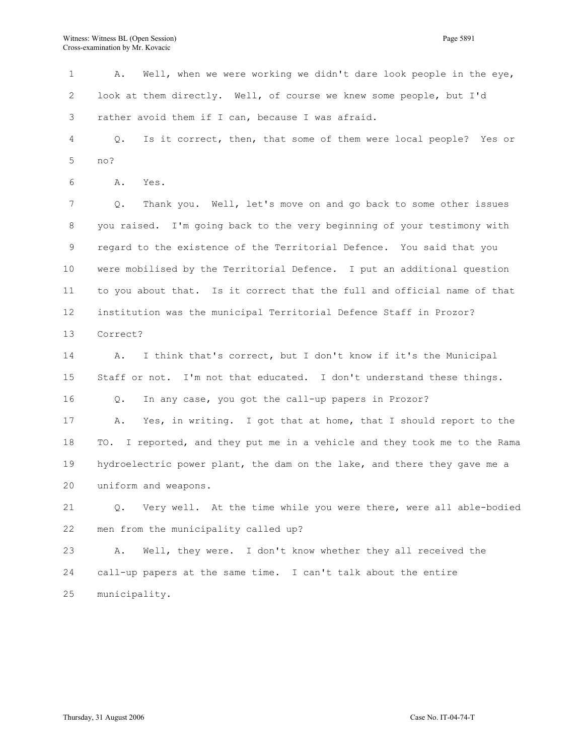1 A. Well, when we were working we didn't dare look people in the eye,
2 look at them directly. Well, of course we knew some people, but I'd
3 rather avoid them if I can, because I was afraid.
4 Q. Is it correct, then, that some of them were local people? Yes or
5 no?
6 A. Yes.
7 Q. Thank you. Well, let's move on and go back to some other issues
8 you raised. I'm going back to the very beginning of your testimony with
9 regard to the existence of the Territorial Defence. You said that you
10 were mobilised by the Territorial Defence. I put an additional question
11 to you about that. Is it correct that the full and official name of that
12 institution was the municipal Territorial Defence Staff in Prozor?
13 Correct?
14 A. I think that's correct, but I don't know if it's the Municipal
15 Staff or not. I'm not that educated. I don't understand these things.
16 Q. In any case, you got the call-up papers in Prozor?
17 A. Yes, in writing. I got that at home, that I should report to the
18 TO. I reported, and they put me in a vehicle and they took me to the Rama
19 hydroelectric power plant, the dam on the lake, and there they gave me a
20 uniform and weapons.
21 Q. Very well. At the time while you were there, were all able-bodied
22 men from the municipality called up?
23 A. Well, they were. I don't know whether they all received the
24 call-up papers at the same time. I can't talk about the entire
25 municipality.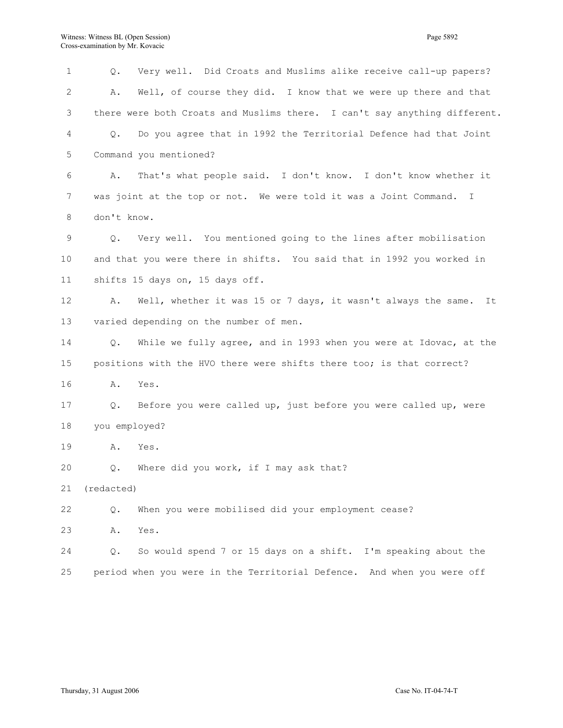1 Q. Very well. Did Croats and Muslims alike receive call-up papers?

2 A. Well, of course they did. I know that we were up there and that

3 there were both Croats and Muslims there. I can't say anything different.

4 Q. Do you agree that in 1992 the Territorial Defence had that Joint

5 Command you mentioned?

6 A. That's what people said. I don't know. I don't know whether it

7 was joint at the top or not. We were told it was a Joint Command. I

8 don't know.

9 Q. Very well. You mentioned going to the lines after mobilisation

10 and that you were there in shifts. You said that in 1992 you worked in

11 shifts 15 days on, 15 days off.

12 A. Well, whether it was 15 or 7 days, it wasn't always the same. It

13 varied depending on the number of men.

14 Q. While we fully agree, and in 1993 when you were at Idovac, at the

15 positions with the HVO there were shifts there too; is that correct?

16 A. Yes.

17 Q. Before you were called up, just before you were called up, were

18 you employed?

19 A. Yes.

20 Q. Where did you work, if I may ask that?

21 (redacted)

22 Q. When you were mobilised did your employment cease?

23 A. Yes.

24 Q. So would spend 7 or 15 days on a shift. I'm speaking about the

25 period when you were in the Territorial Defence. And when you were off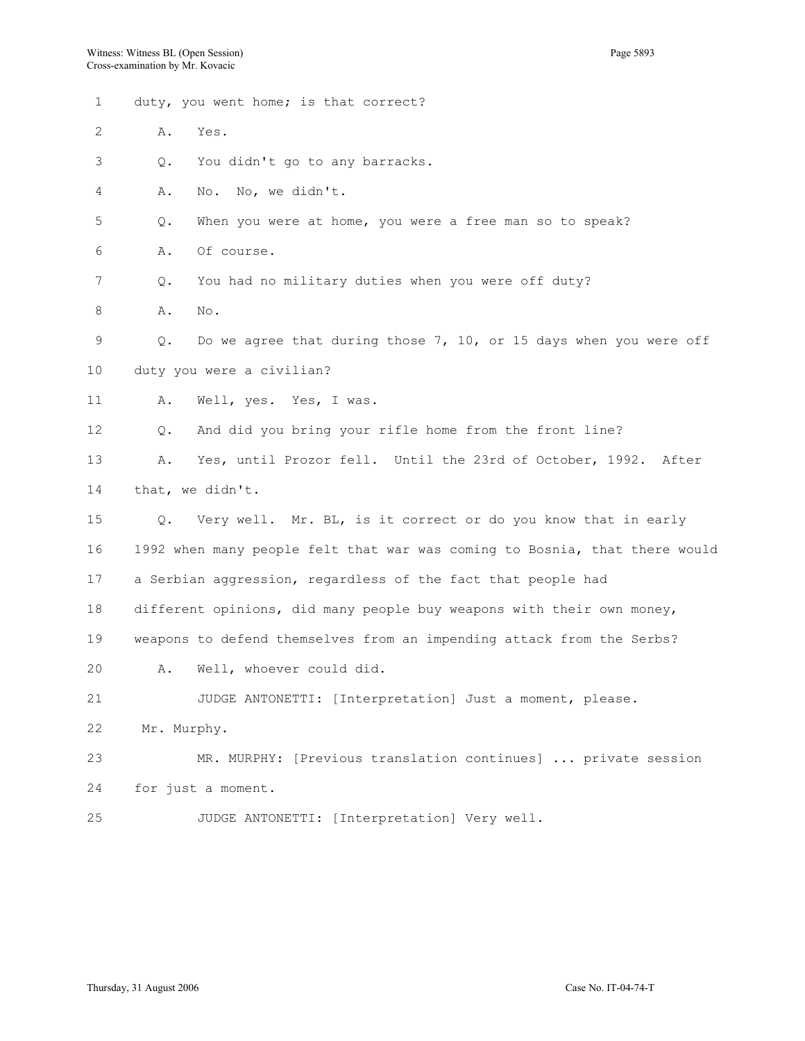duty, you went home; is that correct?

A. Yes.

Q. You didn't go to any barracks.

A. No. No, we didn't.

Q. When you were at home, you were a free man so to speak?

A. Of course.

Q. You had no military duties when you were off duty?

A. No.

Q. Do we agree that during those 7, 10, or 15 days when you were off duty you were a civilian?

A. Well, yes. Yes, I was.

Q. And did you bring your rifle home from the front line?

A. Yes, until Prozor fell. Until the 23rd of October, 1992. After that, we didn't.

Q. Very well. Mr. BL, is it correct or do you know that in early 1992 when many people felt that war was coming to Bosnia, that there would a Serbian aggression, regardless of the fact that people had different opinions, did many people buy weapons with their own money, weapons to defend themselves from an impending attack from the Serbs?

A. Well, whoever could did.

JUDGE ANTONETTI: [Interpretation] Just a moment, please.

Mr. Murphy.

MR. MURPHY: [Previous translation continues] ... private session for just a moment.

JUDGE ANTONETTI: [Interpretation] Very well.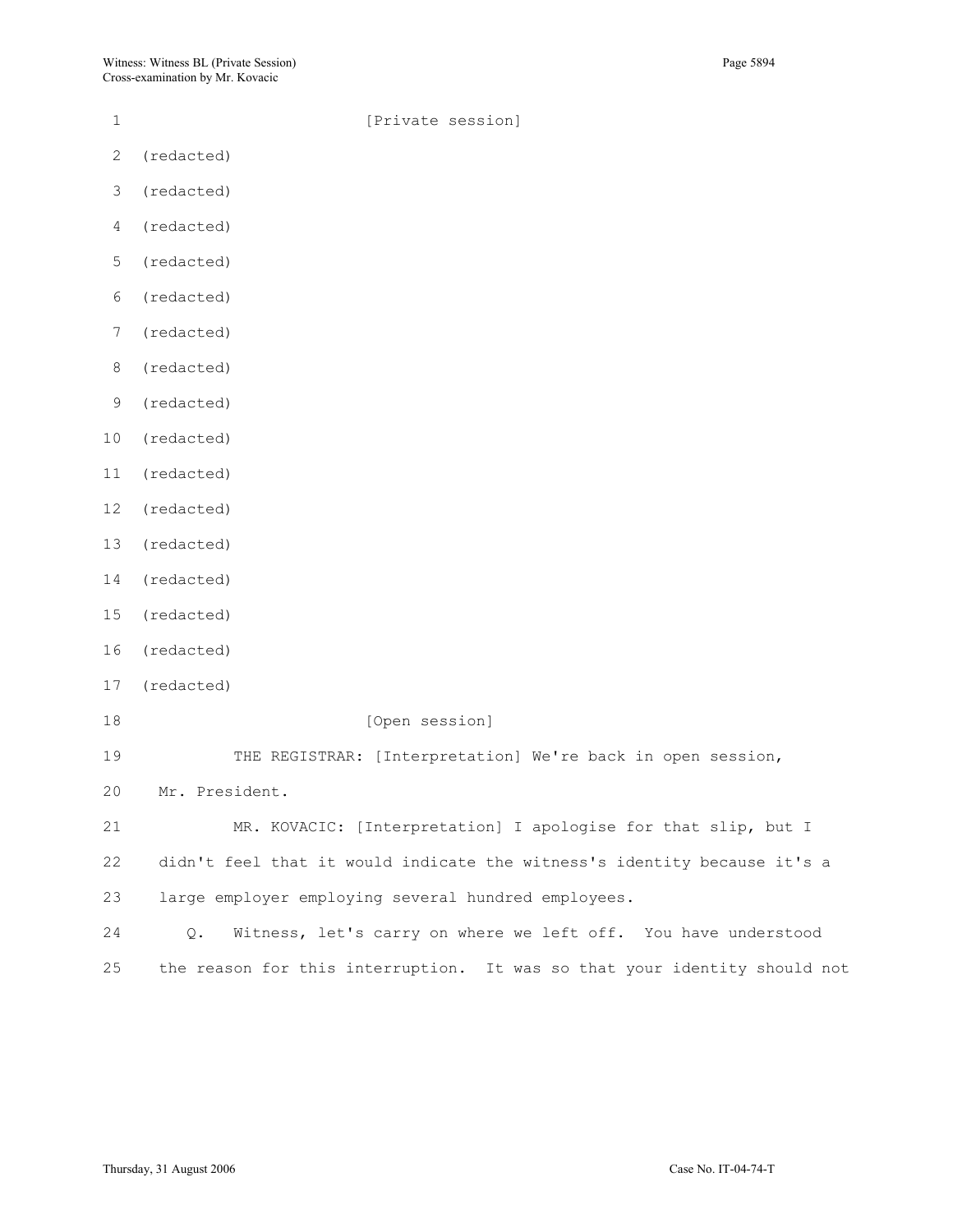[Private session]

(redacted)

(redacted)

(redacted)

(redacted)

(redacted)

(redacted)

(redacted)

(redacted)

(redacted)

(redacted)

(redacted)

(redacted)

(redacted)

(redacted)

(redacted)

(redacted)

[Open session]

THE REGISTRAR: [Interpretation] We're back in open session, Mr. President.

MR. KOVACIC: [Interpretation] I apologise for that slip, but I didn't feel that it would indicate the witness's identity because it's a large employer employing several hundred employees.

Q. Witness, let's carry on where we left off. You have understood the reason for this interruption. It was so that your identity should not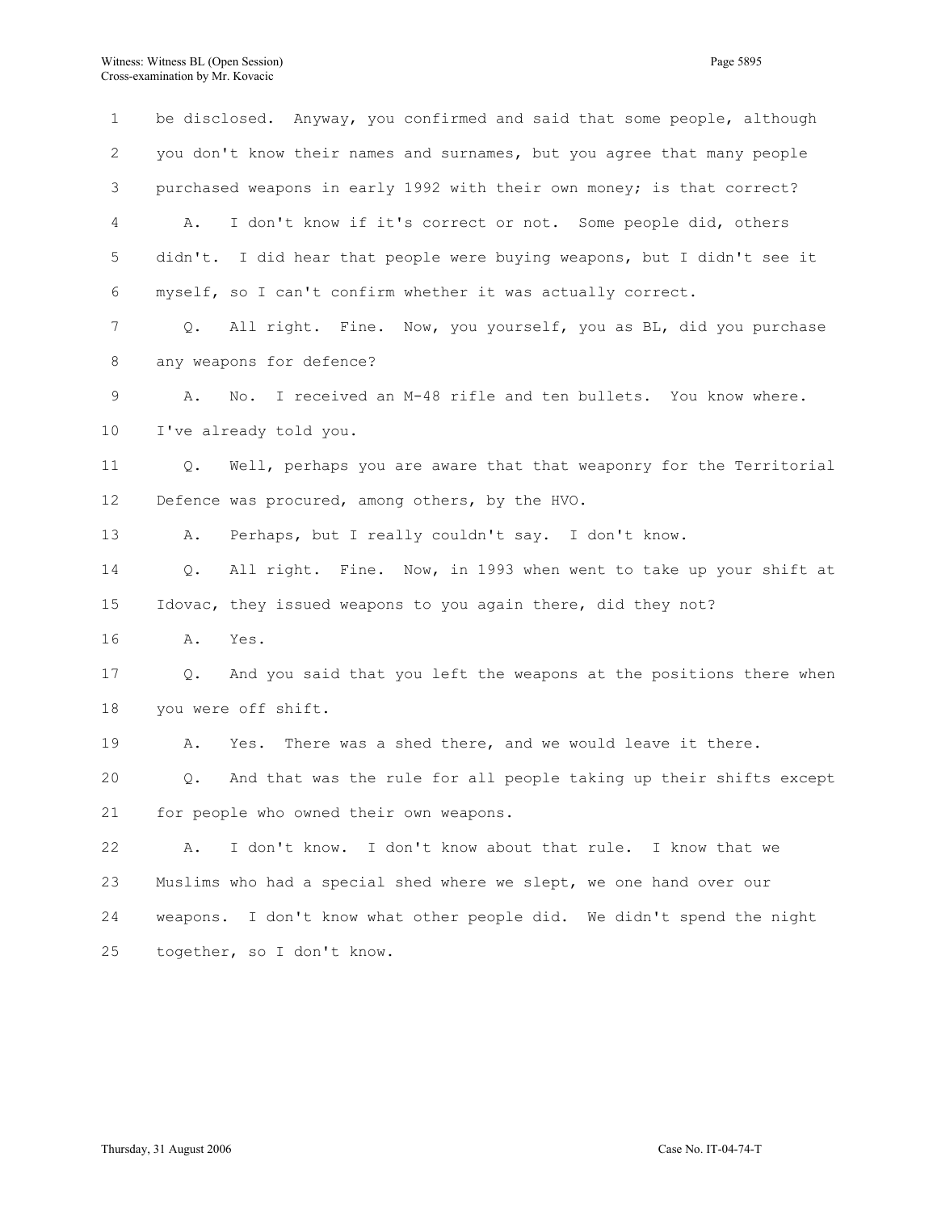1 be disclosed. Anyway, you confirmed and said that some people, although
2 you don't know their names and surnames, but you agree that many people
3 purchased weapons in early 1992 with their own money; is that correct?
4 A. I don't know if it's correct or not. Some people did, others
5 didn't. I did hear that people were buying weapons, but I didn't see it
6 myself, so I can't confirm whether it was actually correct.
7 Q. All right. Fine. Now, you yourself, you as BL, did you purchase
8 any weapons for defence?
9 A. No. I received an M-48 rifle and ten bullets. You know where.
10 I've already told you.
11 Q. Well, perhaps you are aware that that weaponry for the Territorial
12 Defence was procured, among others, by the HVO.
13 A. Perhaps, but I really couldn't say. I don't know.
14 Q. All right. Fine. Now, in 1993 when went to take up your shift at
15 Idovac, they issued weapons to you again there, did they not?
16 A. Yes.
17 Q. And you said that you left the weapons at the positions there when
18 you were off shift.
19 A. Yes. There was a shed there, and we would leave it there.
20 Q. And that was the rule for all people taking up their shifts except
21 for people who owned their own weapons.
22 A. I don't know. I don't know about that rule. I know that we
23 Muslims who had a special shed where we slept, we one hand over our
24 weapons. I don't know what other people did. We didn't spend the night
25 together, so I don't know.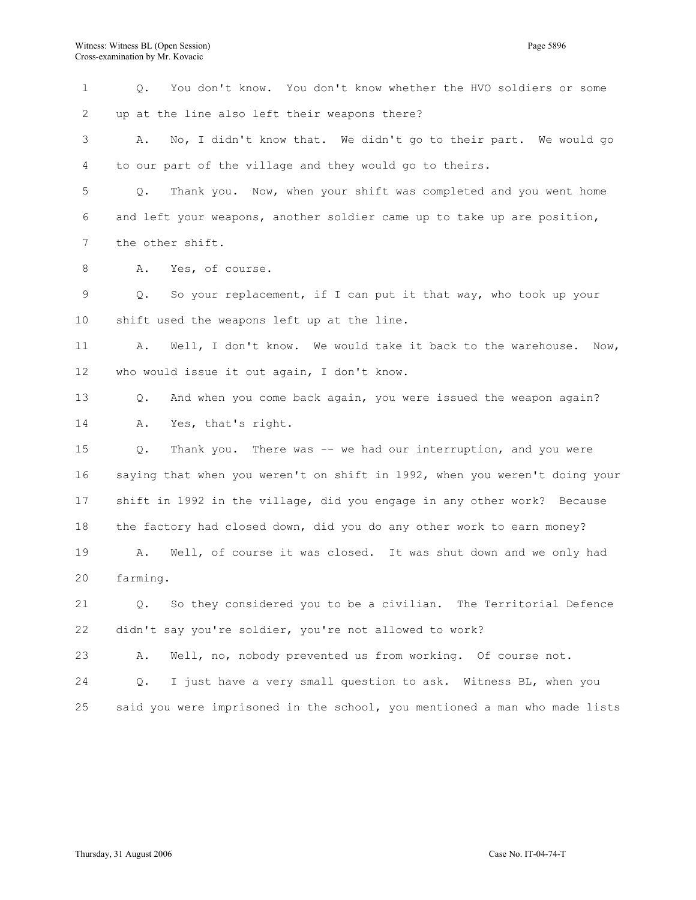Q. You don't know. You don't know whether the HVO soldiers or some up at the line also left their weapons there?

A. No, I didn't know that. We didn't go to their part. We would go to our part of the village and they would go to theirs.

Q. Thank you. Now, when your shift was completed and you went home and left your weapons, another soldier came up to take up are position, the other shift.

A. Yes, of course.

Q. So your replacement, if I can put it that way, who took up your shift used the weapons left up at the line.

A. Well, I don't know. We would take it back to the warehouse. Now, who would issue it out again, I don't know.

Q. And when you come back again, you were issued the weapon again?

A. Yes, that's right.

Q. Thank you. There was -- we had our interruption, and you were saying that when you weren't on shift in 1992, when you weren't doing your shift in 1992 in the village, did you engage in any other work? Because the factory had closed down, did you do any other work to earn money?

A. Well, of course it was closed. It was shut down and we only had farming.

Q. So they considered you to be a civilian. The Territorial Defence didn't say you're soldier, you're not allowed to work?

A. Well, no, nobody prevented us from working. Of course not.

Q. I just have a very small question to ask. Witness BL, when you said you were imprisoned in the school, you mentioned a man who made lists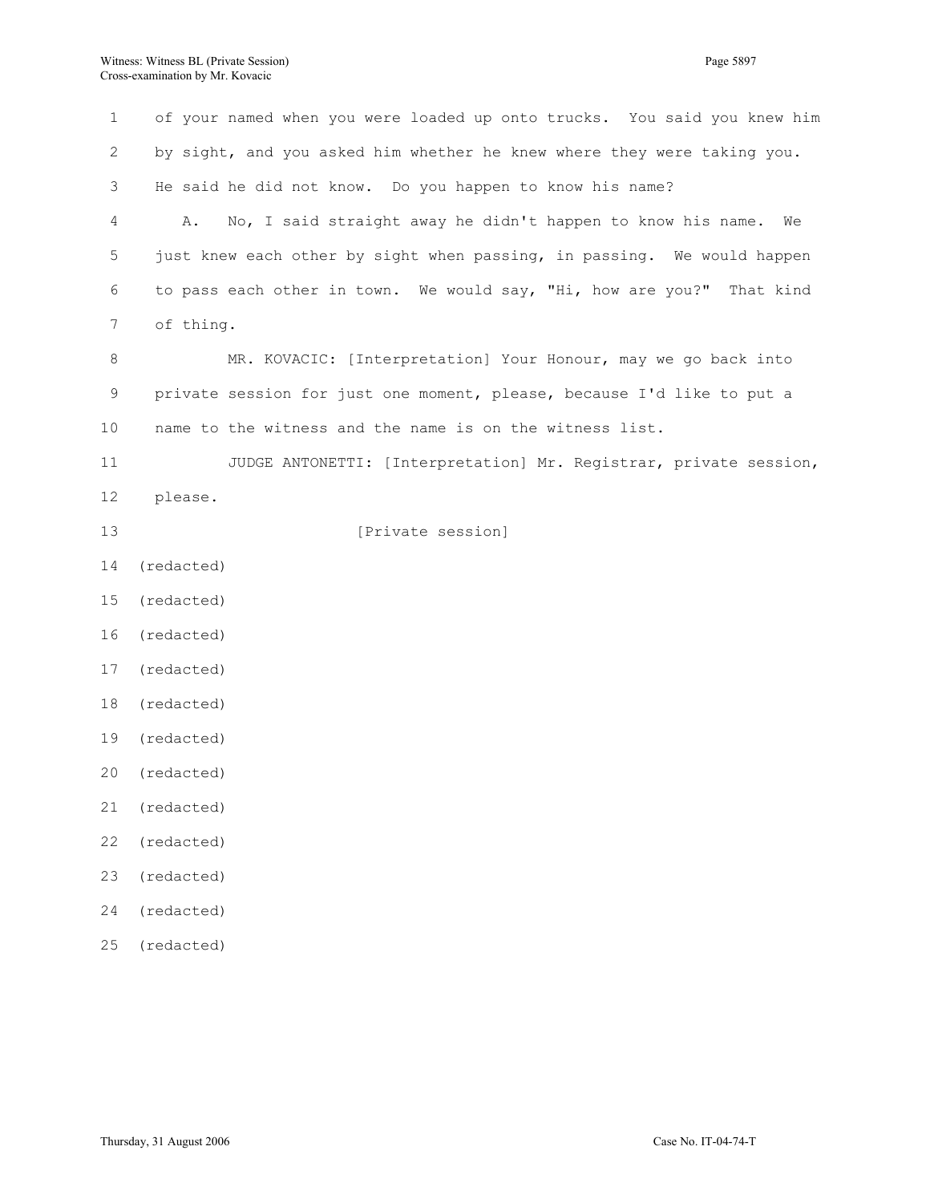of your named when you were loaded up onto trucks. You said you knew him by sight, and you asked him whether he knew where they were taking you. He said he did not know. Do you happen to know his name?

A. No, I said straight away he didn't happen to know his name. We just knew each other by sight when passing, in passing. We would happen to pass each other in town. We would say, "Hi, how are you?" That kind of thing.

MR. KOVACIC: [Interpretation] Your Honour, may we go back into private session for just one moment, please, because I'd like to put a name to the witness and the name is on the witness list.

JUDGE ANTONETTI: [Interpretation] Mr. Registrar, private session, please.

[Private session]

(redacted)

(redacted)

(redacted)

(redacted)

(redacted)

(redacted)

(redacted)

(redacted)

(redacted)

(redacted)

(redacted)

(redacted)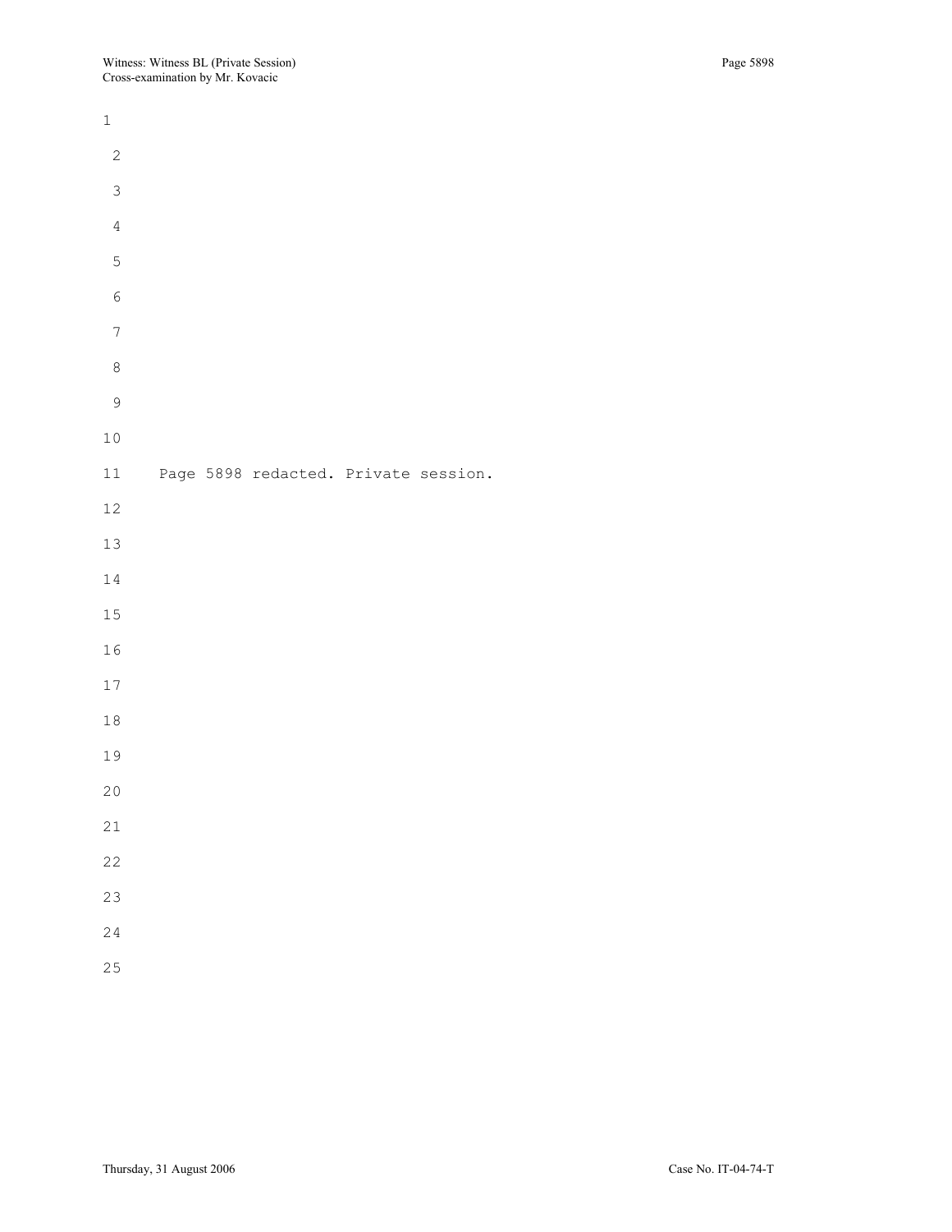Page 5898 redacted. Private session.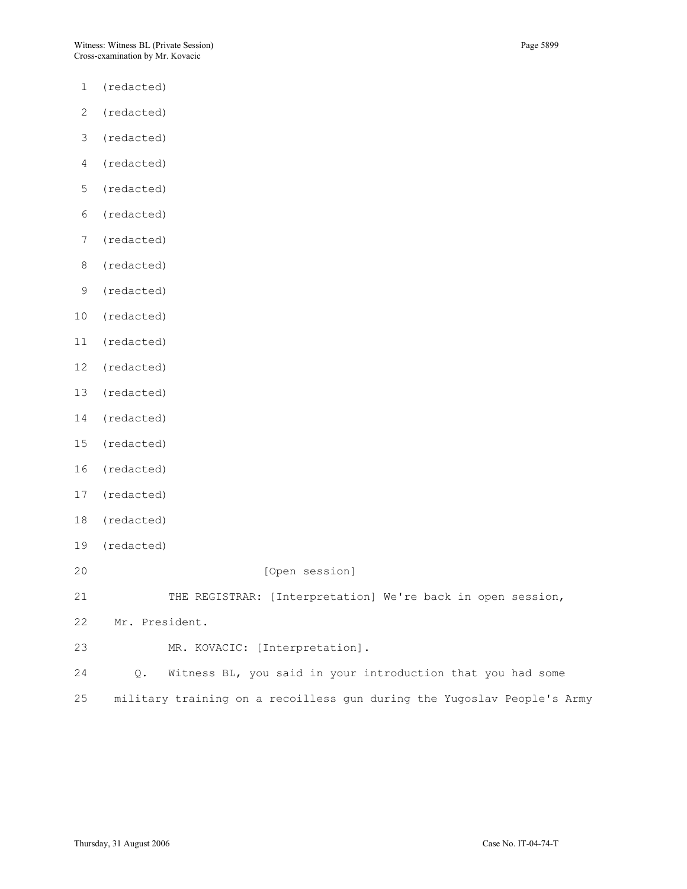1 (redacted)

2 (redacted)

3 (redacted)

4 (redacted)

5 (redacted)

6 (redacted)

7 (redacted)

8 (redacted)

9 (redacted)

10 (redacted)

11 (redacted)

12 (redacted)

13 (redacted)

14 (redacted)

15 (redacted)

16 (redacted)

17 (redacted)

18 (redacted)

19 (redacted)

20 [Open session]

21 THE REGISTRAR: [Interpretation] We're back in open session,

22 Mr. President.

23 MR. KOVACIC: [Interpretation].

24 Q. Witness BL, you said in your introduction that you had some

25 military training on a recoilless gun during the Yugoslav People's Army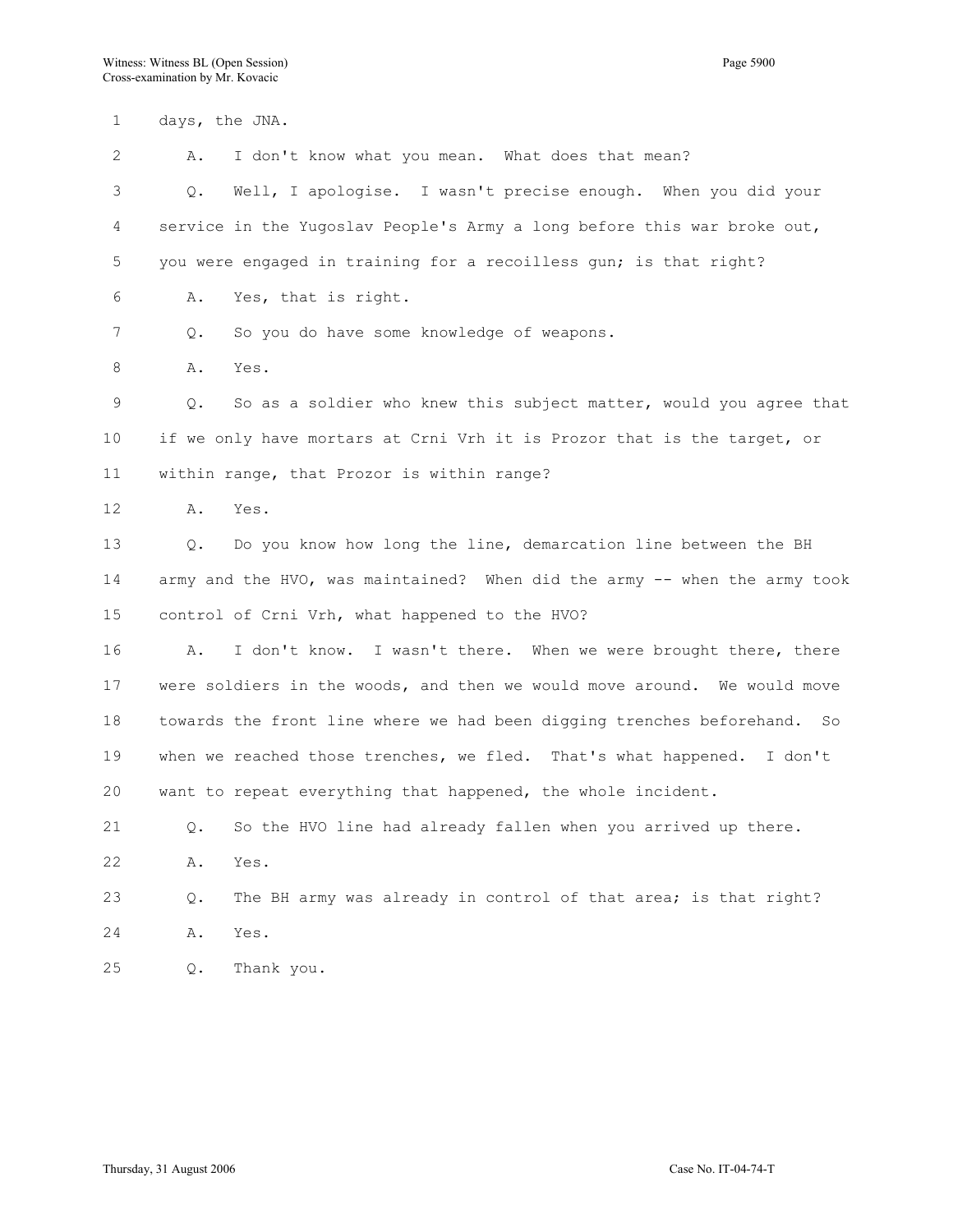days, the JNA.

A. I don't know what you mean. What does that mean?

Q. Well, I apologise. I wasn't precise enough. When you did your service in the Yugoslav People's Army a long before this war broke out, you were engaged in training for a recoilless gun; is that right?

A. Yes, that is right.

Q. So you do have some knowledge of weapons.

A. Yes.

Q. So as a soldier who knew this subject matter, would you agree that if we only have mortars at Crni Vrh it is Prozor that is the target, or within range, that Prozor is within range?

A. Yes.

Q. Do you know how long the line, demarcation line between the BH army and the HVO, was maintained? When did the army -- when the army took control of Crni Vrh, what happened to the HVO?

A. I don't know. I wasn't there. When we were brought there, there were soldiers in the woods, and then we would move around. We would move towards the front line where we had been digging trenches beforehand. So when we reached those trenches, we fled. That's what happened. I don't want to repeat everything that happened, the whole incident.

Q. So the HVO line had already fallen when you arrived up there.

A. Yes.

Q. The BH army was already in control of that area; is that right?

A. Yes.

Q. Thank you.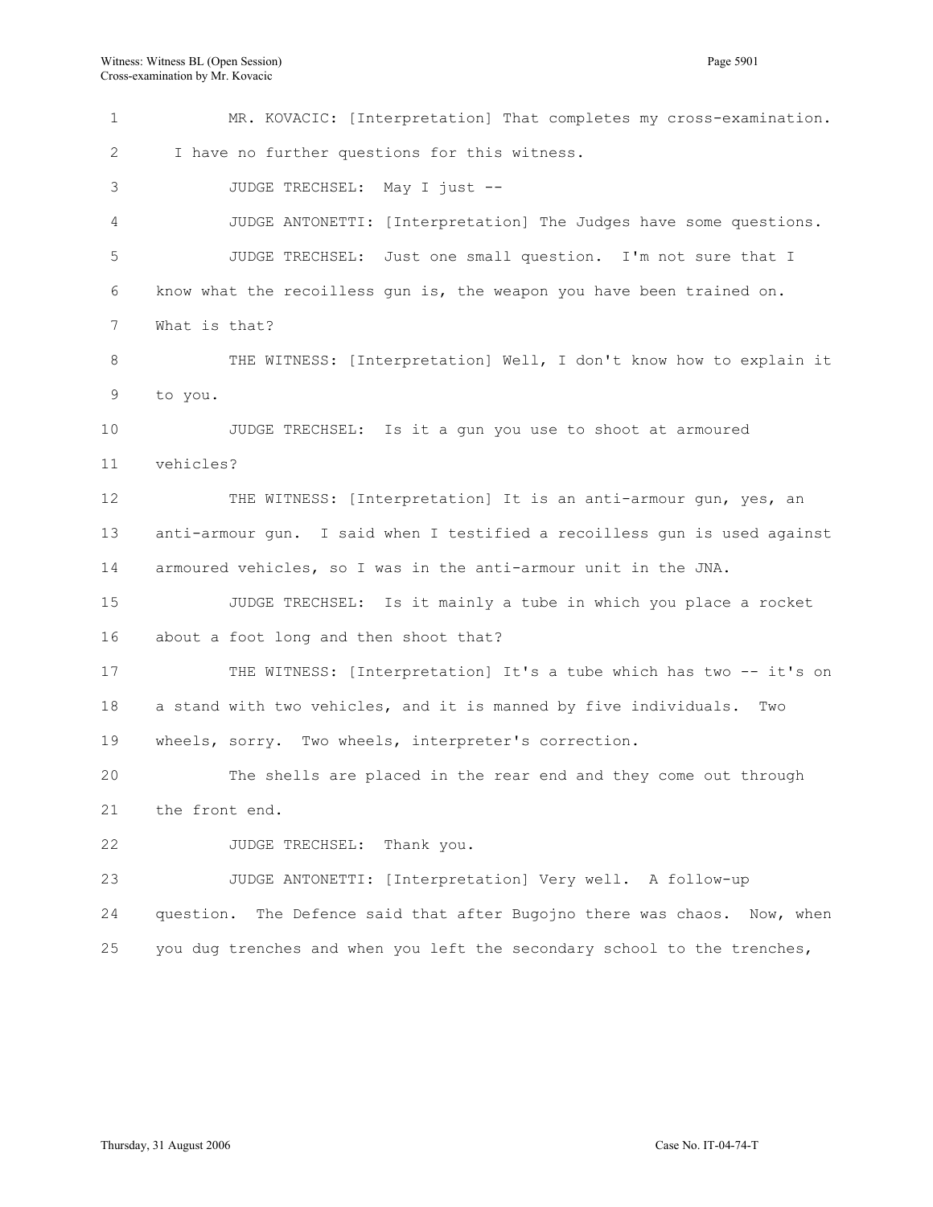1 MR. KOVACIC: [Interpretation] That completes my cross-examination.

2 I have no further questions for this witness.

3 JUDGE TRECHSEL: May I just --

4 JUDGE ANTONETTI: [Interpretation] The Judges have some questions.

5 JUDGE TRECHSEL: Just one small question. I'm not sure that I

6 know what the recoilless gun is, the weapon you have been trained on.

7 What is that?

8 THE WITNESS: [Interpretation] Well, I don't know how to explain it

9 to you.

10 JUDGE TRECHSEL: Is it a gun you use to shoot at armoured

11 vehicles?

12 THE WITNESS: [Interpretation] It is an anti-armour gun, yes, an

13 anti-armour gun. I said when I testified a recoilless gun is used against

14 armoured vehicles, so I was in the anti-armour unit in the JNA.

15 JUDGE TRECHSEL: Is it mainly a tube in which you place a rocket

16 about a foot long and then shoot that?

17 THE WITNESS: [Interpretation] It's a tube which has two -- it's on

18 a stand with two vehicles, and it is manned by five individuals. Two

19 wheels, sorry. Two wheels, interpreter's correction.

20 The shells are placed in the rear end and they come out through

21 the front end.

22 JUDGE TRECHSEL: Thank you.

23 JUDGE ANTONETTI: [Interpretation] Very well. A follow-up

24 question. The Defence said that after Bugojno there was chaos. Now, when

25 you dug trenches and when you left the secondary school to the trenches,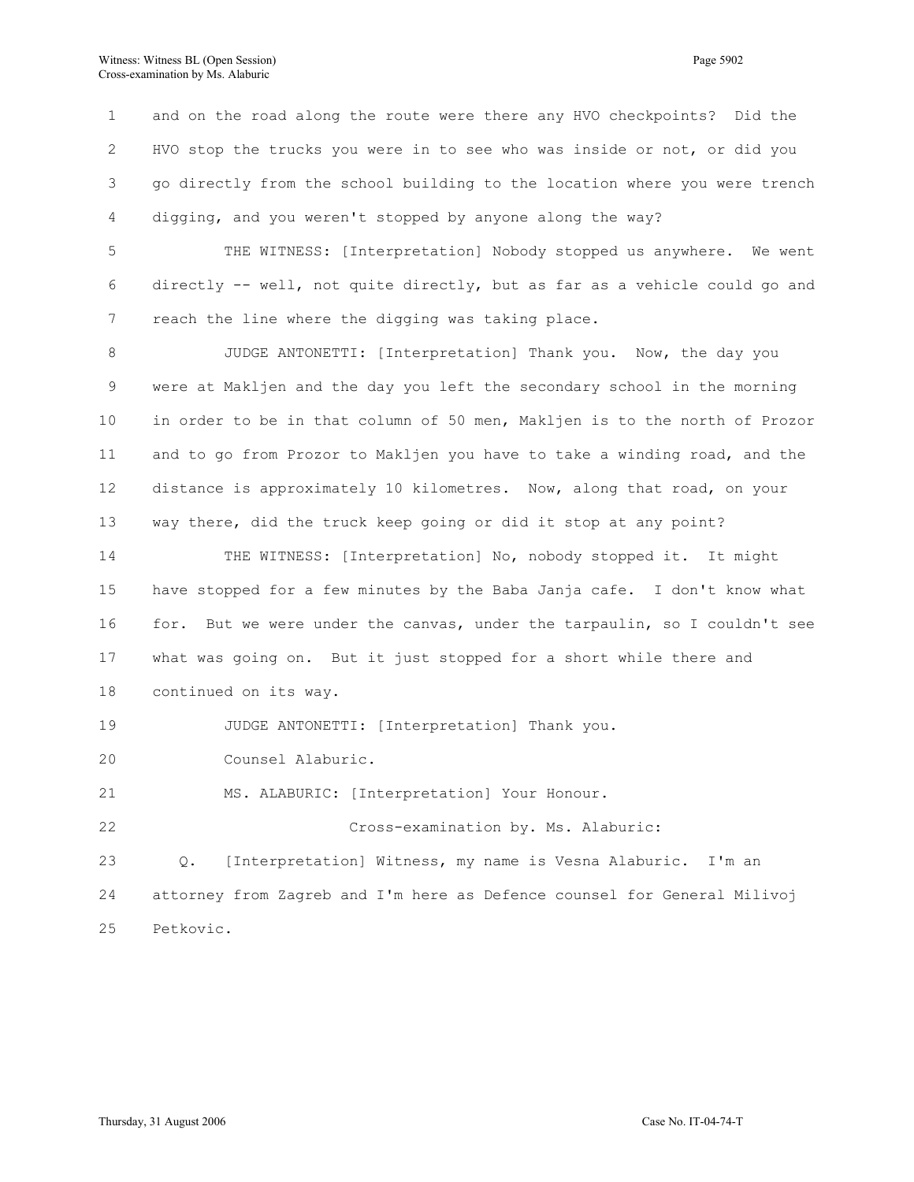and on the road along the route were there any HVO checkpoints? Did the HVO stop the trucks you were in to see who was inside or not, or did you go directly from the school building to the location where you were trench digging, and you weren't stopped by anyone along the way?

THE WITNESS: [Interpretation] Nobody stopped us anywhere. We went directly -- well, not quite directly, but as far as a vehicle could go and reach the line where the digging was taking place.

JUDGE ANTONETTI: [Interpretation] Thank you. Now, the day you were at Makljen and the day you left the secondary school in the morning in order to be in that column of 50 men, Makljen is to the north of Prozor and to go from Prozor to Makljen you have to take a winding road, and the distance is approximately 10 kilometres. Now, along that road, on your way there, did the truck keep going or did it stop at any point?

THE WITNESS: [Interpretation] No, nobody stopped it. It might have stopped for a few minutes by the Baba Janja cafe. I don't know what for. But we were under the canvas, under the tarpaulin, so I couldn't see what was going on. But it just stopped for a short while there and continued on its way.

JUDGE ANTONETTI: [Interpretation] Thank you.

Counsel Alaburic.

MS. ALABURIC: [Interpretation] Your Honour.

Cross-examination by. Ms. Alaburic:

Q. [Interpretation] Witness, my name is Vesna Alaburic. I'm an attorney from Zagreb and I'm here as Defence counsel for General Milivoj Petkovic.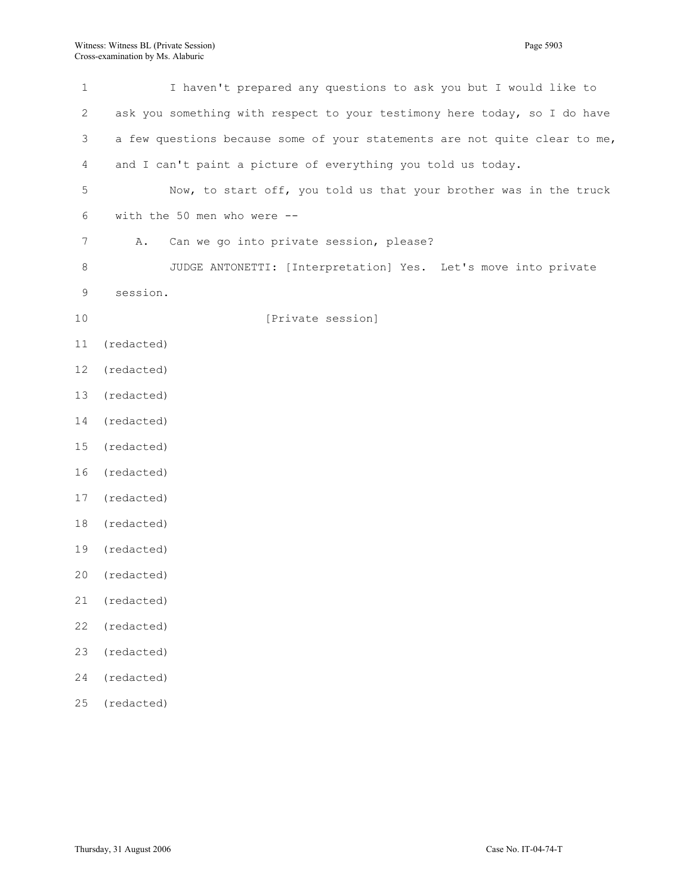1 I haven't prepared any questions to ask you but I would like to

2 ask you something with respect to your testimony here today, so I do have

3 a few questions because some of your statements are not quite clear to me,

4 and I can't paint a picture of everything you told us today.

5 Now, to start off, you told us that your brother was in the truck

6 with the 50 men who were --

7 A. Can we go into private session, please?

8 JUDGE ANTONETTI: [Interpretation] Yes. Let's move into private

9 session.

10 [Private session]

11 (redacted)

12 (redacted)

13 (redacted)

14 (redacted)

15 (redacted)

16 (redacted)

17 (redacted)

18 (redacted)

19 (redacted)

20 (redacted)

21 (redacted)

22 (redacted)

23 (redacted)

24 (redacted)

25 (redacted)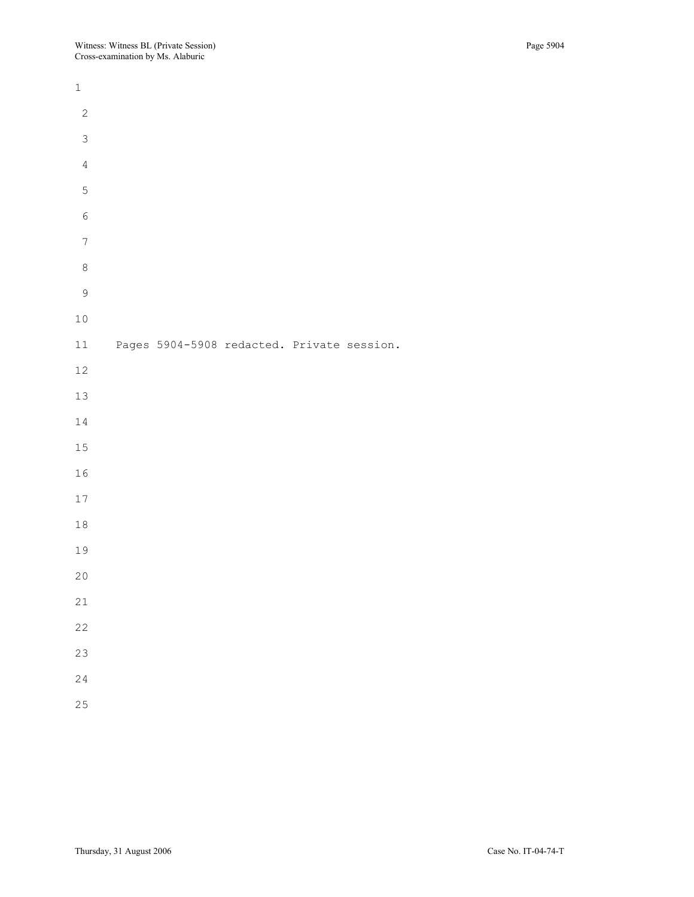Pages 5904-5908 redacted. Private session.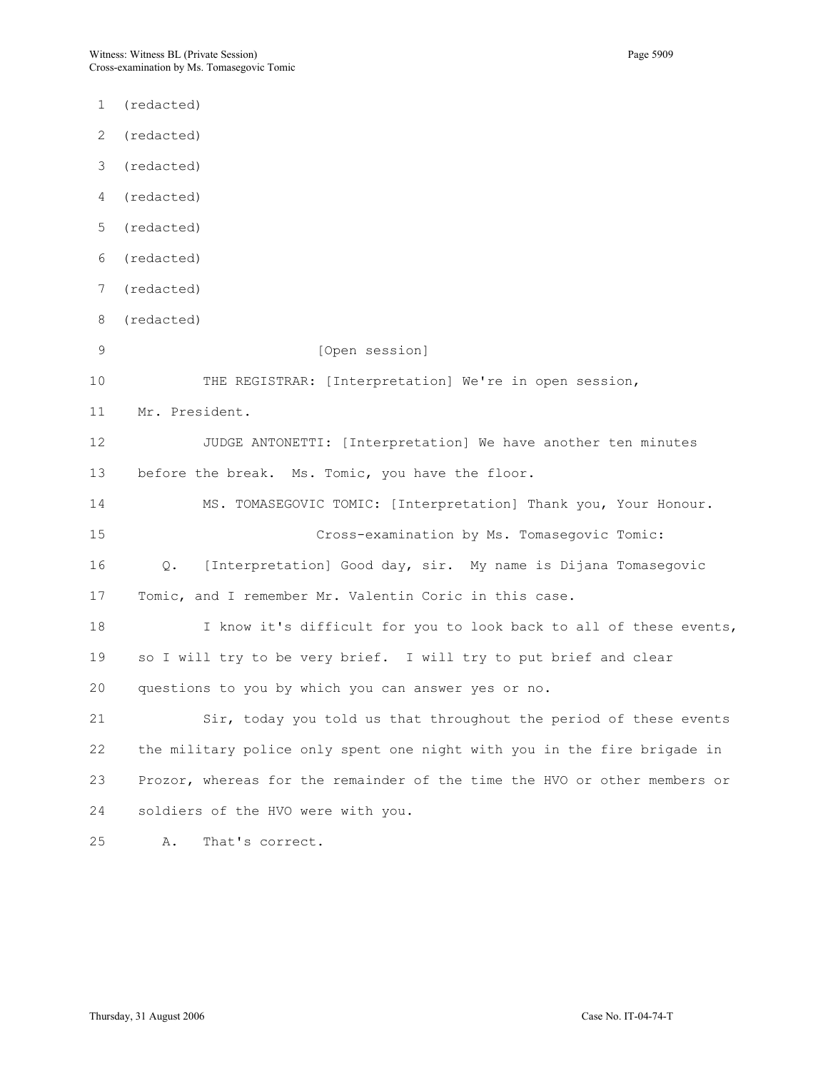1 (redacted)

2 (redacted)

3 (redacted)

4 (redacted)

5 (redacted)

6 (redacted)

7 (redacted)

8 (redacted)

9 [Open session]

10 THE REGISTRAR: [Interpretation] We're in open session,

11 Mr. President.

12 JUDGE ANTONETTI: [Interpretation] We have another ten minutes

13 before the break. Ms. Tomic, you have the floor.

14 MS. TOMASEGOVIC TOMIC: [Interpretation] Thank you, Your Honour.

15 Cross-examination by Ms. Tomasegovic Tomic:

16 Q. [Interpretation] Good day, sir. My name is Dijana Tomasegovic

17 Tomic, and I remember Mr. Valentin Coric in this case.

18 I know it's difficult for you to look back to all of these events,

19 so I will try to be very brief. I will try to put brief and clear

20 questions to you by which you can answer yes or no.

21 Sir, today you told us that throughout the period of these events

22 the military police only spent one night with you in the fire brigade in

23 Prozor, whereas for the remainder of the time the HVO or other members or

24 soldiers of the HVO were with you.

25 A. That's correct.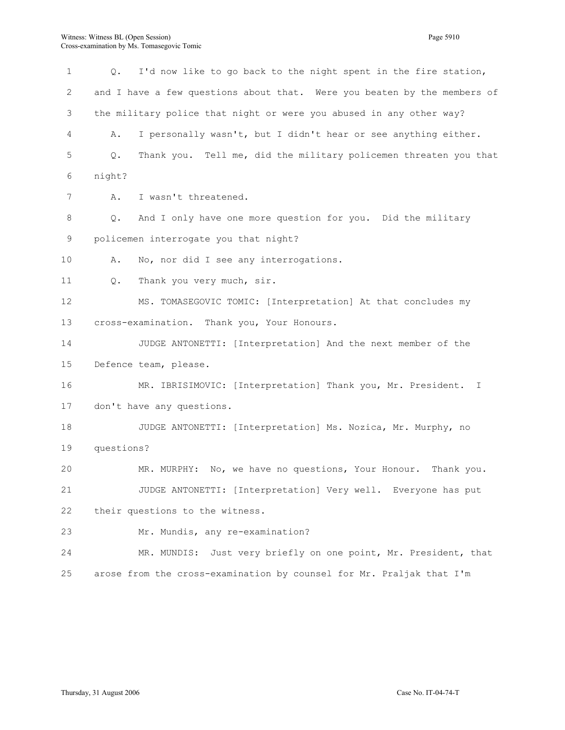Q. I'd now like to go back to the night spent in the fire station, and I have a few questions about that. Were you beaten by the members of the military police that night or were you abused in any other way?

A. I personally wasn't, but I didn't hear or see anything either.

Q. Thank you. Tell me, did the military policemen threaten you that night?

A. I wasn't threatened.

Q. And I only have one more question for you. Did the military policemen interrogate you that night?

A. No, nor did I see any interrogations.

Q. Thank you very much, sir.

MS. TOMASEGOVIC TOMIC: [Interpretation] At that concludes my cross-examination. Thank you, Your Honours.

JUDGE ANTONETTI: [Interpretation] And the next member of the Defence team, please.

MR. IBRISIMOVIC: [Interpretation] Thank you, Mr. President. I don't have any questions.

JUDGE ANTONETTI: [Interpretation] Ms. Nozica, Mr. Murphy, no questions?

MR. MURPHY: No, we have no questions, Your Honour. Thank you.

JUDGE ANTONETTI: [Interpretation] Very well. Everyone has put their questions to the witness.

Mr. Mundis, any re-examination?

MR. MUNDIS: Just very briefly on one point, Mr. President, that arose from the cross-examination by counsel for Mr. Praljak that I'm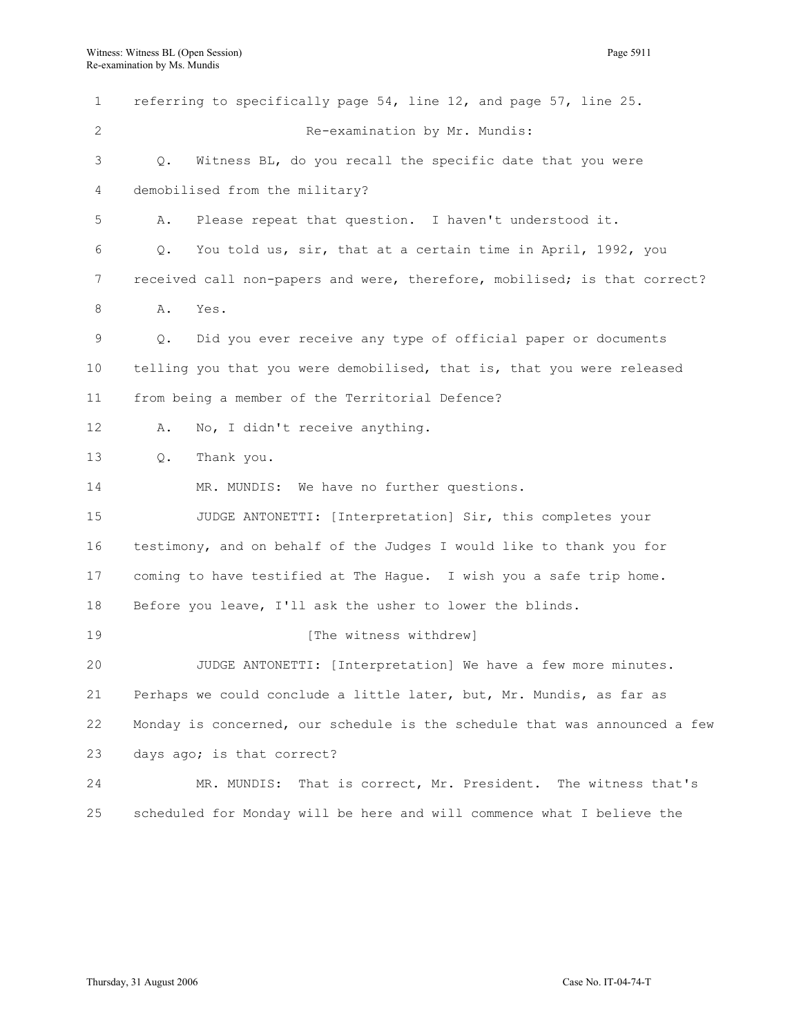referring to specifically page 54, line 12, and page 57, line 25.

Re-examination by Mr. Mundis:

Q. Witness BL, do you recall the specific date that you were demobilised from the military?

A. Please repeat that question. I haven't understood it.

Q. You told us, sir, that at a certain time in April, 1992, you received call non-papers and were, therefore, mobilised; is that correct?

A. Yes.

Q. Did you ever receive any type of official paper or documents telling you that you were demobilised, that is, that you were released from being a member of the Territorial Defence?

A. No, I didn't receive anything.

Q. Thank you.

MR. MUNDIS: We have no further questions.

JUDGE ANTONETTI: [Interpretation] Sir, this completes your testimony, and on behalf of the Judges I would like to thank you for coming to have testified at The Hague. I wish you a safe trip home. Before you leave, I'll ask the usher to lower the blinds.

[The witness withdrew]

JUDGE ANTONETTI: [Interpretation] We have a few more minutes. Perhaps we could conclude a little later, but, Mr. Mundis, as far as Monday is concerned, our schedule is the schedule that was announced a few days ago; is that correct?

MR. MUNDIS: That is correct, Mr. President. The witness that's scheduled for Monday will be here and will commence what I believe the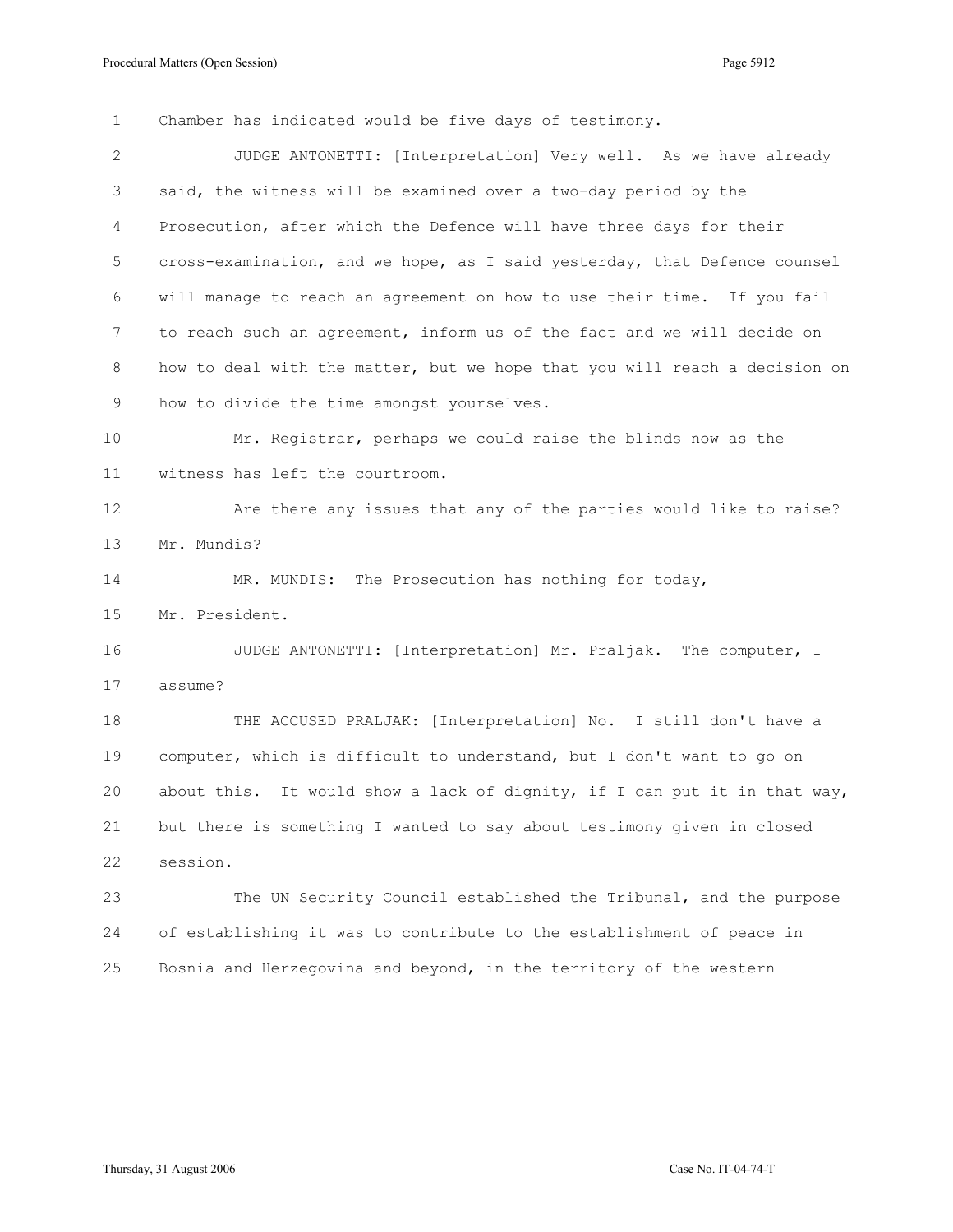1 Chamber has indicated would be five days of testimony.

2 JUDGE ANTONETTI: [Interpretation] Very well. As we have already

3 said, the witness will be examined over a two-day period by the

4 Prosecution, after which the Defence will have three days for their

5 cross-examination, and we hope, as I said yesterday, that Defence counsel

6 will manage to reach an agreement on how to use their time. If you fail

7 to reach such an agreement, inform us of the fact and we will decide on

8 how to deal with the matter, but we hope that you will reach a decision on

9 how to divide the time amongst yourselves.

10 Mr. Registrar, perhaps we could raise the blinds now as the

11 witness has left the courtroom.

12 Are there any issues that any of the parties would like to raise?

13 Mr. Mundis?

14 MR. MUNDIS: The Prosecution has nothing for today,

15 Mr. President.

16 JUDGE ANTONETTI: [Interpretation] Mr. Praljak. The computer, I

17 assume?

18 THE ACCUSED PRALJAK: [Interpretation] No. I still don't have a

19 computer, which is difficult to understand, but I don't want to go on

20 about this. It would show a lack of dignity, if I can put it in that way,

21 but there is something I wanted to say about testimony given in closed

22 session.

23 The UN Security Council established the Tribunal, and the purpose

24 of establishing it was to contribute to the establishment of peace in

25 Bosnia and Herzegovina and beyond, in the territory of the western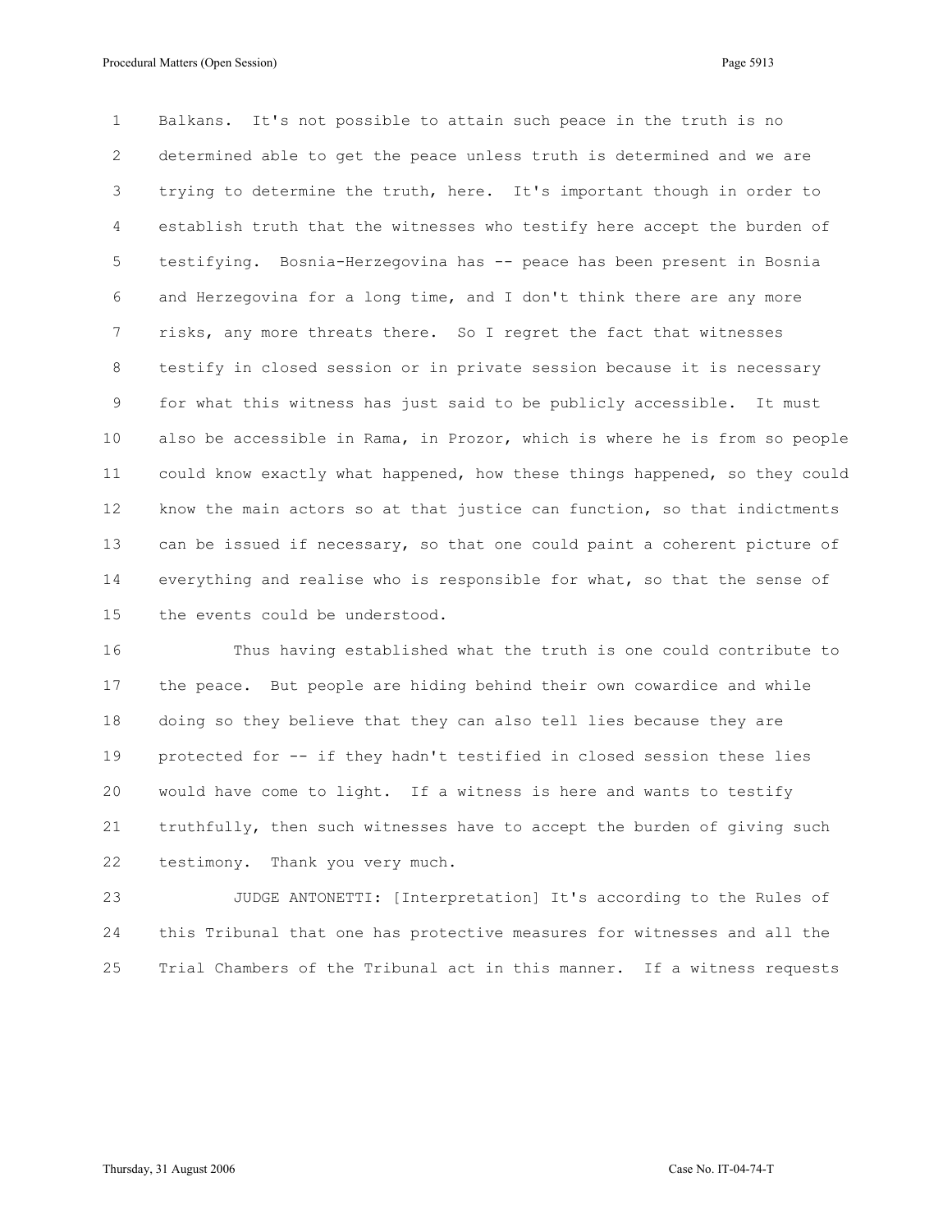1 Balkans. It's not possible to attain such peace in the truth is no
2 determined able to get the peace unless truth is determined and we are
3 trying to determine the truth, here. It's important though in order to
4 establish truth that the witnesses who testify here accept the burden of
5 testifying. Bosnia-Herzegovina has -- peace has been present in Bosnia
6 and Herzegovina for a long time, and I don't think there are any more
7 risks, any more threats there. So I regret the fact that witnesses
8 testify in closed session or in private session because it is necessary
9 for what this witness has just said to be publicly accessible. It must
10 also be accessible in Rama, in Prozor, which is where he is from so people
11 could know exactly what happened, how these things happened, so they could
12 know the main actors so at that justice can function, so that indictments
13 can be issued if necessary, so that one could paint a coherent picture of
14 everything and realise who is responsible for what, so that the sense of
15 the events could be understood.

16 Thus having established what the truth is one could contribute to
17 the peace. But people are hiding behind their own cowardice and while
18 doing so they believe that they can also tell lies because they are
19 protected for -- if they hadn't testified in closed session these lies
20 would have come to light. If a witness is here and wants to testify
21 truthfully, then such witnesses have to accept the burden of giving such
22 testimony. Thank you very much.

23 JUDGE ANTONETTI: [Interpretation] It's according to the Rules of
24 this Tribunal that one has protective measures for witnesses and all the
25 Trial Chambers of the Tribunal act in this manner. If a witness requests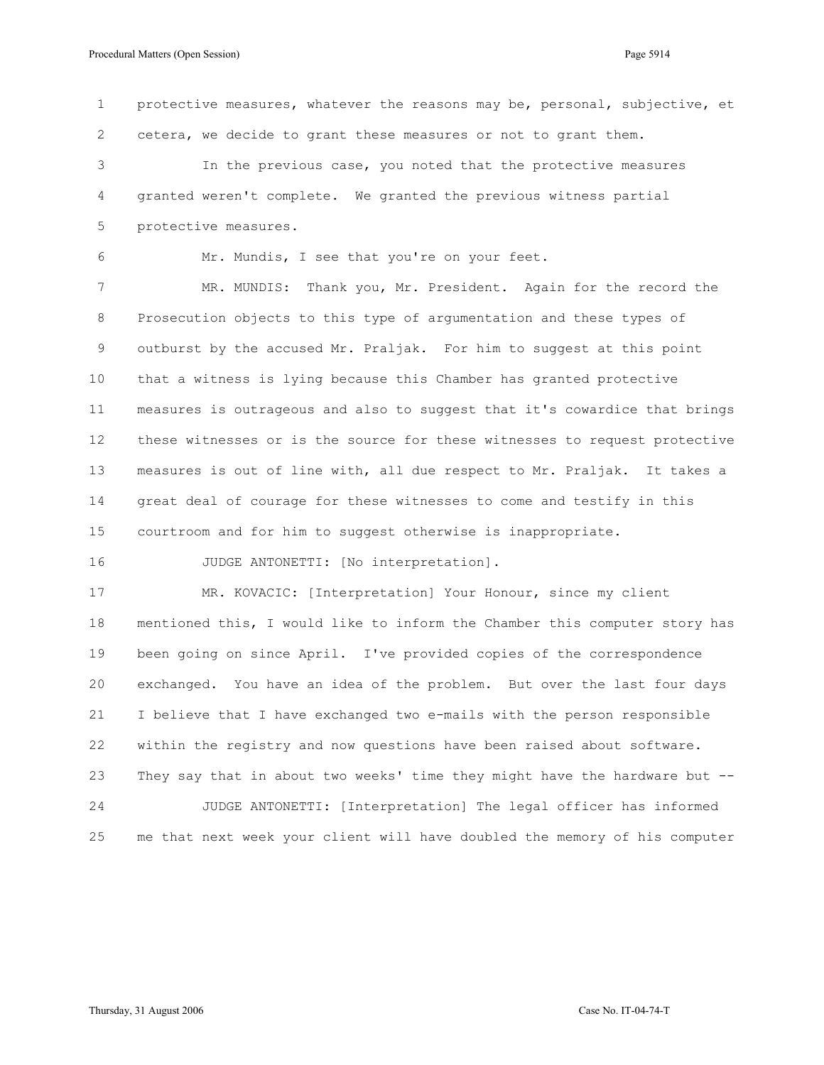1 protective measures, whatever the reasons may be, personal, subjective, et
2 cetera, we decide to grant these measures or not to grant them.
3 In the previous case, you noted that the protective measures
4 granted weren't complete. We granted the previous witness partial
5 protective measures.
6 Mr. Mundis, I see that you're on your feet.
7 MR. MUNDIS: Thank you, Mr. President. Again for the record the
8 Prosecution objects to this type of argumentation and these types of
9 outburst by the accused Mr. Praljak. For him to suggest at this point
10 that a witness is lying because this Chamber has granted protective
11 measures is outrageous and also to suggest that it's cowardice that brings
12 these witnesses or is the source for these witnesses to request protective
13 measures is out of line with, all due respect to Mr. Praljak. It takes a
14 great deal of courage for these witnesses to come and testify in this
15 courtroom and for him to suggest otherwise is inappropriate.
16 JUDGE ANTONETTI: [No interpretation].
17 MR. KOVACIC: [Interpretation] Your Honour, since my client
18 mentioned this, I would like to inform the Chamber this computer story has
19 been going on since April. I've provided copies of the correspondence
20 exchanged. You have an idea of the problem. But over the last four days
21 I believe that I have exchanged two e-mails with the person responsible
22 within the registry and now questions have been raised about software.
23 They say that in about two weeks' time they might have the hardware but --
24 JUDGE ANTONETTI: [Interpretation] The legal officer has informed
25 me that next week your client will have doubled the memory of his computer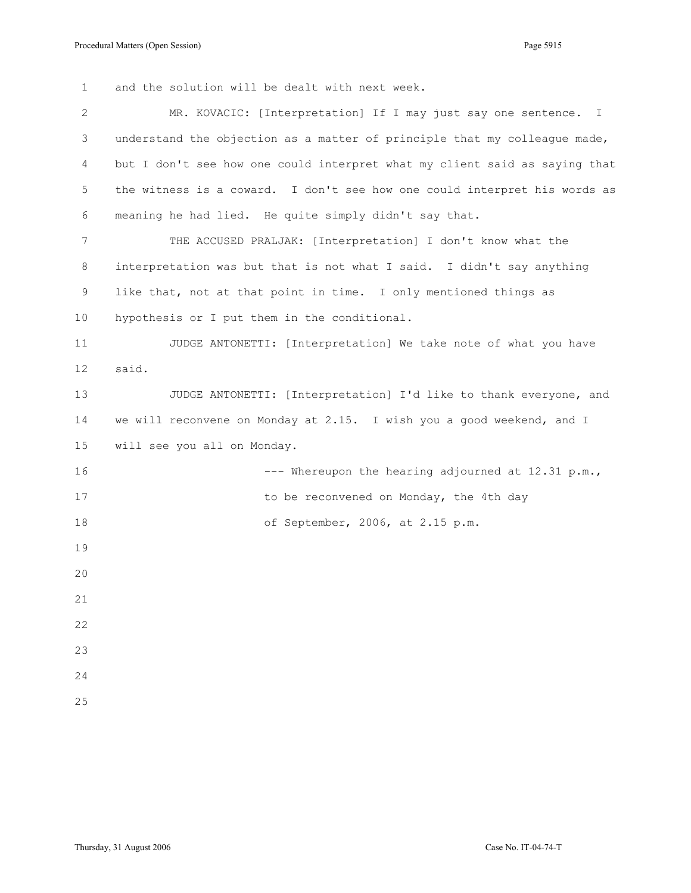and the solution will be dealt with next week.

MR. KOVACIC: [Interpretation] If I may just say one sentence. I understand the objection as a matter of principle that my colleague made, but I don't see how one could interpret what my client said as saying that the witness is a coward. I don't see how one could interpret his words as meaning he had lied. He quite simply didn't say that.

THE ACCUSED PRALJAK: [Interpretation] I don't know what the interpretation was but that is not what I said. I didn't say anything like that, not at that point in time. I only mentioned things as hypothesis or I put them in the conditional.

JUDGE ANTONETTI: [Interpretation] We take note of what you have said.

JUDGE ANTONETTI: [Interpretation] I'd like to thank everyone, and we will reconvene on Monday at 2.15. I wish you a good weekend, and I will see you all on Monday.

--- Whereupon the hearing adjourned at 12.31 p.m., to be reconvened on Monday, the 4th day of September, 2006, at 2.15 p.m.